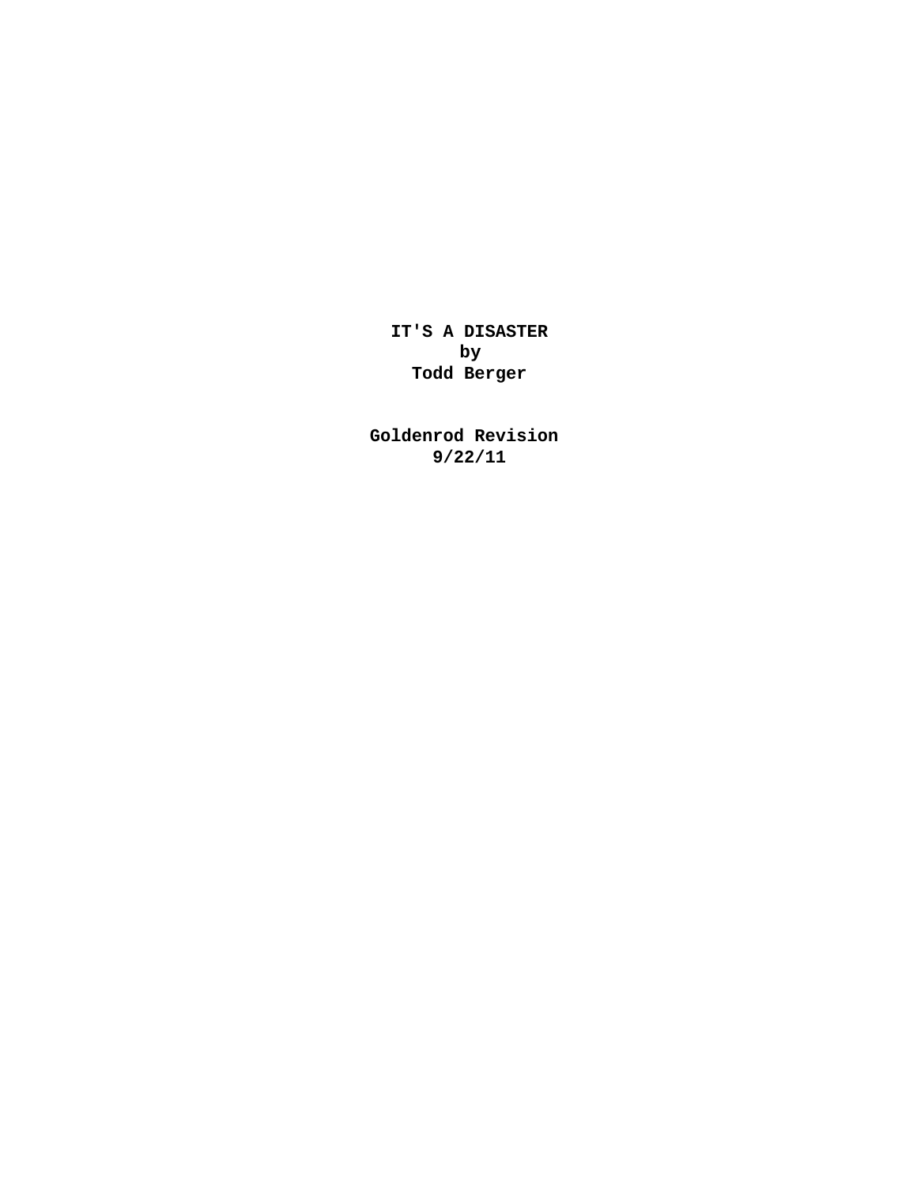**IT'S A DISASTER**
**by**
**Todd Berger**

**Goldenrod Revision**
**9/22/11**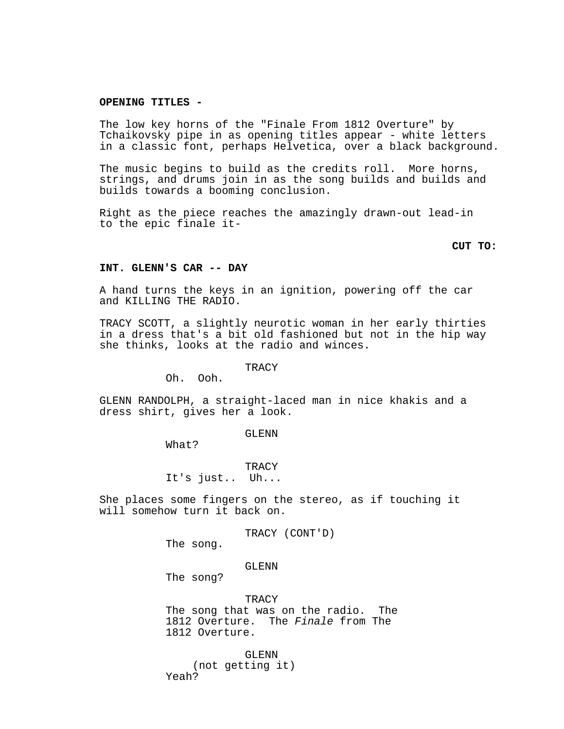**OPENING TITLES -**

The low key horns of the "Finale From 1812 Overture" by Tchaikovsky pipe in as opening titles appear - white letters in a classic font, perhaps Helvetica, over a black background.

The music begins to build as the credits roll. More horns, strings, and drums join in as the song builds and builds and builds towards a booming conclusion.

Right as the piece reaches the amazingly drawn-out lead-in to the epic finale it-

**CUT TO:**

**INT. GLENN'S CAR -- DAY**

A hand turns the keys in an ignition, powering off the car and KILLING THE RADIO.

TRACY SCOTT, a slightly neurotic woman in her early thirties in a dress that's a bit old fashioned but not in the hip way she thinks, looks at the radio and winces.

TRACY
Oh. Ooh.

GLENN RANDOLPH, a straight-laced man in nice khakis and a dress shirt, gives her a look.

GLENN
What?

TRACY
It's just.. Uh...

She places some fingers on the stereo, as if touching it will somehow turn it back on.

TRACY (CONT'D)
The song.

GLENN
The song?

TRACY
The song that was on the radio. The 1812 Overture. The *Finale* from The 1812 Overture.

GLENN
(not getting it)
Yeah?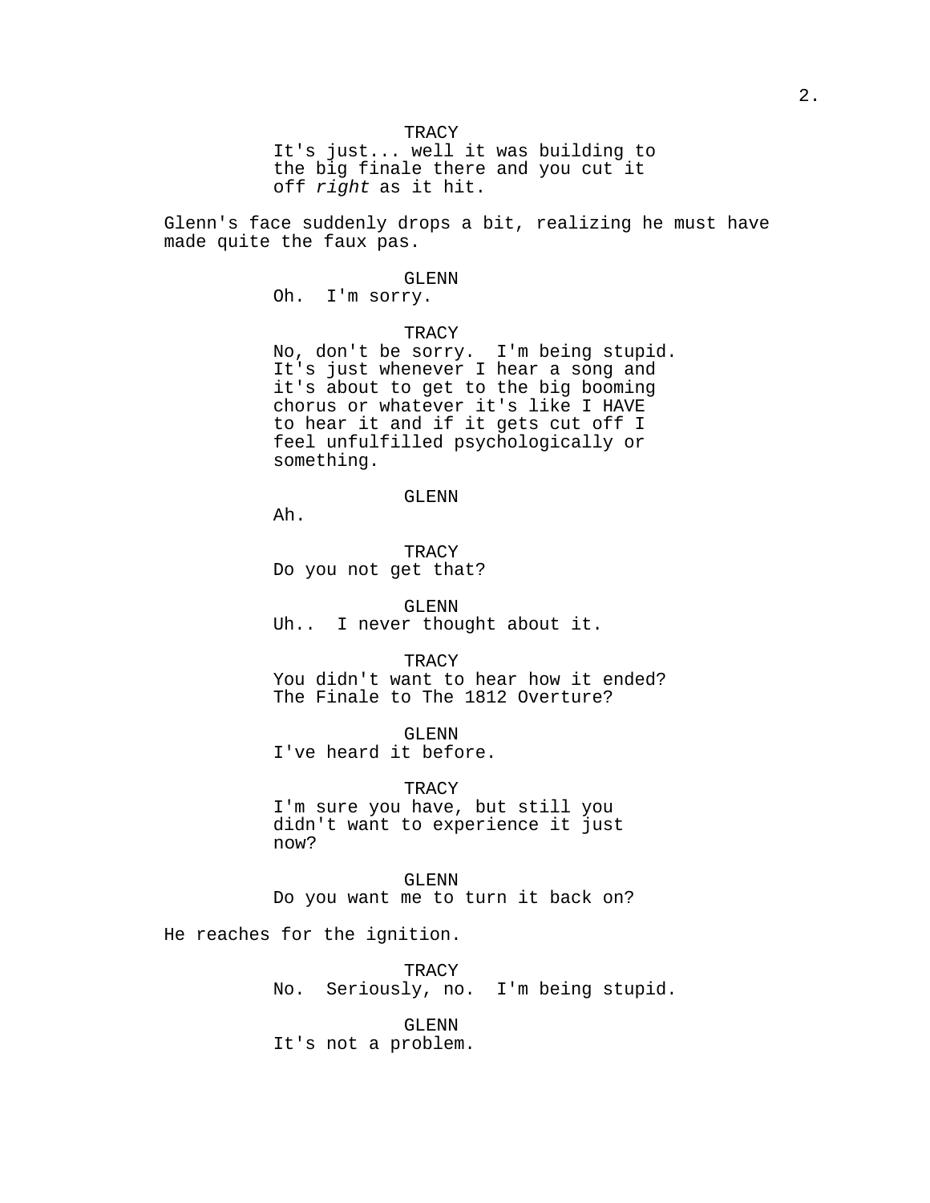TRACY

It's just... well it was building to the big finale there and you cut it off *right* as it hit.

Glenn's face suddenly drops a bit, realizing he must have made quite the faux pas.

GLENN

Oh. I'm sorry.

TRACY

No, don't be sorry. I'm being stupid. It's just whenever I hear a song and it's about to get to the big booming chorus or whatever it's like I HAVE to hear it and if it gets cut off I feel unfulfilled psychologically or something.

GLENN

Ah.

TRACY

Do you not get that?

GLENN

Uh.. I never thought about it.

TRACY

You didn't want to hear how it ended? The Finale to The 1812 Overture?

GLENN

I've heard it before.

TRACY

I'm sure you have, but still you didn't want to experience it just now?

GLENN

Do you want me to turn it back on?

He reaches for the ignition.

TRACY

No. Seriously, no. I'm being stupid.

GLENN

It's not a problem.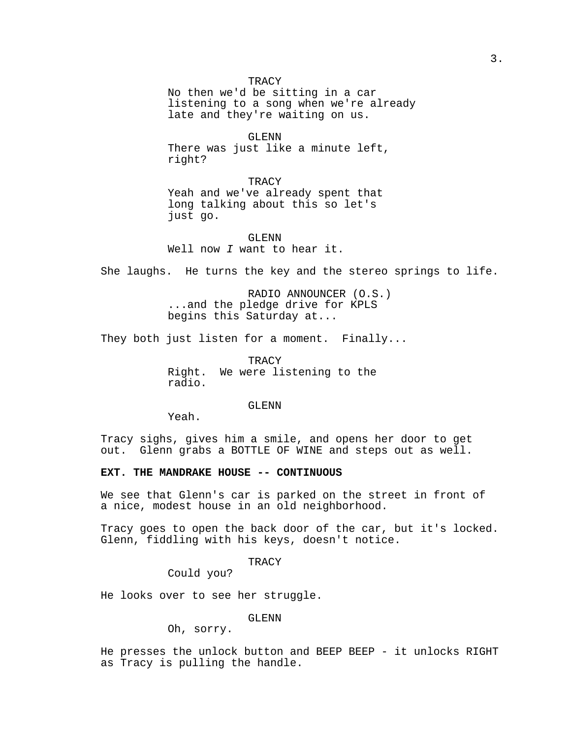TRACY

No then we'd be sitting in a car listening to a song when we're already late and they're waiting on us.

GLENN

There was just like a minute left, right?

TRACY

Yeah and we've already spent that long talking about this so let's just go.

GLENN

Well now *I* want to hear it.

She laughs. He turns the key and the stereo springs to life.

RADIO ANNOUNCER (O.S.)

...and the pledge drive for KPLS begins this Saturday at...

They both just listen for a moment. Finally...

TRACY

Right. We were listening to the radio.

GLENN

Yeah.

Tracy sighs, gives him a smile, and opens her door to get out. Glenn grabs a BOTTLE OF WINE and steps out as well.

**EXT. THE MANDRAKE HOUSE -- CONTINUOUS**

We see that Glenn's car is parked on the street in front of a nice, modest house in an old neighborhood.

Tracy goes to open the back door of the car, but it's locked. Glenn, fiddling with his keys, doesn't notice.

TRACY

Could you?

He looks over to see her struggle.

GLENN

Oh, sorry.

He presses the unlock button and BEEP BEEP - it unlocks RIGHT as Tracy is pulling the handle.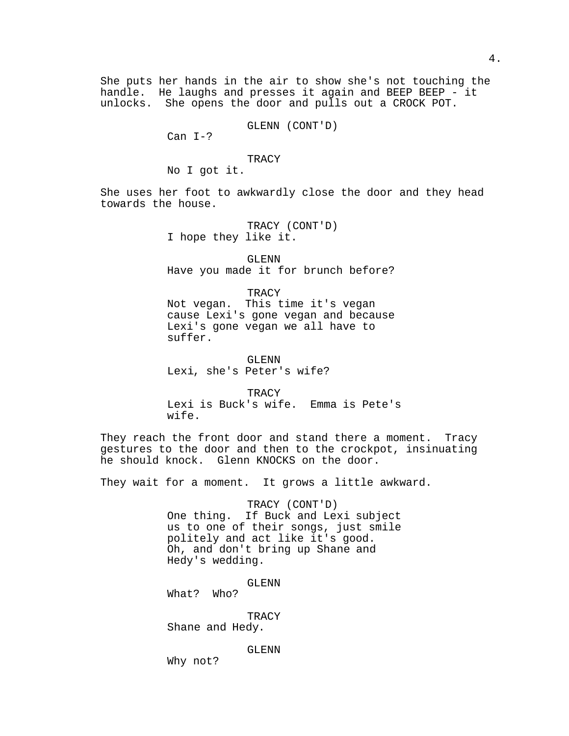She puts her hands in the air to show she's not touching the handle. He laughs and presses it again and BEEP BEEP - it unlocks. She opens the door and pulls out a CROCK POT.

GLENN (CONT'D)
Can I-?

TRACY
No I got it.

She uses her foot to awkwardly close the door and they head towards the house.

TRACY (CONT'D)
I hope they like it.

GLENN
Have you made it for brunch before?

TRACY
Not vegan. This time it's vegan cause Lexi's gone vegan and because Lexi's gone vegan we all have to suffer.

GLENN
Lexi, she's Peter's wife?

TRACY
Lexi is Buck's wife. Emma is Pete's wife.

They reach the front door and stand there a moment. Tracy gestures to the door and then to the crockpot, insinuating he should knock. Glenn KNOCKS on the door.

They wait for a moment. It grows a little awkward.

TRACY (CONT'D)
One thing. If Buck and Lexi subject us to one of their songs, just smile politely and act like it's good. Oh, and don't bring up Shane and Hedy's wedding.

GLENN
What? Who?

TRACY
Shane and Hedy.

GLENN
Why not?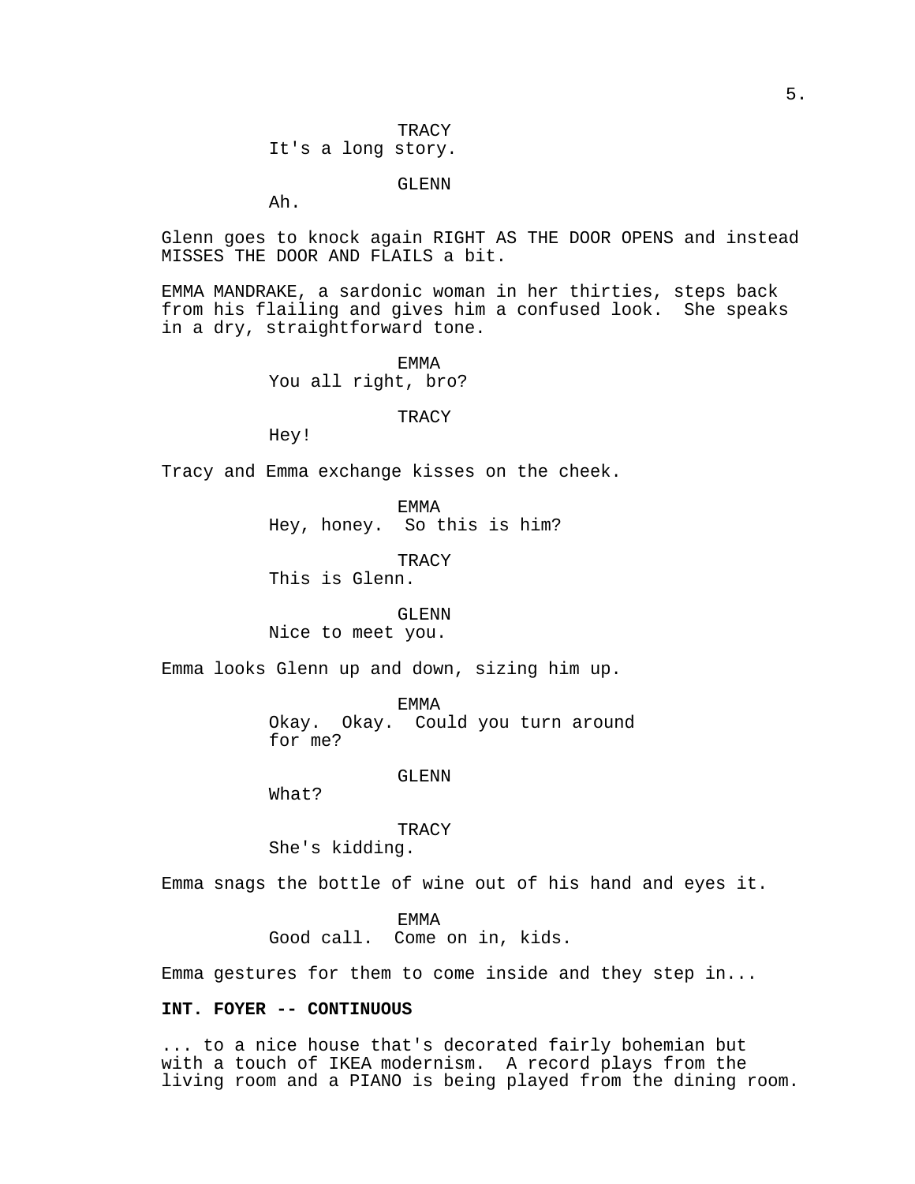TRACY
It's a long story.

GLENN
Ah.

Glenn goes to knock again RIGHT AS THE DOOR OPENS and instead MISSES THE DOOR AND FLAILS a bit.

EMMA MANDRAKE, a sardonic woman in her thirties, steps back from his flailing and gives him a confused look. She speaks in a dry, straightforward tone.

EMMA
You all right, bro?

TRACY
Hey!

Tracy and Emma exchange kisses on the cheek.

EMMA
Hey, honey. So this is him?

TRACY
This is Glenn.

GLENN
Nice to meet you.

Emma looks Glenn up and down, sizing him up.

EMMA
Okay. Okay. Could you turn around for me?

GLENN
What?

TRACY
She's kidding.

Emma snags the bottle of wine out of his hand and eyes it.

EMMA
Good call. Come on in, kids.

Emma gestures for them to come inside and they step in...

**INT. FOYER -- CONTINUOUS**

... to a nice house that's decorated fairly bohemian but with a touch of IKEA modernism. A record plays from the living room and a PIANO is being played from the dining room.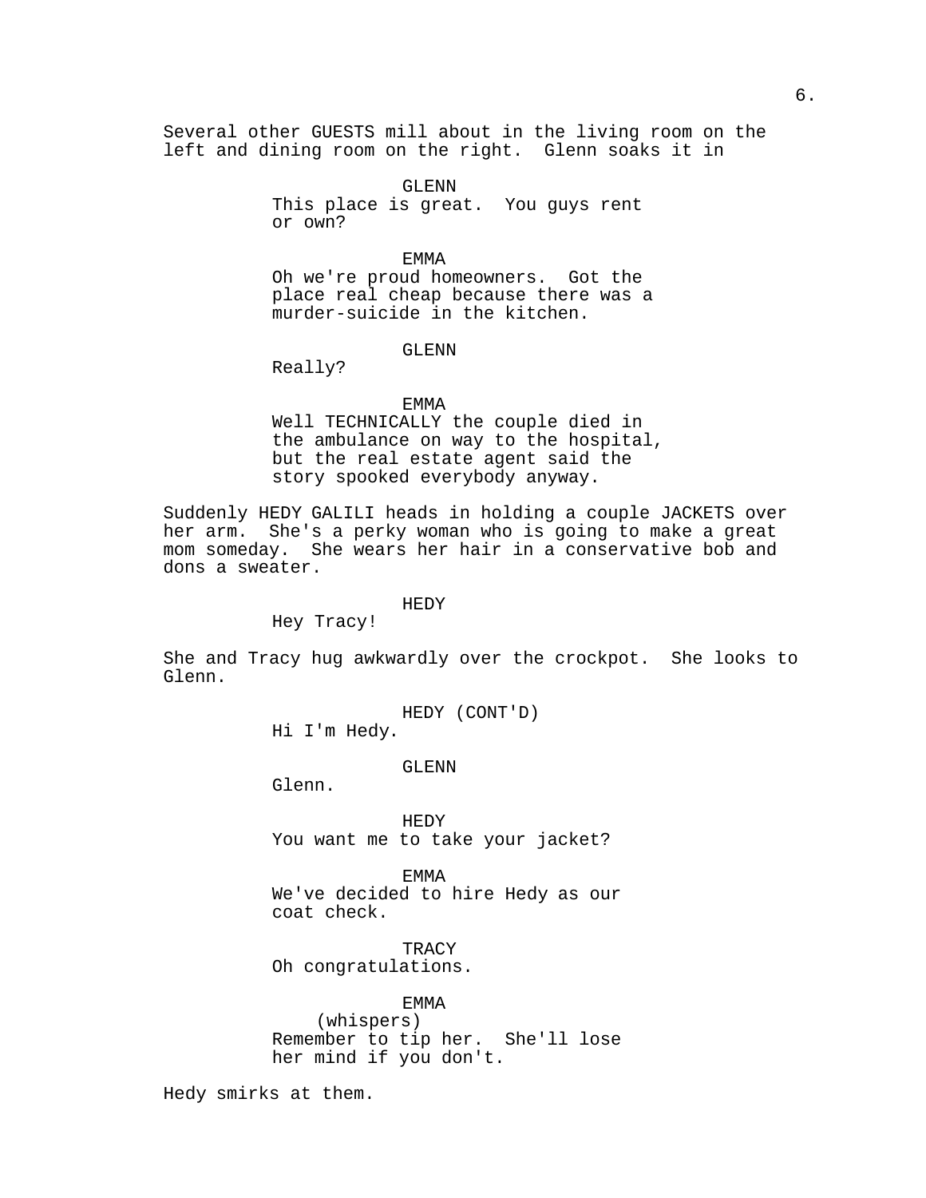Several other GUESTS mill about in the living room on the left and dining room on the right. Glenn soaks it in

GLENN
This place is great. You guys rent or own?

EMMA
Oh we're proud homeowners. Got the place real cheap because there was a murder-suicide in the kitchen.

GLENN
Really?

EMMA
Well TECHNICALLY the couple died in the ambulance on way to the hospital, but the real estate agent said the story spooked everybody anyway.

Suddenly HEDY GALILI heads in holding a couple JACKETS over her arm. She's a perky woman who is going to make a great mom someday. She wears her hair in a conservative bob and dons a sweater.

HEDY
Hey Tracy!

She and Tracy hug awkwardly over the crockpot. She looks to Glenn.

HEDY (CONT'D)
Hi I'm Hedy.

GLENN
Glenn.

HEDY
You want me to take your jacket?

EMMA
We've decided to hire Hedy as our coat check.

TRACY
Oh congratulations.

EMMA
(whispers)
Remember to tip her. She'll lose her mind if you don't.

Hedy smirks at them.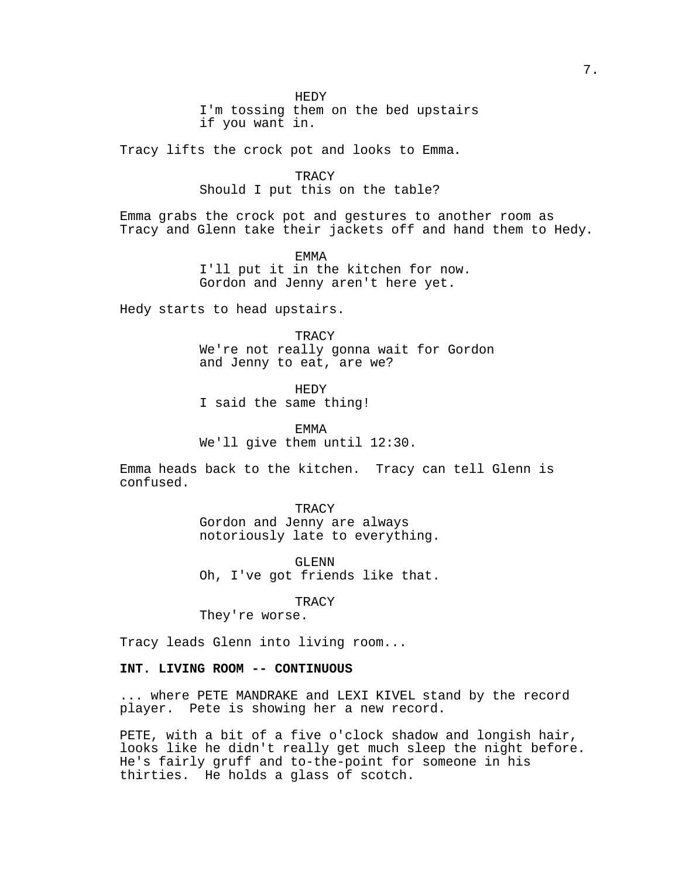HEDY
I'm tossing them on the bed upstairs if you want in.

Tracy lifts the crock pot and looks to Emma.

TRACY
Should I put this on the table?

Emma grabs the crock pot and gestures to another room as Tracy and Glenn take their jackets off and hand them to Hedy.

EMMA
I'll put it in the kitchen for now. Gordon and Jenny aren't here yet.

Hedy starts to head upstairs.

TRACY
We're not really gonna wait for Gordon and Jenny to eat, are we?

HEDY
I said the same thing!

EMMA
We'll give them until 12:30.

Emma heads back to the kitchen. Tracy can tell Glenn is confused.

TRACY
Gordon and Jenny are always notoriously late to everything.

GLENN
Oh, I've got friends like that.

TRACY
They're worse.

Tracy leads Glenn into living room...

**INT. LIVING ROOM -- CONTINUOUS**

... where PETE MANDRAKE and LEXI KIVEL stand by the record player. Pete is showing her a new record.

PETE, with a bit of a five o'clock shadow and longish hair, looks like he didn't really get much sleep the night before. He's fairly gruff and to-the-point for someone in his thirties. He holds a glass of scotch.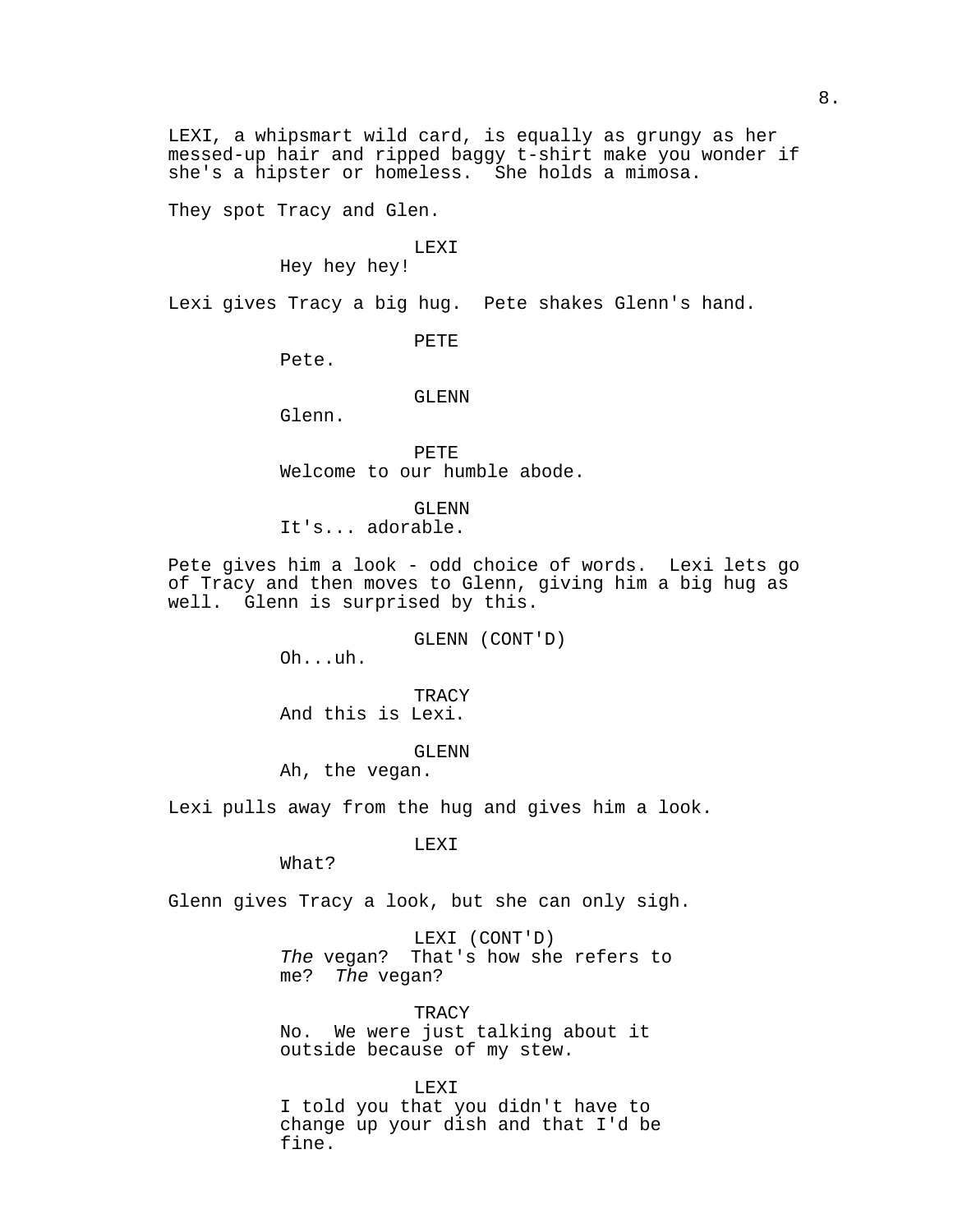LEXI, a whipsmart wild card, is equally as grungy as her messed-up hair and ripped baggy t-shirt make you wonder if she's a hipster or homeless. She holds a mimosa.

They spot Tracy and Glen.

LEXI
Hey hey hey!

Lexi gives Tracy a big hug. Pete shakes Glenn's hand.

PETE
Pete.

GLENN
Glenn.

PETE
Welcome to our humble abode.

GLENN
It's... adorable.

Pete gives him a look - odd choice of words. Lexi lets go of Tracy and then moves to Glenn, giving him a big hug as well. Glenn is surprised by this.

GLENN (CONT'D)
Oh...uh.

TRACY
And this is Lexi.

GLENN
Ah, the vegan.

Lexi pulls away from the hug and gives him a look.

LEXI
What?

Glenn gives Tracy a look, but she can only sigh.

LEXI (CONT'D)
*The* vegan? That's how she refers to me? *The* vegan?

TRACY
No. We were just talking about it outside because of my stew.

LEXI
I told you that you didn't have to change up your dish and that I'd be fine.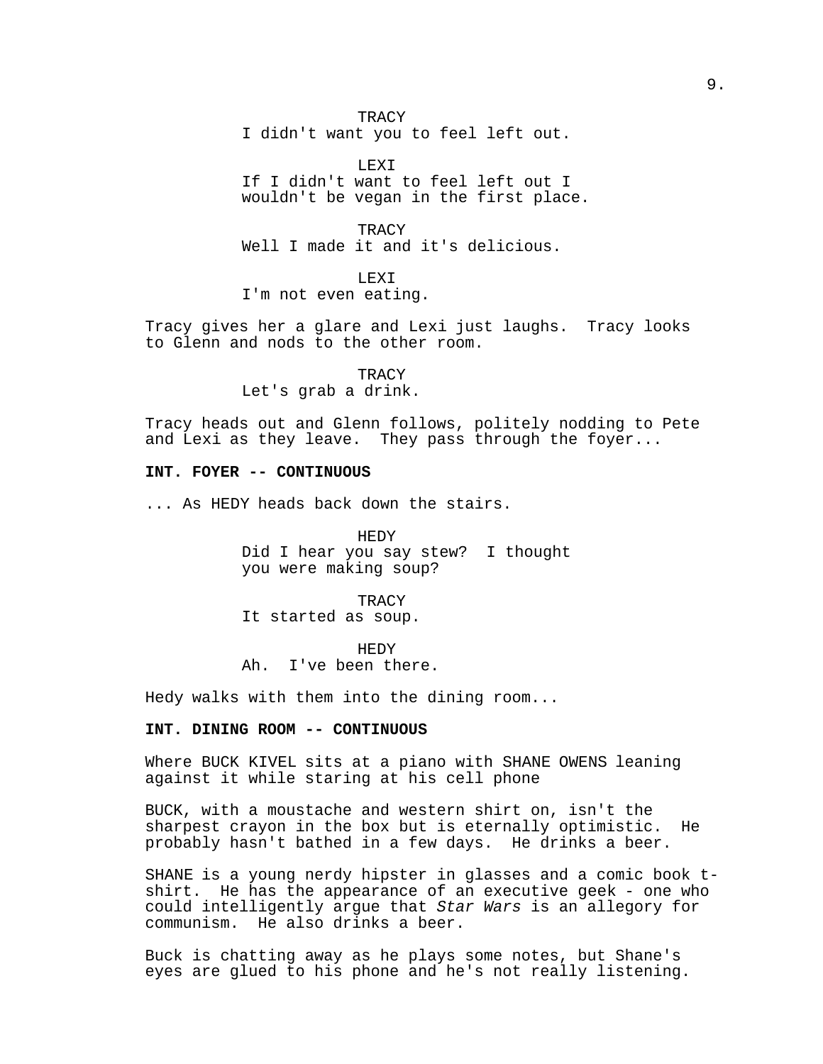TRACY
I didn't want you to feel left out.

LEXI
If I didn't want to feel left out I wouldn't be vegan in the first place.

TRACY
Well I made it and it's delicious.

LEXI
I'm not even eating.

Tracy gives her a glare and Lexi just laughs. Tracy looks to Glenn and nods to the other room.

TRACY
Let's grab a drink.

Tracy heads out and Glenn follows, politely nodding to Pete and Lexi as they leave. They pass through the foyer...

**INT. FOYER -- CONTINUOUS**

... As HEDY heads back down the stairs.

HEDY
Did I hear you say stew? I thought you were making soup?

TRACY
It started as soup.

HEDY
Ah. I've been there.

Hedy walks with them into the dining room...

**INT. DINING ROOM -- CONTINUOUS**

Where BUCK KIVEL sits at a piano with SHANE OWENS leaning against it while staring at his cell phone

BUCK, with a moustache and western shirt on, isn't the sharpest crayon in the box but is eternally optimistic. He probably hasn't bathed in a few days. He drinks a beer.

SHANE is a young nerdy hipster in glasses and a comic book t-shirt. He has the appearance of an executive geek - one who could intelligently argue that *Star Wars* is an allegory for communism. He also drinks a beer.

Buck is chatting away as he plays some notes, but Shane's eyes are glued to his phone and he's not really listening.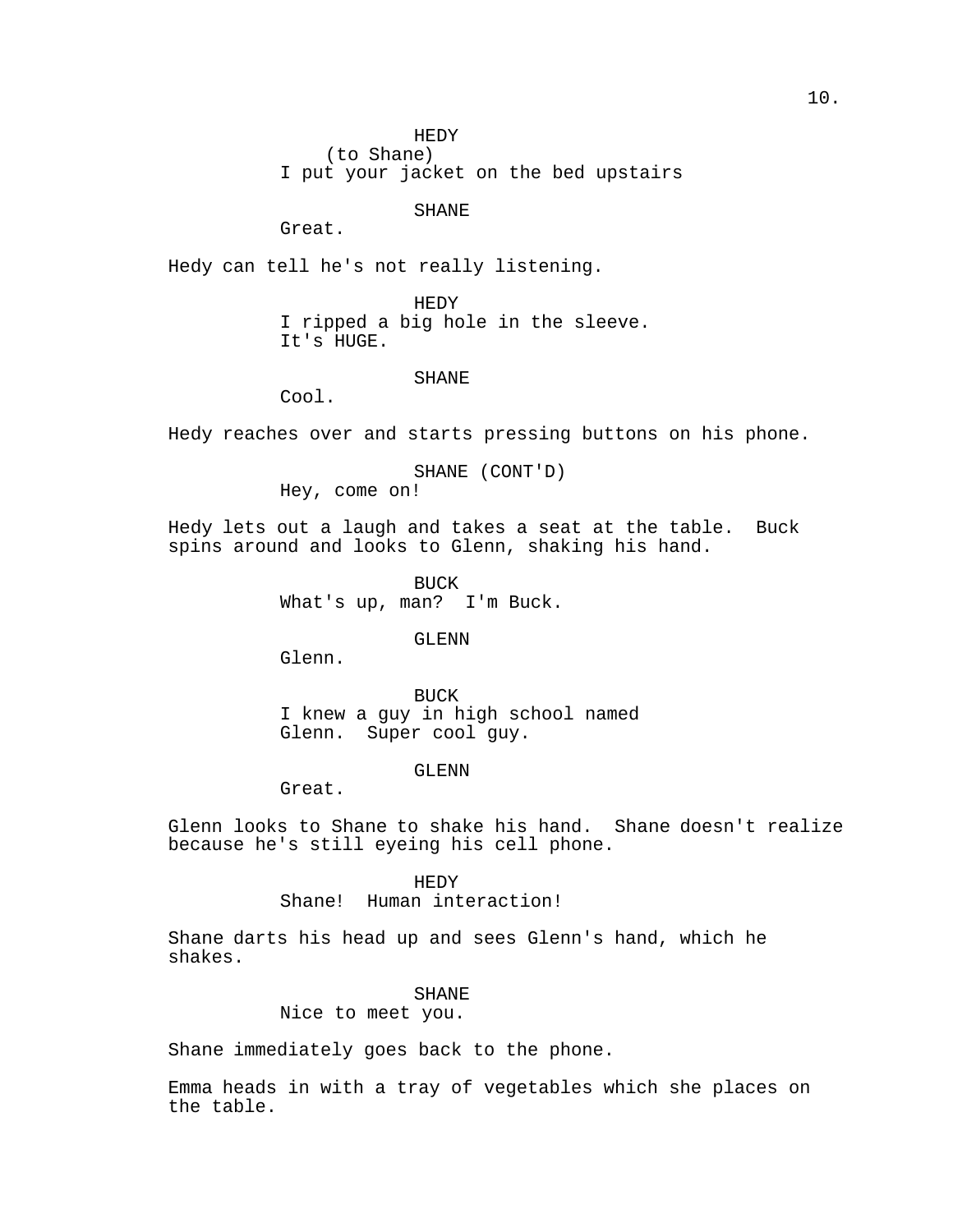HEDY
(to Shane)
I put your jacket on the bed upstairs

SHANE
Great.

Hedy can tell he's not really listening.

HEDY
I ripped a big hole in the sleeve.
It's HUGE.

SHANE
Cool.

Hedy reaches over and starts pressing buttons on his phone.

SHANE (CONT'D)
Hey, come on!

Hedy lets out a laugh and takes a seat at the table. Buck spins around and looks to Glenn, shaking his hand.

BUCK
What's up, man? I'm Buck.

GLENN
Glenn.

BUCK
I knew a guy in high school named
Glenn. Super cool guy.

GLENN
Great.

Glenn looks to Shane to shake his hand. Shane doesn't realize because he's still eyeing his cell phone.

HEDY
Shane! Human interaction!

Shane darts his head up and sees Glenn's hand, which he shakes.

SHANE
Nice to meet you.

Shane immediately goes back to the phone.

Emma heads in with a tray of vegetables which she places on the table.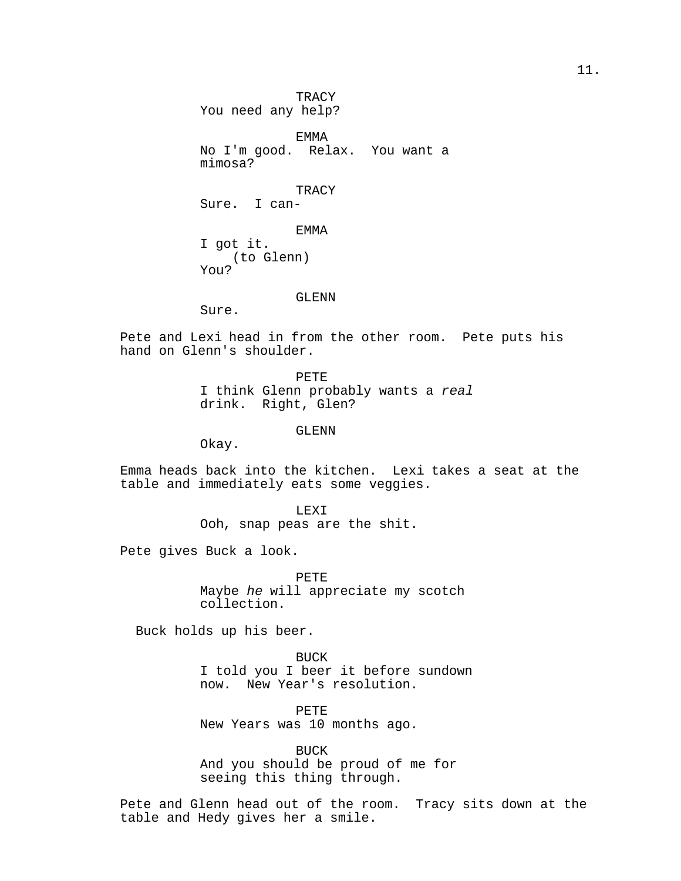TRACY
You need any help?

EMMA
No I'm good.  Relax.  You want a mimosa?

TRACY
Sure.  I can-

EMMA
I got it.
(to Glenn)
You?

GLENN
Sure.

Pete and Lexi head in from the other room.  Pete puts his hand on Glenn's shoulder.

PETE
I think Glenn probably wants a *real* drink.  Right, Glen?

GLENN
Okay.

Emma heads back into the kitchen.  Lexi takes a seat at the table and immediately eats some veggies.

LEXI
Ooh, snap peas are the shit.

Pete gives Buck a look.

PETE
Maybe *he* will appreciate my scotch collection.

Buck holds up his beer.

BUCK
I told you I beer it before sundown now.  New Year's resolution.

PETE
New Years was 10 months ago.

BUCK
And you should be proud of me for seeing this thing through.

Pete and Glenn head out of the room.  Tracy sits down at the table and Hedy gives her a smile.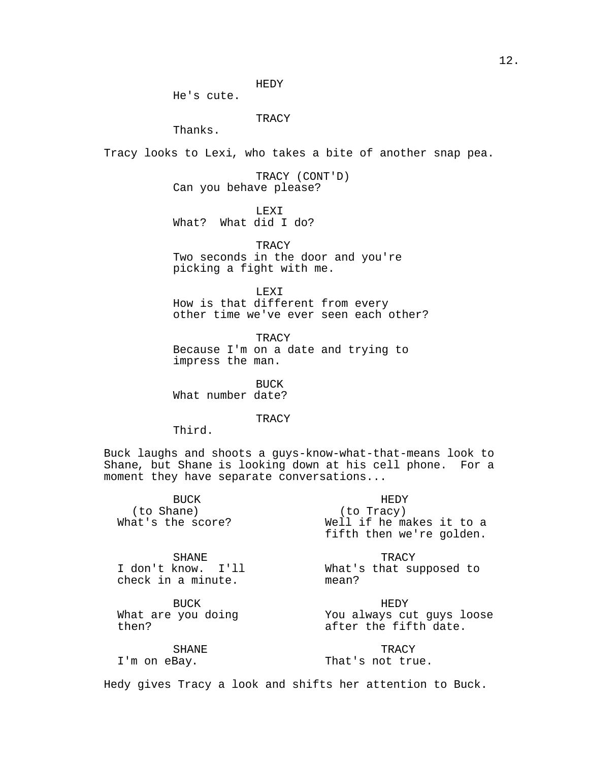HEDY
He's cute.

TRACY
Thanks.

Tracy looks to Lexi, who takes a bite of another snap pea.

TRACY (CONT'D)
Can you behave please?

LEXI
What? What did I do?

TRACY
Two seconds in the door and you're picking a fight with me.

LEXI
How is that different from every other time we've ever seen each other?

TRACY
Because I'm on a date and trying to impress the man.

BUCK
What number date?

TRACY
Third.

Buck laughs and shoots a guys-know-what-that-means look to Shane, but Shane is looking down at his cell phone. For a moment they have separate conversations...

BUCK
(to Shane)
What's the score?

SHANE
I don't know. I'll check in a minute.

BUCK
What are you doing then?

SHANE
I'm on eBay.

HEDY
(to Tracy)
Well if he makes it to a fifth then we're golden.

TRACY
What's that supposed to mean?

HEDY
You always cut guys loose after the fifth date.

TRACY
That's not true.

Hedy gives Tracy a look and shifts her attention to Buck.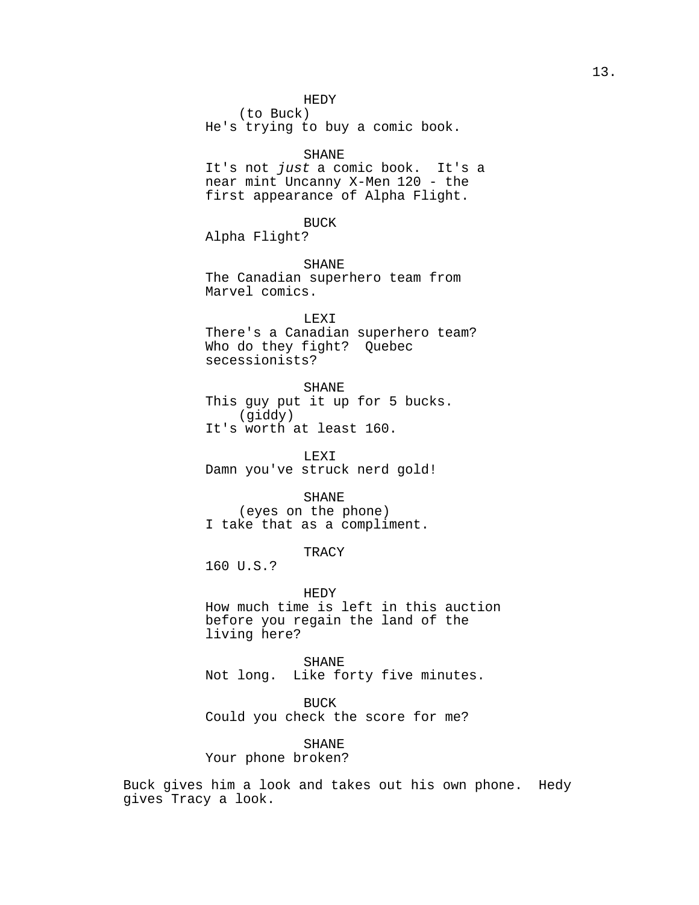HEDY
(to Buck)
He's trying to buy a comic book.

SHANE
It's not *just* a comic book.  It's a near mint Uncanny X-Men 120 - the first appearance of Alpha Flight.

BUCK
Alpha Flight?

SHANE
The Canadian superhero team from Marvel comics.

LEXI
There's a Canadian superhero team? Who do they fight?  Quebec secessionists?

SHANE
This guy put it up for 5 bucks.
(giddy)
It's worth at least 160.

LEXI
Damn you've struck nerd gold!

SHANE
(eyes on the phone)
I take that as a compliment.

TRACY
160 U.S.?

HEDY
How much time is left in this auction before you regain the land of the living here?

SHANE
Not long.  Like forty five minutes.

BUCK
Could you check the score for me?

SHANE
Your phone broken?

Buck gives him a look and takes out his own phone.  Hedy gives Tracy a look.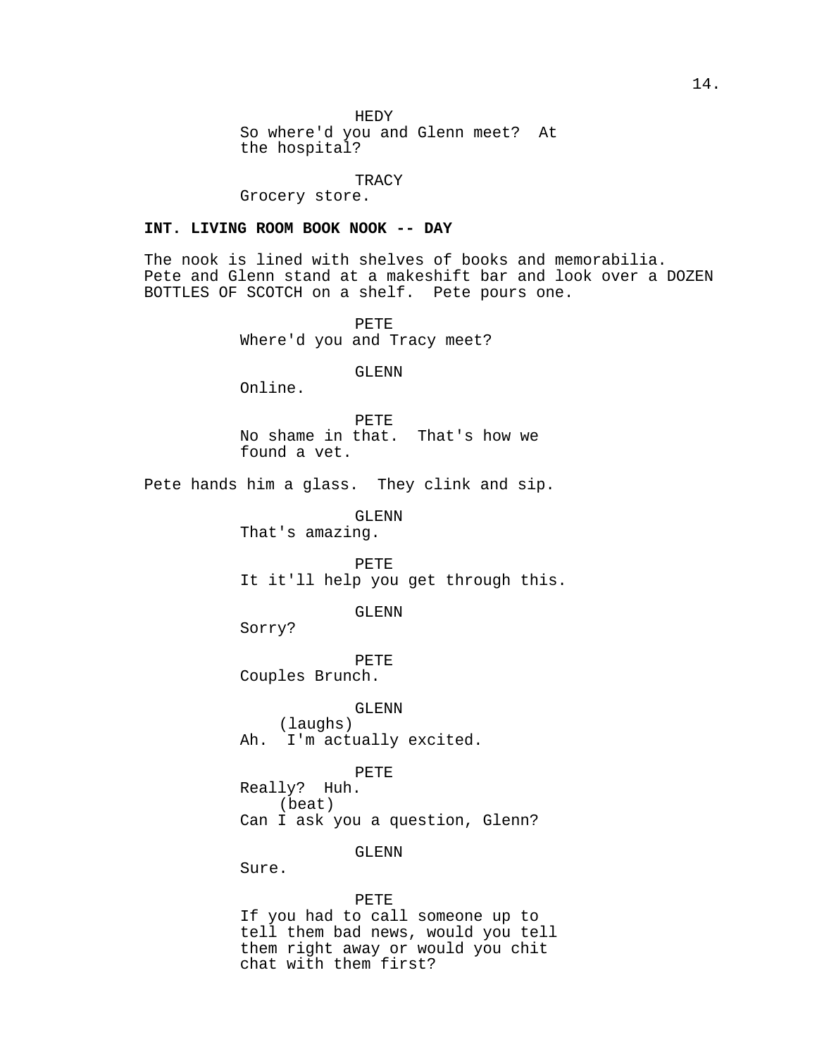HEDY
So where'd you and Glenn meet? At the hospital?

TRACY
Grocery store.

**INT. LIVING ROOM BOOK NOOK -- DAY**

The nook is lined with shelves of books and memorabilia. Pete and Glenn stand at a makeshift bar and look over a DOZEN BOTTLES OF SCOTCH on a shelf. Pete pours one.

PETE
Where'd you and Tracy meet?

GLENN
Online.

PETE
No shame in that. That's how we found a vet.

Pete hands him a glass. They clink and sip.

GLENN
That's amazing.

PETE
It it'll help you get through this.

GLENN
Sorry?

PETE
Couples Brunch.

GLENN
(laughs)
Ah. I'm actually excited.

PETE
Really? Huh.
(beat)
Can I ask you a question, Glenn?

GLENN
Sure.

PETE
If you had to call someone up to tell them bad news, would you tell them right away or would you chit chat with them first?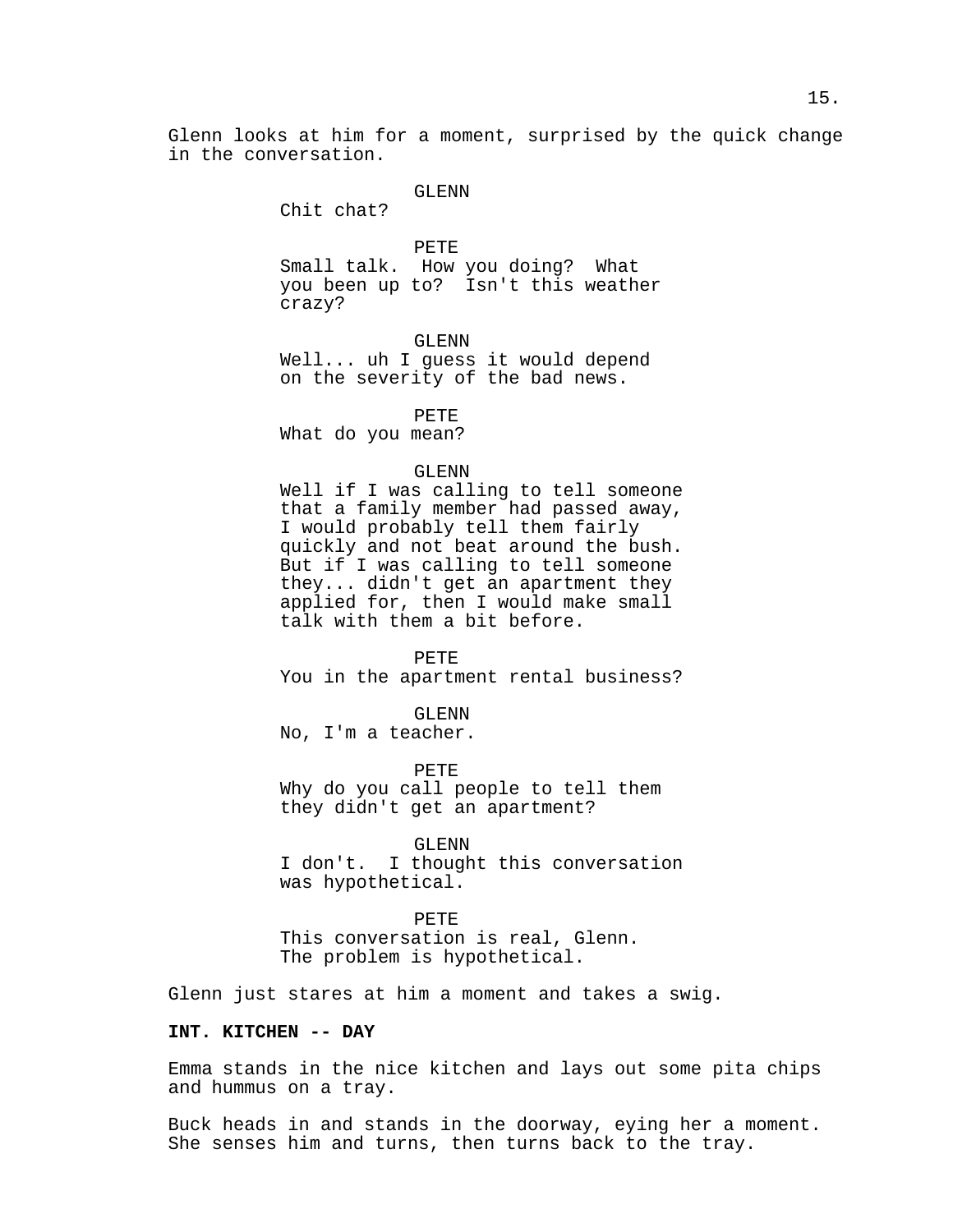Glenn looks at him for a moment, surprised by the quick change in the conversation.

GLENN
Chit chat?

PETE
Small talk. How you doing? What you been up to? Isn't this weather crazy?

GLENN
Well... uh I guess it would depend on the severity of the bad news.

PETE
What do you mean?

GLENN
Well if I was calling to tell someone that a family member had passed away, I would probably tell them fairly quickly and not beat around the bush. But if I was calling to tell someone they... didn't get an apartment they applied for, then I would make small talk with them a bit before.

PETE
You in the apartment rental business?

GLENN
No, I'm a teacher.

PETE
Why do you call people to tell them they didn't get an apartment?

GLENN
I don't. I thought this conversation was hypothetical.

PETE
This conversation is real, Glenn. The problem is hypothetical.

Glenn just stares at him a moment and takes a swig.

**INT. KITCHEN -- DAY**

Emma stands in the nice kitchen and lays out some pita chips and hummus on a tray.

Buck heads in and stands in the doorway, eying her a moment. She senses him and turns, then turns back to the tray.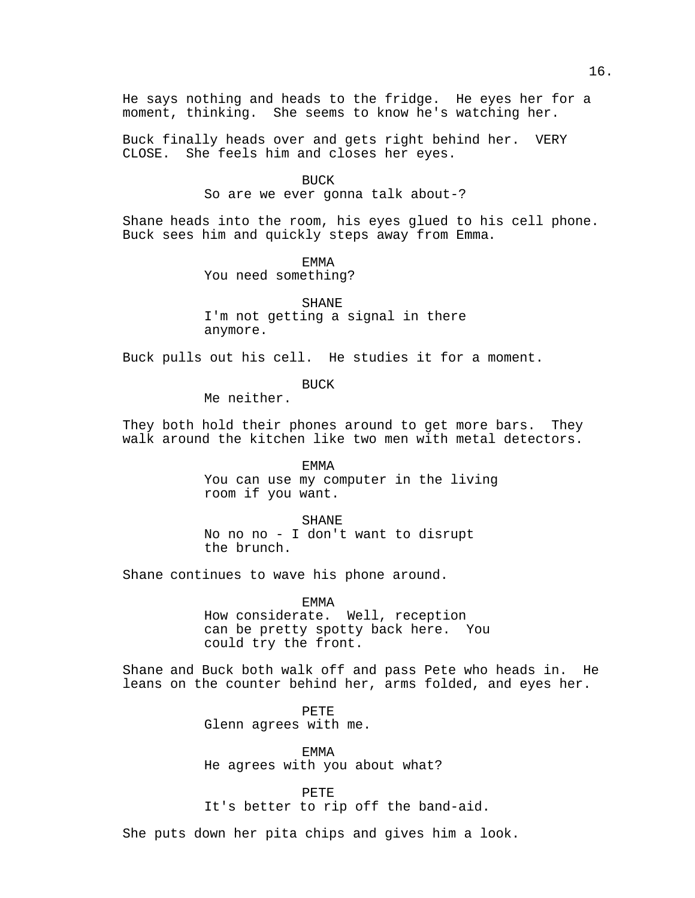He says nothing and heads to the fridge. He eyes her for a moment, thinking. She seems to know he's watching her.

Buck finally heads over and gets right behind her. VERY CLOSE. She feels him and closes her eyes.

BUCK
So are we ever gonna talk about-?

Shane heads into the room, his eyes glued to his cell phone. Buck sees him and quickly steps away from Emma.

EMMA
You need something?

SHANE
I'm not getting a signal in there anymore.

Buck pulls out his cell. He studies it for a moment.

BUCK
Me neither.

They both hold their phones around to get more bars. They walk around the kitchen like two men with metal detectors.

EMMA
You can use my computer in the living room if you want.

SHANE
No no no - I don't want to disrupt the brunch.

Shane continues to wave his phone around.

EMMA
How considerate. Well, reception can be pretty spotty back here. You could try the front.

Shane and Buck both walk off and pass Pete who heads in. He leans on the counter behind her, arms folded, and eyes her.

PETE
Glenn agrees with me.

EMMA
He agrees with you about what?

PETE
It's better to rip off the band-aid.

She puts down her pita chips and gives him a look.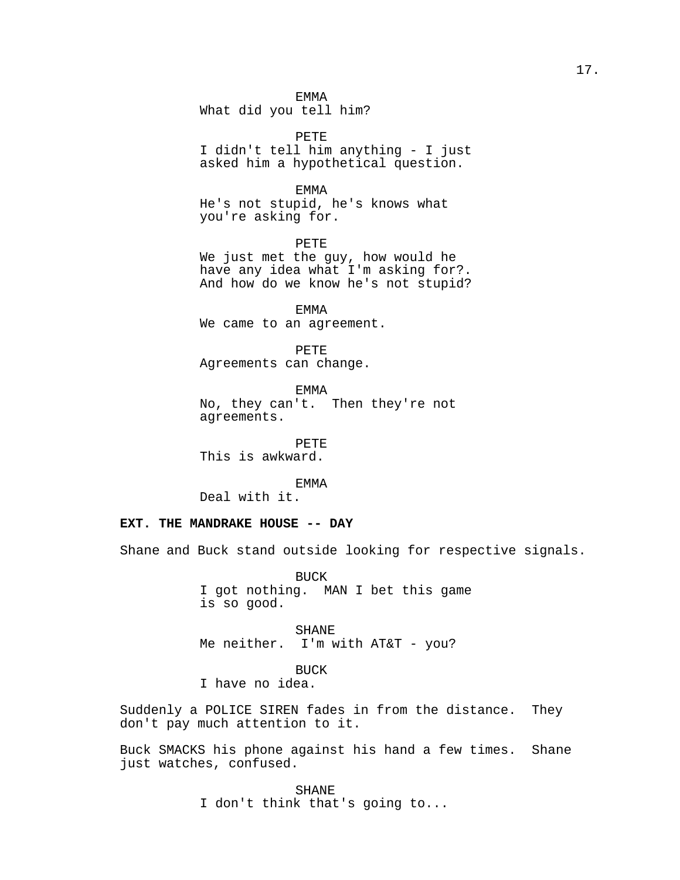EMMA
What did you tell him?

PETE
I didn't tell him anything - I just asked him a hypothetical question.

EMMA
He's not stupid, he's knows what you're asking for.

PETE
We just met the guy, how would he have any idea what I'm asking for?. And how do we know he's not stupid?

EMMA
We came to an agreement.

PETE
Agreements can change.

EMMA
No, they can't.  Then they're not agreements.

PETE
This is awkward.

EMMA
Deal with it.

**EXT. THE MANDRAKE HOUSE -- DAY**

Shane and Buck stand outside looking for respective signals.

BUCK
I got nothing.  MAN I bet this game is so good.

SHANE
Me neither.  I'm with AT&T - you?

BUCK
I have no idea.

Suddenly a POLICE SIREN fades in from the distance.  They don't pay much attention to it.

Buck SMACKS his phone against his hand a few times.  Shane just watches, confused.

SHANE
I don't think that's going to...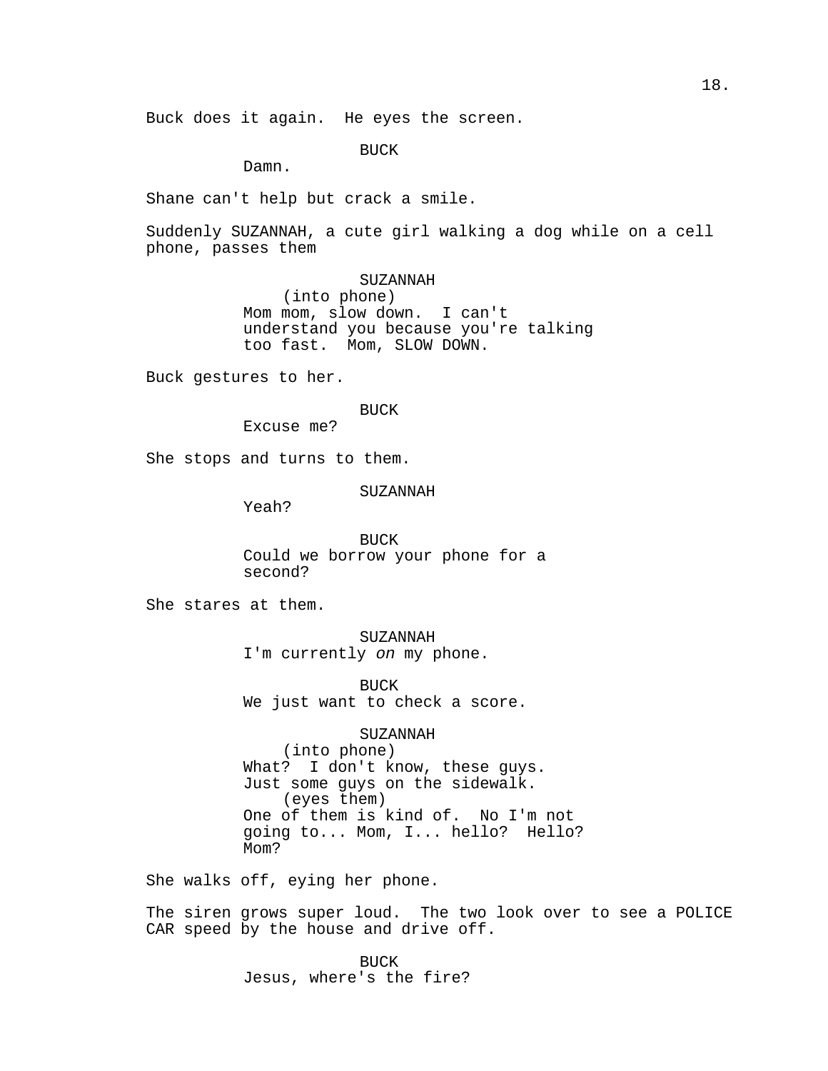Buck does it again. He eyes the screen.

BUCK
Damn.

Shane can't help but crack a smile.

Suddenly SUZANNAH, a cute girl walking a dog while on a cell phone, passes them

SUZANNAH
(into phone)
Mom mom, slow down. I can't understand you because you're talking too fast. Mom, SLOW DOWN.

Buck gestures to her.

BUCK
Excuse me?

She stops and turns to them.

SUZANNAH
Yeah?

BUCK
Could we borrow your phone for a second?

She stares at them.

SUZANNAH
I'm currently *on* my phone.

BUCK
We just want to check a score.

SUZANNAH
(into phone)
What? I don't know, these guys. Just some guys on the sidewalk.
(eyes them)
One of them is kind of. No I'm not going to... Mom, I... hello? Hello? Mom?

She walks off, eying her phone.

The siren grows super loud. The two look over to see a POLICE CAR speed by the house and drive off.

BUCK
Jesus, where's the fire?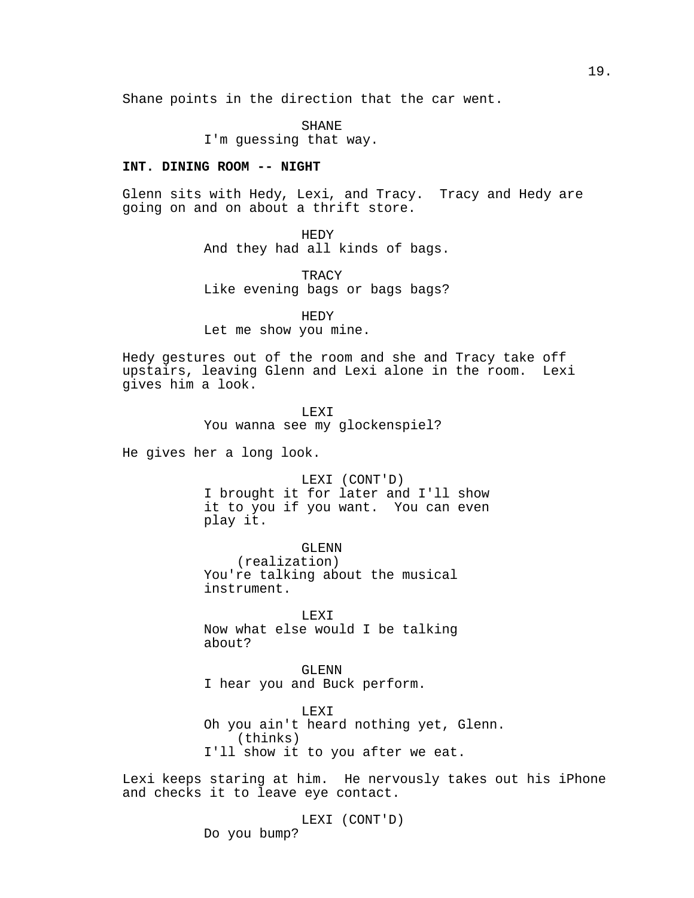Shane points in the direction that the car went.

SHANE
I'm guessing that way.

**INT. DINING ROOM -- NIGHT**

Glenn sits with Hedy, Lexi, and Tracy. Tracy and Hedy are going on and on about a thrift store.

HEDY
And they had all kinds of bags.

TRACY
Like evening bags or bags bags?

HEDY
Let me show you mine.

Hedy gestures out of the room and she and Tracy take off upstairs, leaving Glenn and Lexi alone in the room. Lexi gives him a look.

LEXI
You wanna see my glockenspiel?

He gives her a long look.

LEXI (CONT'D)
I brought it for later and I'll show it to you if you want. You can even play it.

GLENN
(realization)
You're talking about the musical instrument.

LEXI
Now what else would I be talking about?

GLENN
I hear you and Buck perform.

LEXI
Oh you ain't heard nothing yet, Glenn.
(thinks)
I'll show it to you after we eat.

Lexi keeps staring at him. He nervously takes out his iPhone and checks it to leave eye contact.

LEXI (CONT'D)
Do you bump?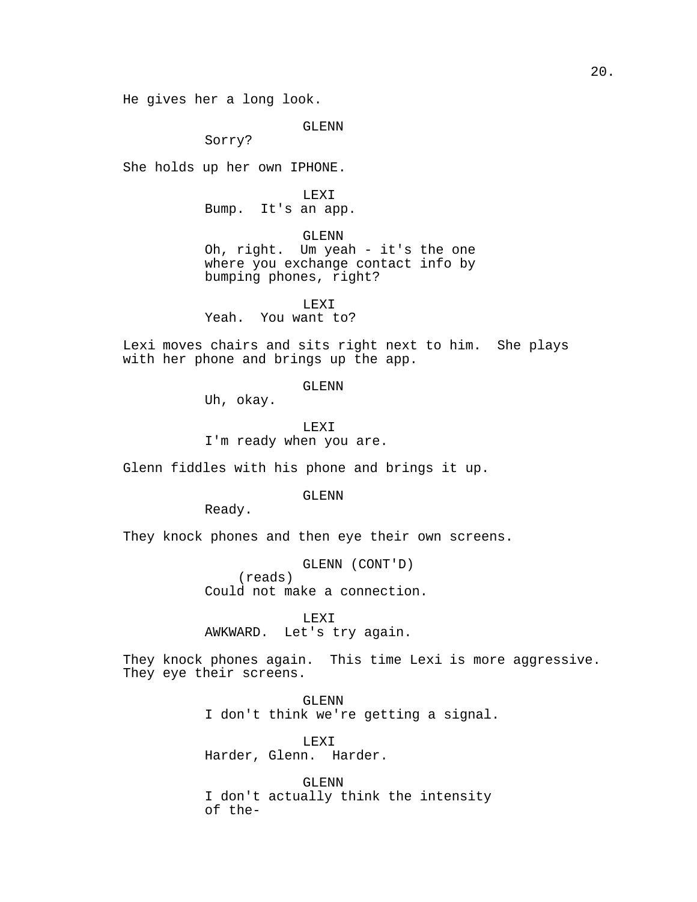He gives her a long look.

GLENN
Sorry?

She holds up her own IPHONE.

LEXI
Bump. It's an app.

GLENN
Oh, right. Um yeah - it's the one where you exchange contact info by bumping phones, right?

LEXI
Yeah. You want to?

Lexi moves chairs and sits right next to him. She plays with her phone and brings up the app.

GLENN
Uh, okay.

LEXI
I'm ready when you are.

Glenn fiddles with his phone and brings it up.

GLENN
Ready.

They knock phones and then eye their own screens.

GLENN (CONT'D)
(reads)
Could not make a connection.

LEXI
AWKWARD. Let's try again.

They knock phones again. This time Lexi is more aggressive. They eye their screens.

GLENN
I don't think we're getting a signal.

LEXI
Harder, Glenn. Harder.

GLENN
I don't actually think the intensity of the-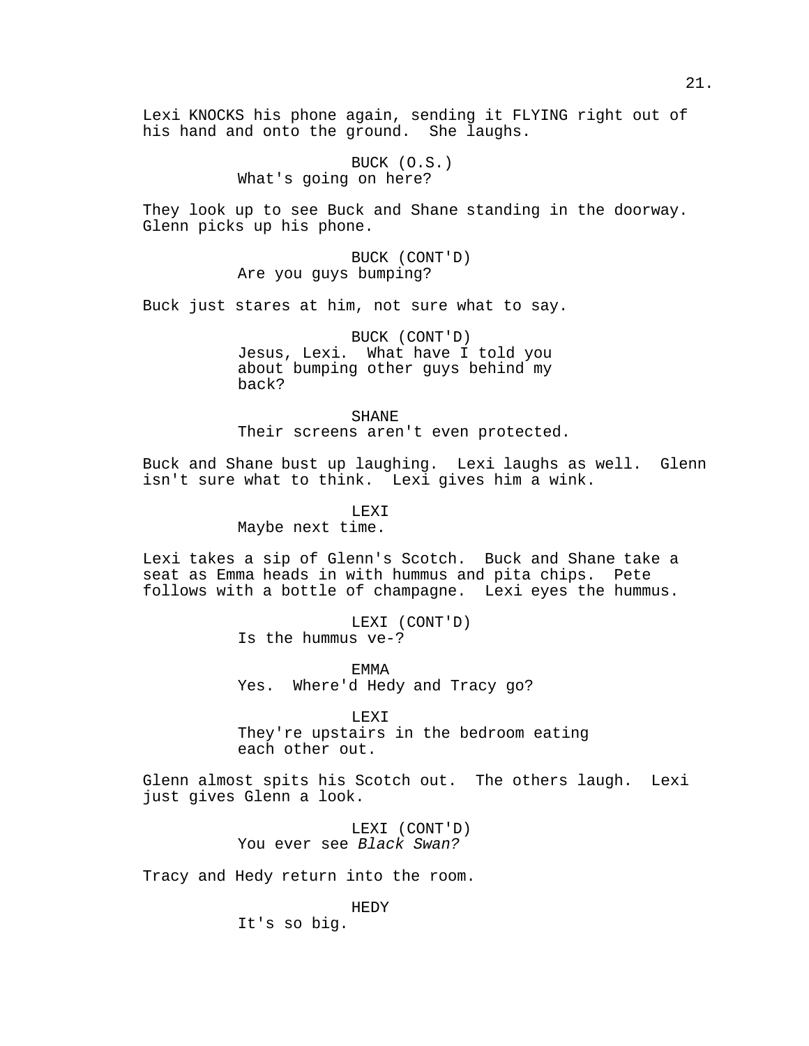Lexi KNOCKS his phone again, sending it FLYING right out of his hand and onto the ground. She laughs.

BUCK (O.S.)
What's going on here?

They look up to see Buck and Shane standing in the doorway. Glenn picks up his phone.

BUCK (CONT'D)
Are you guys bumping?

Buck just stares at him, not sure what to say.

BUCK (CONT'D)
Jesus, Lexi. What have I told you about bumping other guys behind my back?

SHANE
Their screens aren't even protected.

Buck and Shane bust up laughing. Lexi laughs as well. Glenn isn't sure what to think. Lexi gives him a wink.

LEXI
Maybe next time.

Lexi takes a sip of Glenn's Scotch. Buck and Shane take a seat as Emma heads in with hummus and pita chips. Pete follows with a bottle of champagne. Lexi eyes the hummus.

LEXI (CONT'D)
Is the hummus ve-?

EMMA
Yes. Where'd Hedy and Tracy go?

LEXI
They're upstairs in the bedroom eating each other out.

Glenn almost spits his Scotch out. The others laugh. Lexi just gives Glenn a look.

LEXI (CONT'D)
You ever see *Black Swan?*

Tracy and Hedy return into the room.

HEDY
It's so big.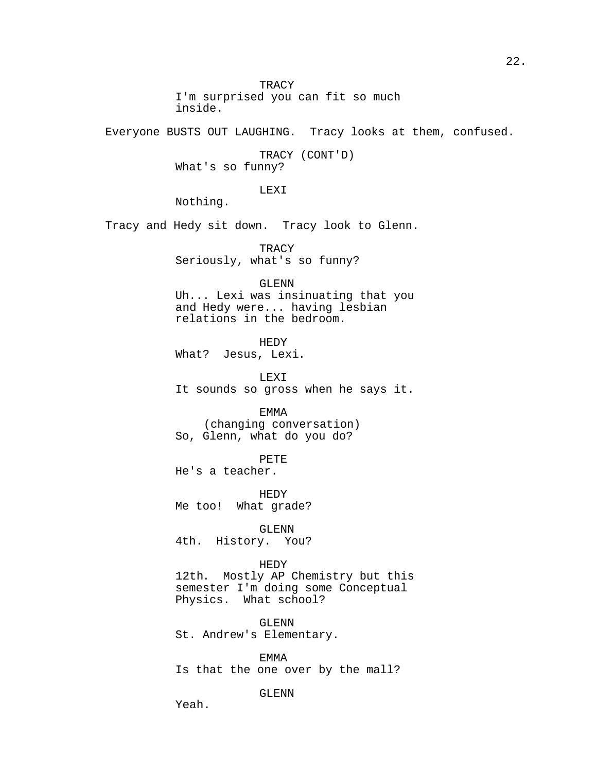TRACY
I'm surprised you can fit so much inside.

Everyone BUSTS OUT LAUGHING. Tracy looks at them, confused.

TRACY (CONT'D)
What's so funny?

LEXI
Nothing.

Tracy and Hedy sit down. Tracy look to Glenn.

TRACY
Seriously, what's so funny?

GLENN
Uh... Lexi was insinuating that you and Hedy were... having lesbian relations in the bedroom.

HEDY
What? Jesus, Lexi.

LEXI
It sounds so gross when he says it.

EMMA
(changing conversation)
So, Glenn, what do you do?

PETE
He's a teacher.

HEDY
Me too! What grade?

GLENN
4th. History. You?

HEDY
12th. Mostly AP Chemistry but this semester I'm doing some Conceptual Physics. What school?

GLENN
St. Andrew's Elementary.

EMMA
Is that the one over by the mall?

GLENN
Yeah.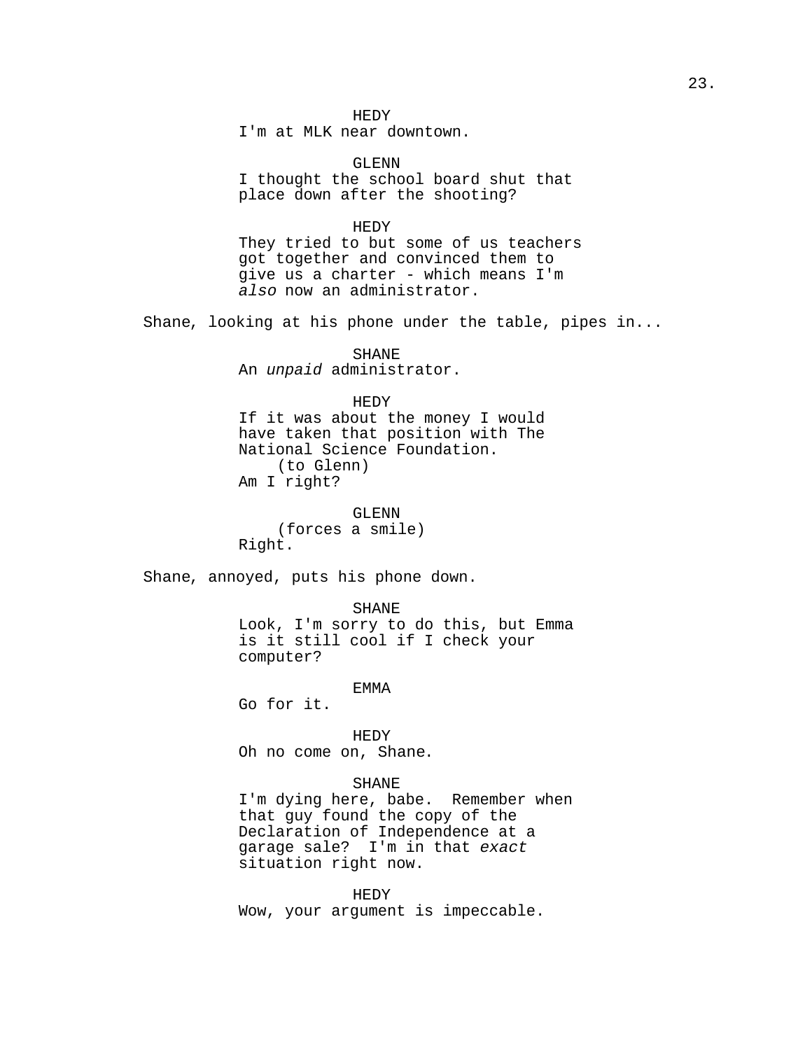HEDY
I'm at MLK near downtown.

GLENN
I thought the school board shut that place down after the shooting?

HEDY
They tried to but some of us teachers got together and convinced them to give us a charter - which means I'm *also* now an administrator.

Shane, looking at his phone under the table, pipes in...

SHANE
An *unpaid* administrator.

HEDY
If it was about the money I would have taken that position with The National Science Foundation.
(to Glenn)
Am I right?

GLENN
(forces a smile)
Right.

Shane, annoyed, puts his phone down.

SHANE
Look, I'm sorry to do this, but Emma is it still cool if I check your computer?

EMMA
Go for it.

HEDY
Oh no come on, Shane.

SHANE
I'm dying here, babe. Remember when that guy found the copy of the Declaration of Independence at a garage sale? I'm in that *exact* situation right now.

HEDY
Wow, your argument is impeccable.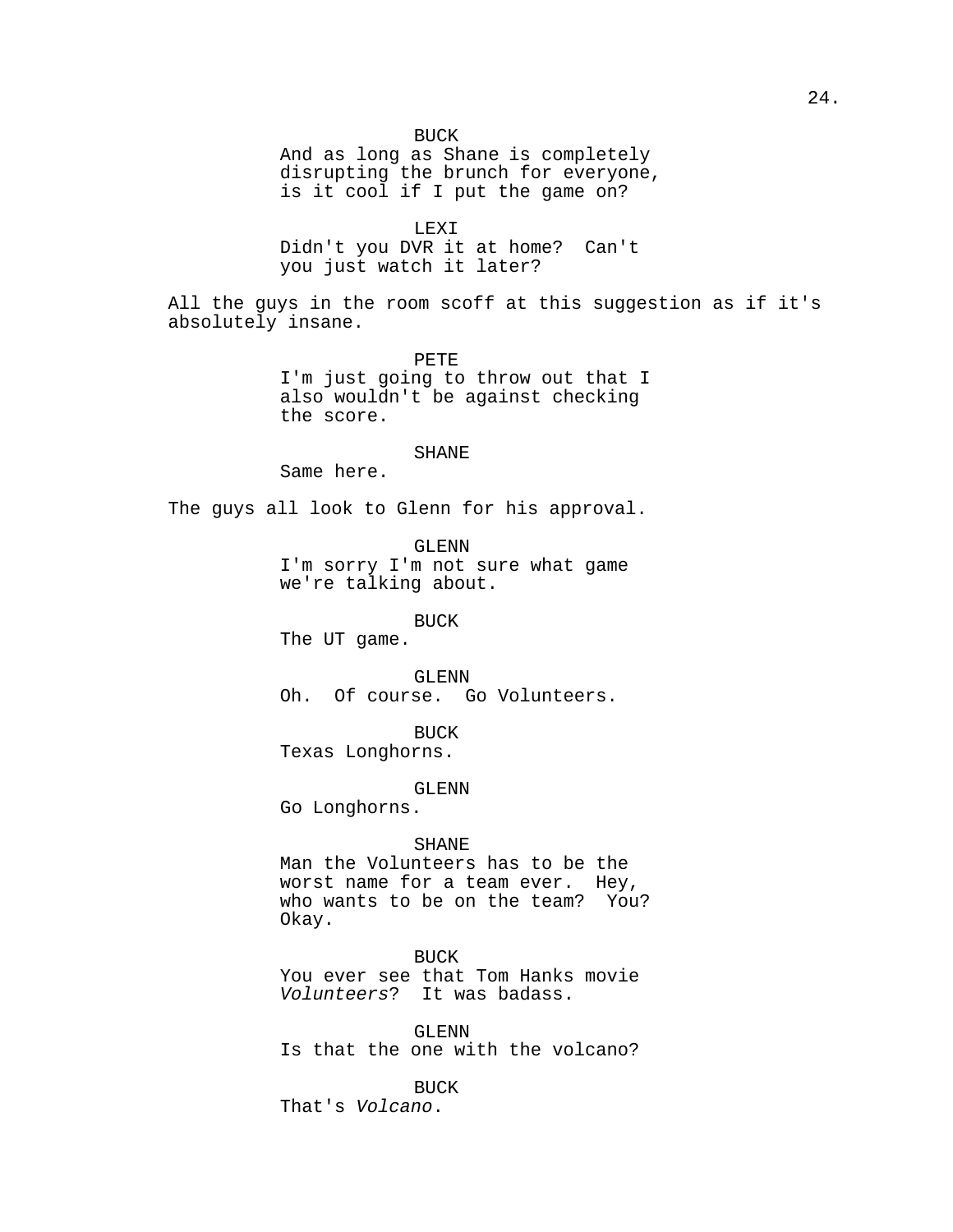BUCK
And as long as Shane is completely disrupting the brunch for everyone, is it cool if I put the game on?

LEXI
Didn't you DVR it at home?  Can't you just watch it later?

All the guys in the room scoff at this suggestion as if it's absolutely insane.

PETE
I'm just going to throw out that I also wouldn't be against checking the score.

SHANE
Same here.

The guys all look to Glenn for his approval.

GLENN
I'm sorry I'm not sure what game we're talking about.

BUCK
The UT game.

GLENN
Oh.  Of course.  Go Volunteers.

BUCK
Texas Longhorns.

GLENN
Go Longhorns.

SHANE
Man the Volunteers has to be the worst name for a team ever.  Hey, who wants to be on the team?  You? Okay.

BUCK
You ever see that Tom Hanks movie *Volunteers*?  It was badass.

GLENN
Is that the one with the volcano?

BUCK
That's *Volcano*.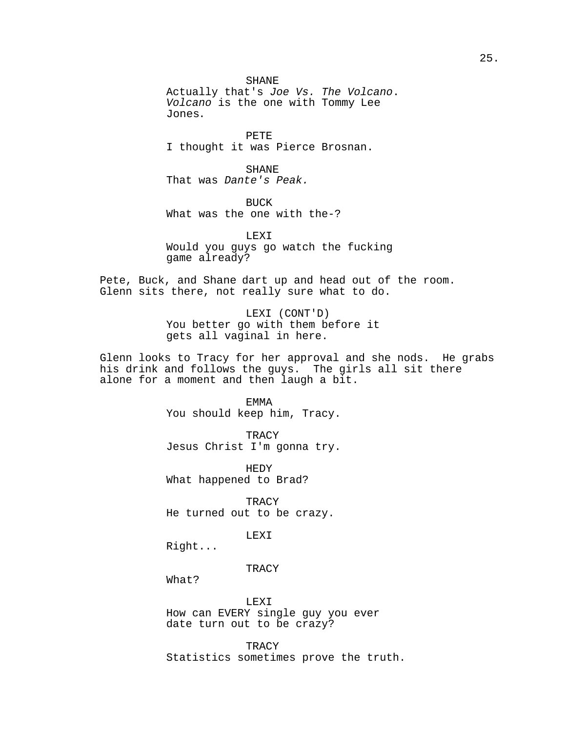SHANE
Actually that's *Joe Vs. The Volcano*. *Volcano* is the one with Tommy Lee Jones.

PETE
I thought it was Pierce Brosnan.

SHANE
That was *Dante's Peak.*

BUCK
What was the one with the-?

LEXI
Would you guys go watch the fucking game already?

Pete, Buck, and Shane dart up and head out of the room. Glenn sits there, not really sure what to do.

LEXI (CONT'D)
You better go with them before it gets all vaginal in here.

Glenn looks to Tracy for her approval and she nods. He grabs his drink and follows the guys. The girls all sit there alone for a moment and then laugh a bit.

EMMA
You should keep him, Tracy.

TRACY
Jesus Christ I'm gonna try.

HEDY
What happened to Brad?

TRACY
He turned out to be crazy.

LEXI
Right...

TRACY
What?

LEXI
How can EVERY single guy you ever date turn out to be crazy?

TRACY
Statistics sometimes prove the truth.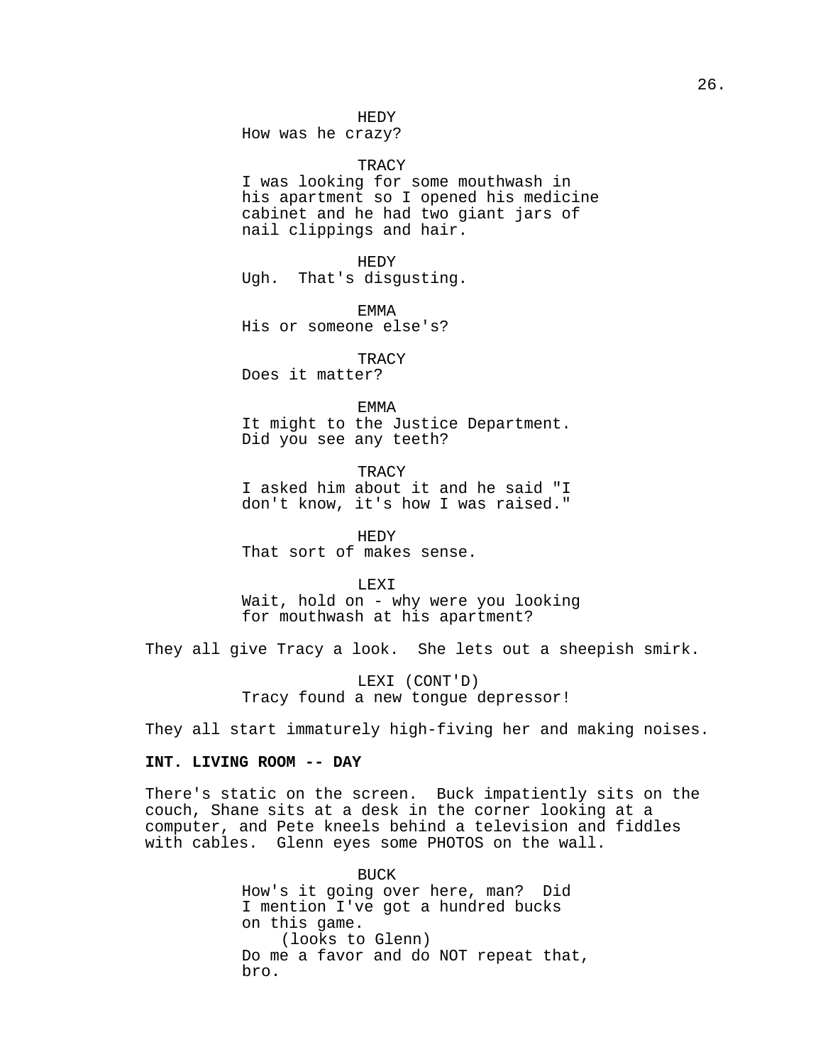HEDY
How was he crazy?

TRACY
I was looking for some mouthwash in his apartment so I opened his medicine cabinet and he had two giant jars of nail clippings and hair.

HEDY
Ugh. That's disgusting.

EMMA
His or someone else's?

TRACY
Does it matter?

EMMA
It might to the Justice Department. Did you see any teeth?

TRACY
I asked him about it and he said "I don't know, it's how I was raised."

HEDY
That sort of makes sense.

LEXI
Wait, hold on - why were you looking for mouthwash at his apartment?

They all give Tracy a look. She lets out a sheepish smirk.

LEXI (CONT'D)
Tracy found a new tongue depressor!

They all start immaturely high-fiving her and making noises.

**INT. LIVING ROOM -- DAY**

There's static on the screen. Buck impatiently sits on the couch, Shane sits at a desk in the corner looking at a computer, and Pete kneels behind a television and fiddles with cables. Glenn eyes some PHOTOS on the wall.

BUCK
How's it going over here, man? Did I mention I've got a hundred bucks on this game.
(looks to Glenn)
Do me a favor and do NOT repeat that, bro.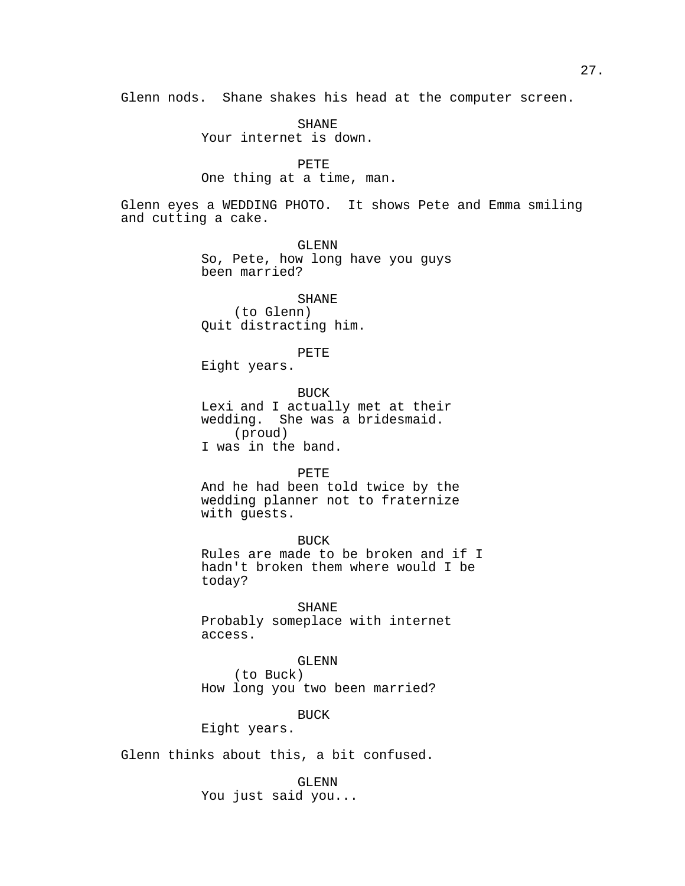Glenn nods. Shane shakes his head at the computer screen.

SHANE
Your internet is down.

PETE
One thing at a time, man.

Glenn eyes a WEDDING PHOTO. It shows Pete and Emma smiling and cutting a cake.

GLENN
So, Pete, how long have you guys been married?

SHANE
(to Glenn)
Quit distracting him.

PETE
Eight years.

BUCK
Lexi and I actually met at their wedding. She was a bridesmaid.
(proud)
I was in the band.

PETE
And he had been told twice by the wedding planner not to fraternize with guests.

BUCK
Rules are made to be broken and if I hadn't broken them where would I be today?

SHANE
Probably someplace with internet access.

GLENN
(to Buck)
How long you two been married?

BUCK
Eight years.

Glenn thinks about this, a bit confused.

GLENN
You just said you...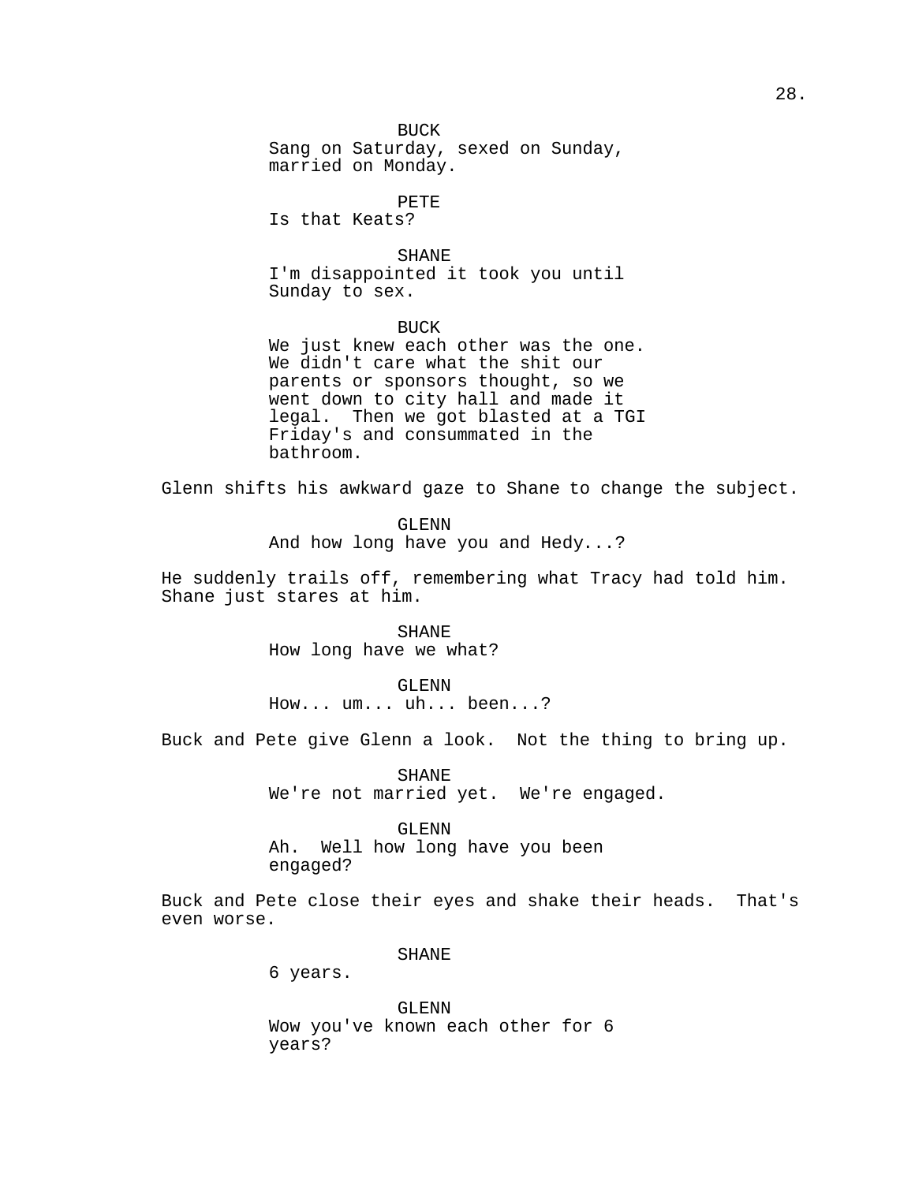BUCK
Sang on Saturday, sexed on Sunday, married on Monday.

PETE
Is that Keats?

SHANE
I'm disappointed it took you until Sunday to sex.

BUCK
We just knew each other was the one. We didn't care what the shit our parents or sponsors thought, so we went down to city hall and made it legal. Then we got blasted at a TGI Friday's and consummated in the bathroom.

Glenn shifts his awkward gaze to Shane to change the subject.

GLENN
And how long have you and Hedy...?

He suddenly trails off, remembering what Tracy had told him. Shane just stares at him.

SHANE
How long have we what?

GLENN
How... um... uh... been...?

Buck and Pete give Glenn a look. Not the thing to bring up.

SHANE
We're not married yet. We're engaged.

GLENN
Ah. Well how long have you been engaged?

Buck and Pete close their eyes and shake their heads. That's even worse.

SHANE
6 years.

GLENN
Wow you've known each other for 6 years?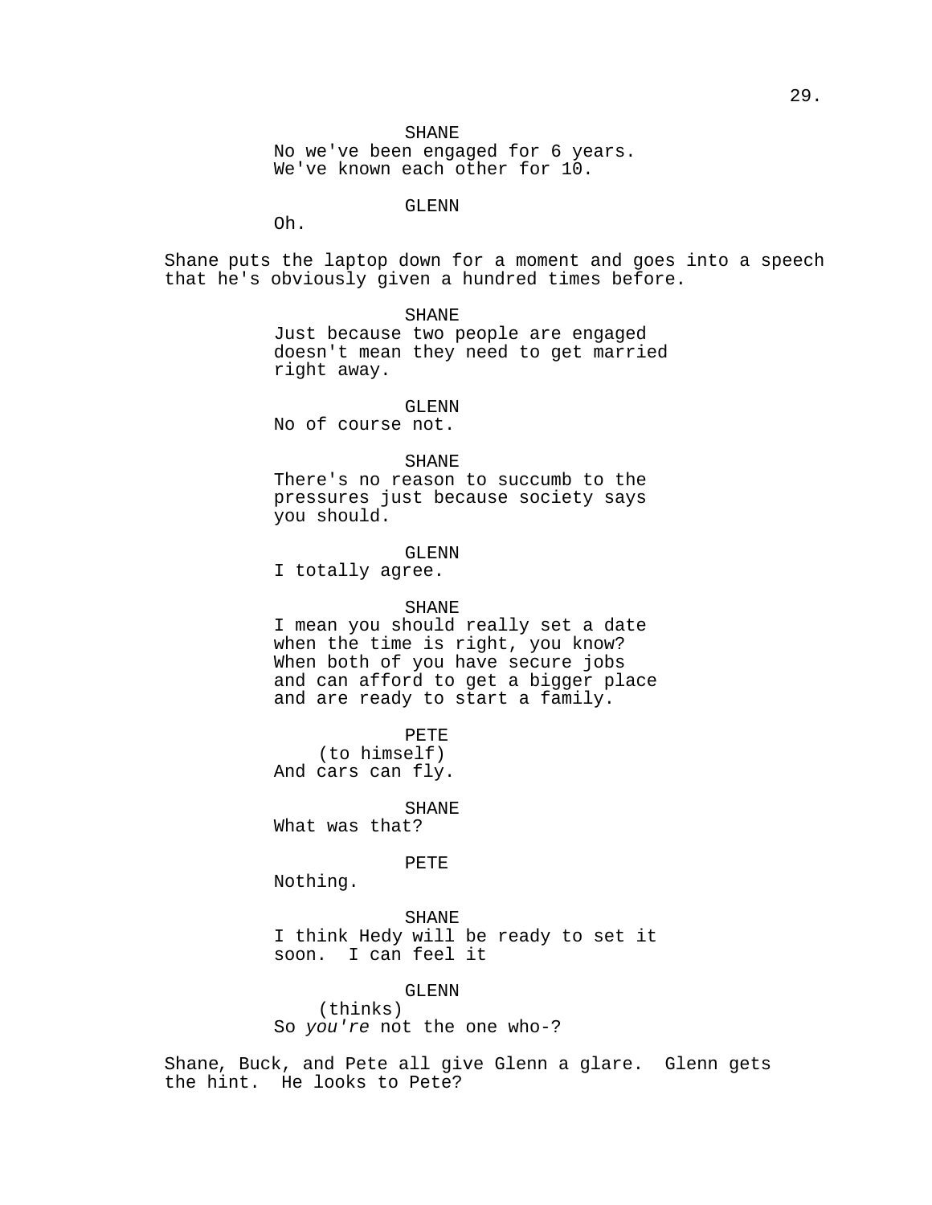SHANE
No we've been engaged for 6 years.
We've known each other for 10.

GLENN
Oh.

Shane puts the laptop down for a moment and goes into a speech that he's obviously given a hundred times before.

SHANE
Just because two people are engaged doesn't mean they need to get married right away.

GLENN
No of course not.

SHANE
There's no reason to succumb to the pressures just because society says you should.

GLENN
I totally agree.

SHANE
I mean you should really set a date when the time is right, you know? When both of you have secure jobs and can afford to get a bigger place and are ready to start a family.

PETE
(to himself)
And cars can fly.

SHANE
What was that?

PETE
Nothing.

SHANE
I think Hedy will be ready to set it soon.  I can feel it

GLENN
(thinks)
So *you're* not the one who-?

Shane, Buck, and Pete all give Glenn a glare.  Glenn gets the hint.  He looks to Pete?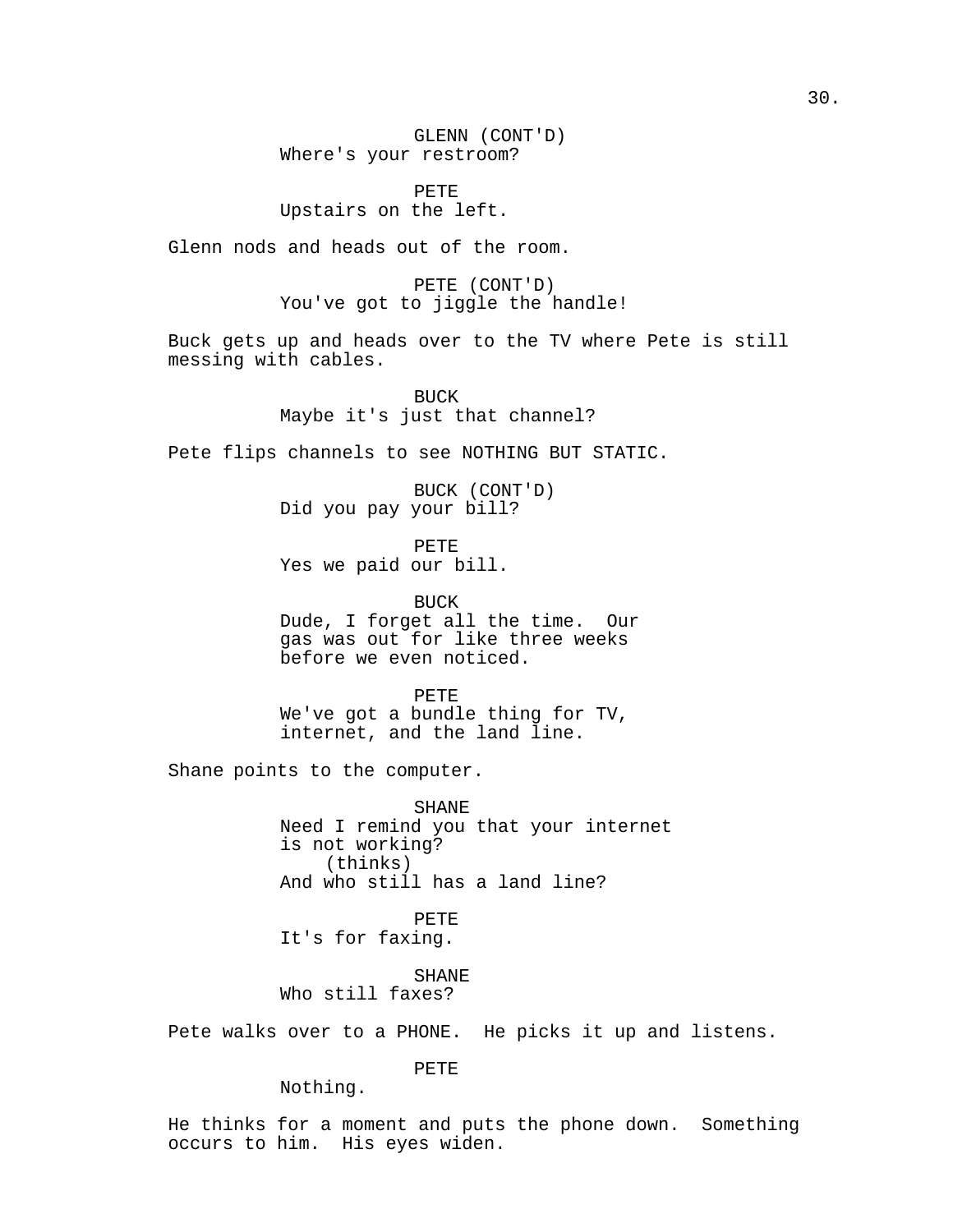GLENN (CONT'D)
Where's your restroom?

PETE
Upstairs on the left.

Glenn nods and heads out of the room.

PETE (CONT'D)
You've got to jiggle the handle!

Buck gets up and heads over to the TV where Pete is still messing with cables.

BUCK
Maybe it's just that channel?

Pete flips channels to see NOTHING BUT STATIC.

BUCK (CONT'D)
Did you pay your bill?

PETE
Yes we paid our bill.

BUCK
Dude, I forget all the time. Our gas was out for like three weeks before we even noticed.

PETE
We've got a bundle thing for TV, internet, and the land line.

Shane points to the computer.

SHANE
Need I remind you that your internet is not working?
(thinks)
And who still has a land line?

PETE
It's for faxing.

SHANE
Who still faxes?

Pete walks over to a PHONE. He picks it up and listens.

PETE
Nothing.

He thinks for a moment and puts the phone down. Something occurs to him. His eyes widen.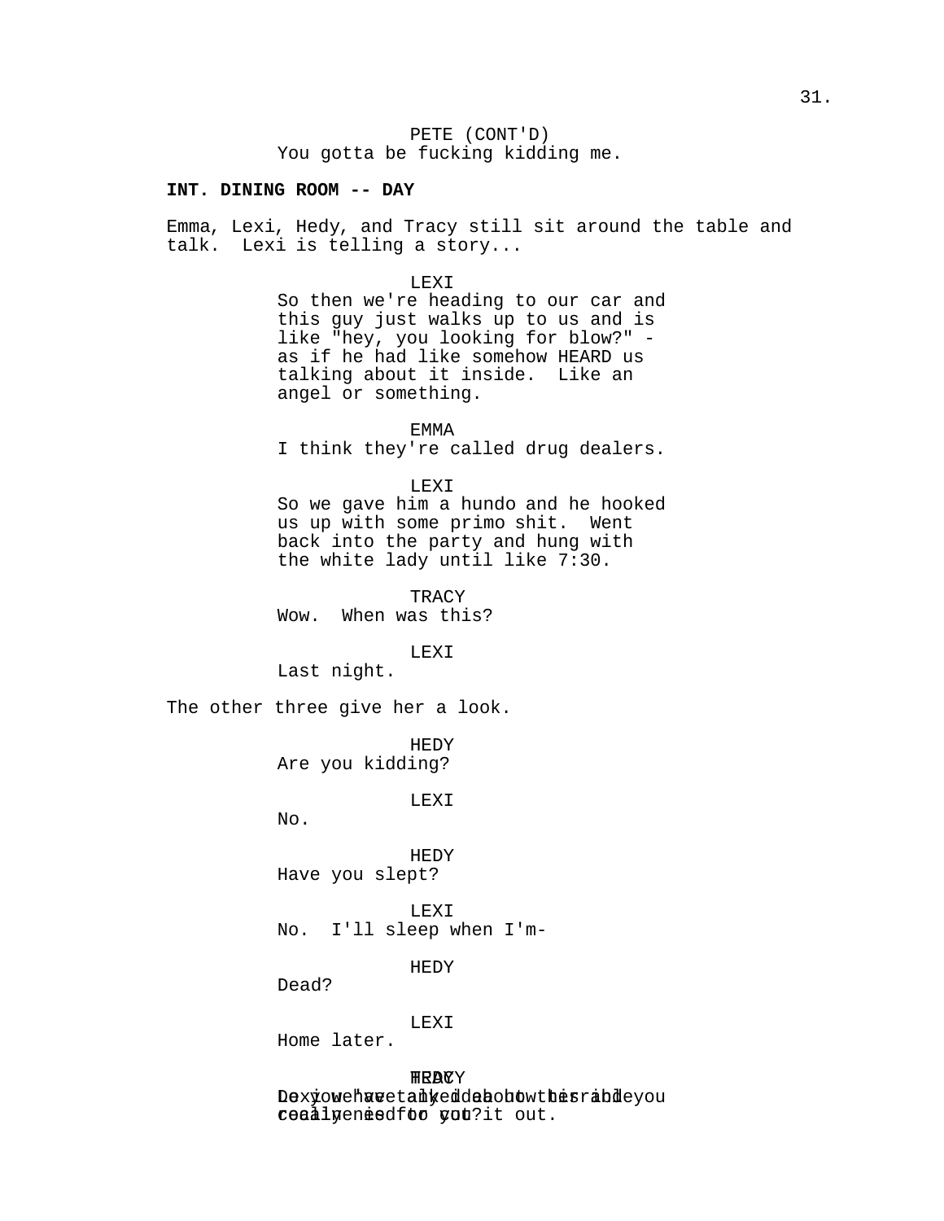PETE (CONT'D)
You gotta be fucking kidding me.

**INT. DINING ROOM -- DAY**

Emma, Lexi, Hedy, and Tracy still sit around the table and talk. Lexi is telling a story...

LEXI
So then we're heading to our car and this guy just walks up to us and is like "hey, you looking for blow?" - as if he had like somehow HEARD us talking about it inside. Like an angel or something.

EMMA
I think they're called drug dealers.

LEXI
So we gave him a hundo and he hooked us up with some primo shit. Went back into the party and hung with the white lady until like 7:30.

TRACY
Wow. When was this?

LEXI
Last night.

The other three give her a look.

HEDY
Are you kidding?

LEXI
No.

HEDY
Have you slept?

LEXI
No. I'll sleep when I'm-

HEDY
Dead?

LEXI
Home later.

HEDY
Do you have any idea how terrible cocaine is for you?

TRACY
Lexi, we've talked about this and you really need to cut it out.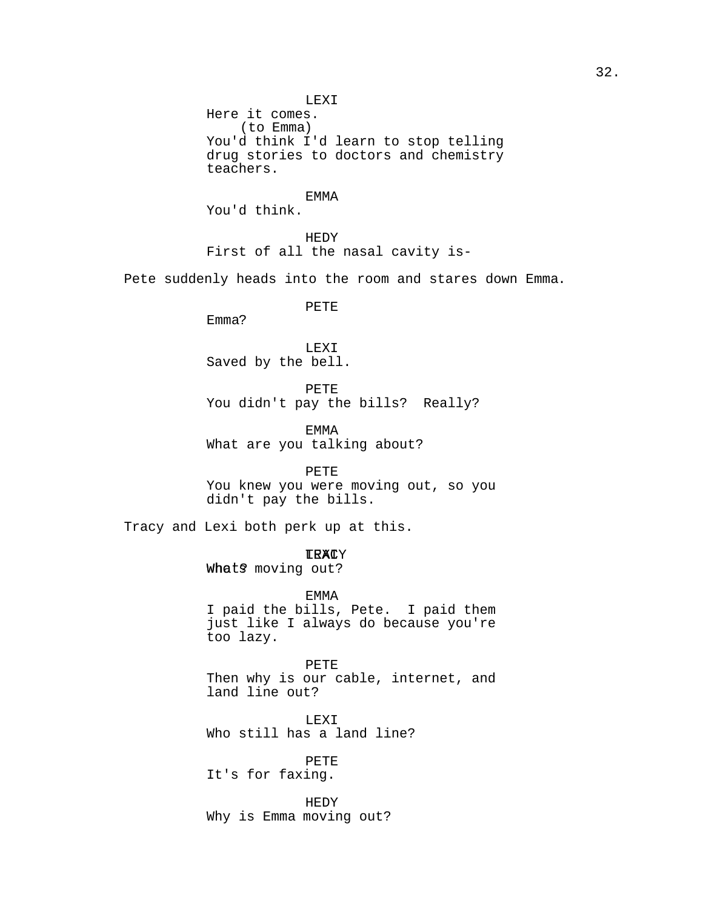LEXI
Here it comes.
(to Emma)
You'd think I'd learn to stop telling drug stories to doctors and chemistry teachers.

EMMA
You'd think.

HEDY
First of all the nasal cavity is-

Pete suddenly heads into the room and stares down Emma.

PETE
Emma?

LEXI
Saved by the bell.

PETE
You didn't pay the bills? Really?

EMMA
What are you talking about?

PETE
You knew you were moving out, so you didn't pay the bills.

Tracy and Lexi both perk up at this.

TRACY
What?

LEXI
Who's moving out?

EMMA
I paid the bills, Pete. I paid them just like I always do because you're too lazy.

PETE
Then why is our cable, internet, and land line out?

LEXI
Who still has a land line?

PETE
It's for faxing.

HEDY
Why is Emma moving out?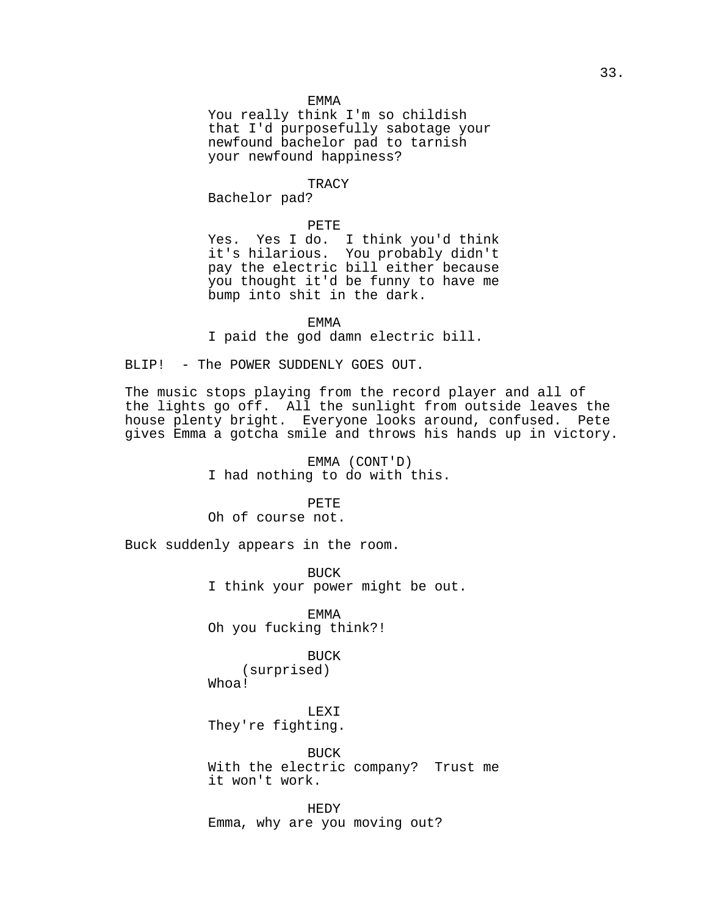EMMA
You really think I'm so childish that I'd purposefully sabotage your newfound bachelor pad to tarnish your newfound happiness?

TRACY
Bachelor pad?

PETE
Yes. Yes I do. I think you'd think it's hilarious. You probably didn't pay the electric bill either because you thought it'd be funny to have me bump into shit in the dark.

EMMA
I paid the god damn electric bill.

BLIP! - The POWER SUDDENLY GOES OUT.

The music stops playing from the record player and all of the lights go off. All the sunlight from outside leaves the house plenty bright. Everyone looks around, confused. Pete gives Emma a gotcha smile and throws his hands up in victory.

EMMA (CONT'D)
I had nothing to do with this.

PETE
Oh of course not.

Buck suddenly appears in the room.

BUCK
I think your power might be out.

EMMA
Oh you fucking think?!

BUCK
(surprised)
Whoa!

LEXI
They're fighting.

BUCK
With the electric company? Trust me it won't work.

HEDY
Emma, why are you moving out?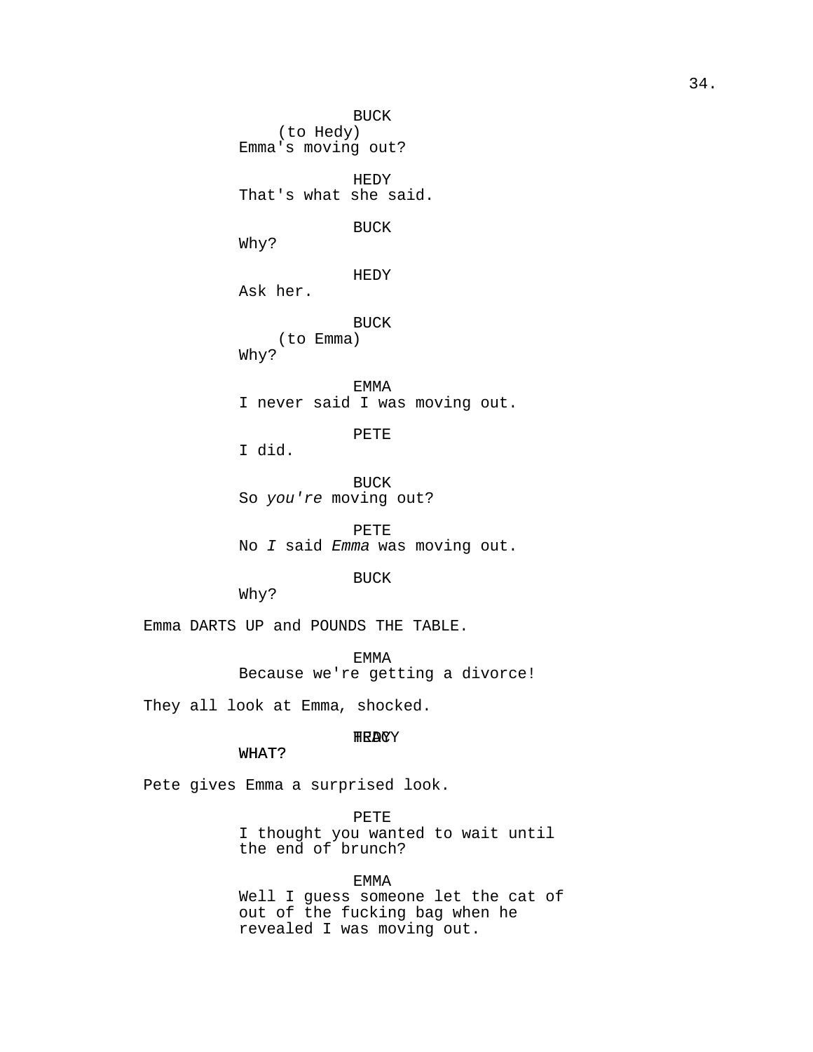BUCK
(to Hedy)
Emma's moving out?

HEDY
That's what she said.

BUCK
Why?

HEDY
Ask her.

BUCK
(to Emma)
Why?

EMMA
I never said I was moving out.

PETE
I did.

BUCK
So *you're* moving out?

PETE
No *I* said *Emma* was moving out.

BUCK
Why?

Emma DARTS UP and POUNDS THE TABLE.

EMMA
Because we're getting a divorce!

They all look at Emma, shocked.

HEDY / TRACY
WHAT?

Pete gives Emma a surprised look.

PETE
I thought you wanted to wait until the end of brunch?

EMMA
Well I guess someone let the cat of out of the fucking bag when he revealed I was moving out.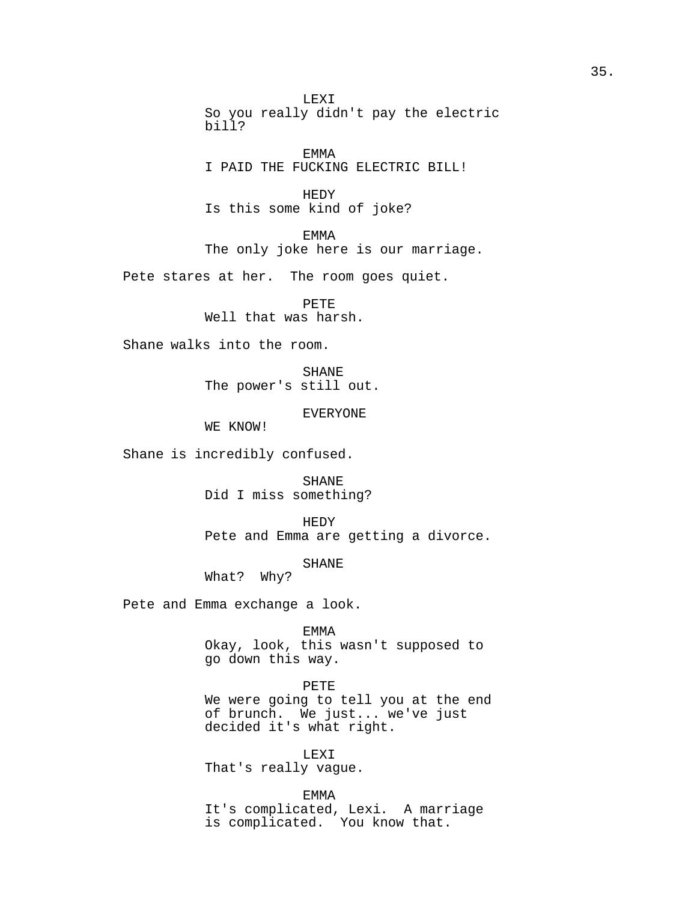LEXI
So you really didn't pay the electric bill?

EMMA
I PAID THE FUCKING ELECTRIC BILL!

HEDY
Is this some kind of joke?

EMMA
The only joke here is our marriage.

Pete stares at her. The room goes quiet.

PETE
Well that was harsh.

Shane walks into the room.

SHANE
The power's still out.

EVERYONE
WE KNOW!

Shane is incredibly confused.

SHANE
Did I miss something?

HEDY
Pete and Emma are getting a divorce.

SHANE
What? Why?

Pete and Emma exchange a look.

EMMA
Okay, look, this wasn't supposed to go down this way.

PETE
We were going to tell you at the end of brunch. We just... we've just decided it's what right.

LEXI
That's really vague.

EMMA
It's complicated, Lexi. A marriage is complicated. You know that.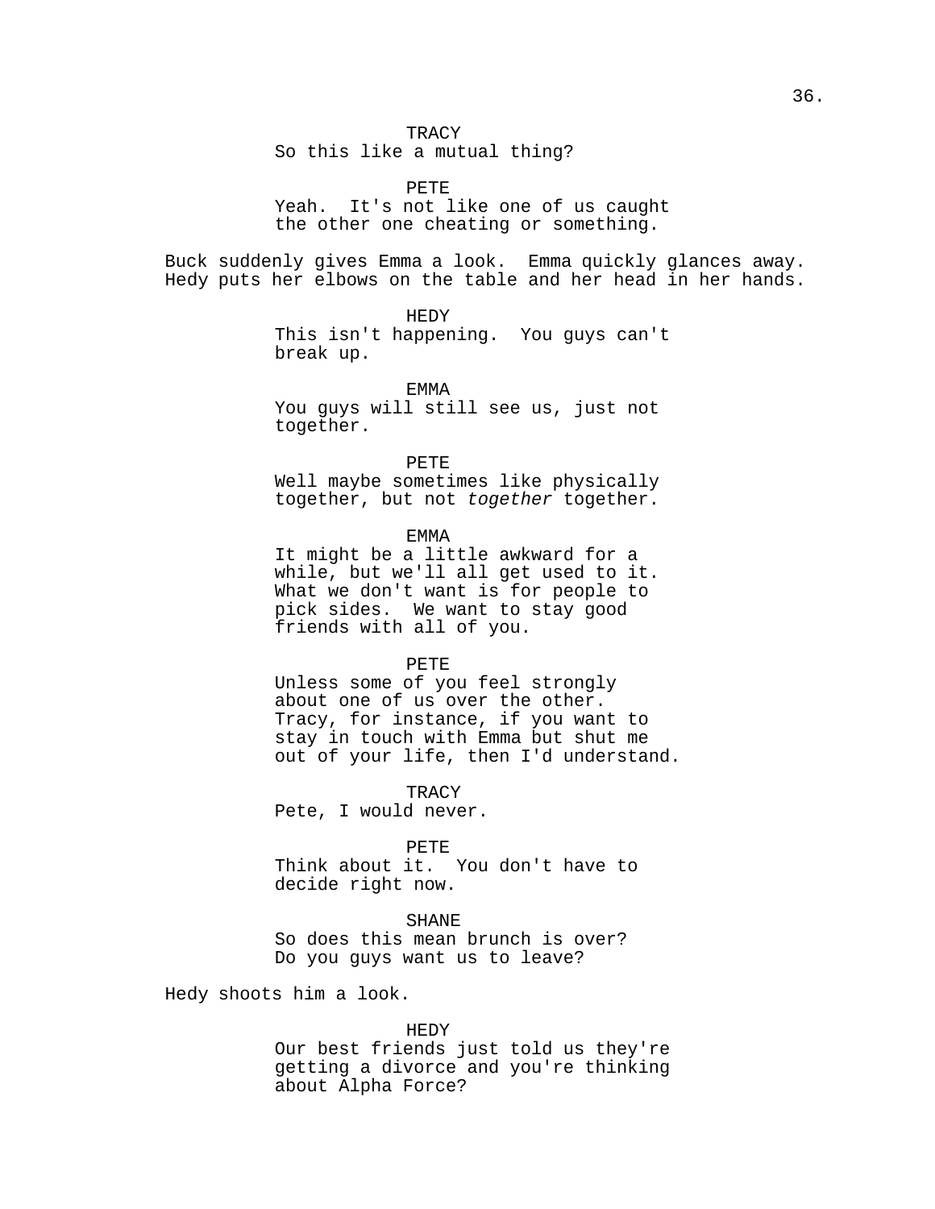TRACY
So this like a mutual thing?

PETE
Yeah. It's not like one of us caught the other one cheating or something.

Buck suddenly gives Emma a look. Emma quickly glances away. Hedy puts her elbows on the table and her head in her hands.

HEDY
This isn't happening. You guys can't break up.

EMMA
You guys will still see us, just not together.

PETE
Well maybe sometimes like physically together, but not *together* together.

EMMA
It might be a little awkward for a while, but we'll all get used to it. What we don't want is for people to pick sides. We want to stay good friends with all of you.

PETE
Unless some of you feel strongly about one of us over the other. Tracy, for instance, if you want to stay in touch with Emma but shut me out of your life, then I'd understand.

TRACY
Pete, I would never.

PETE
Think about it. You don't have to decide right now.

SHANE
So does this mean brunch is over? Do you guys want us to leave?

Hedy shoots him a look.

HEDY
Our best friends just told us they're getting a divorce and you're thinking about Alpha Force?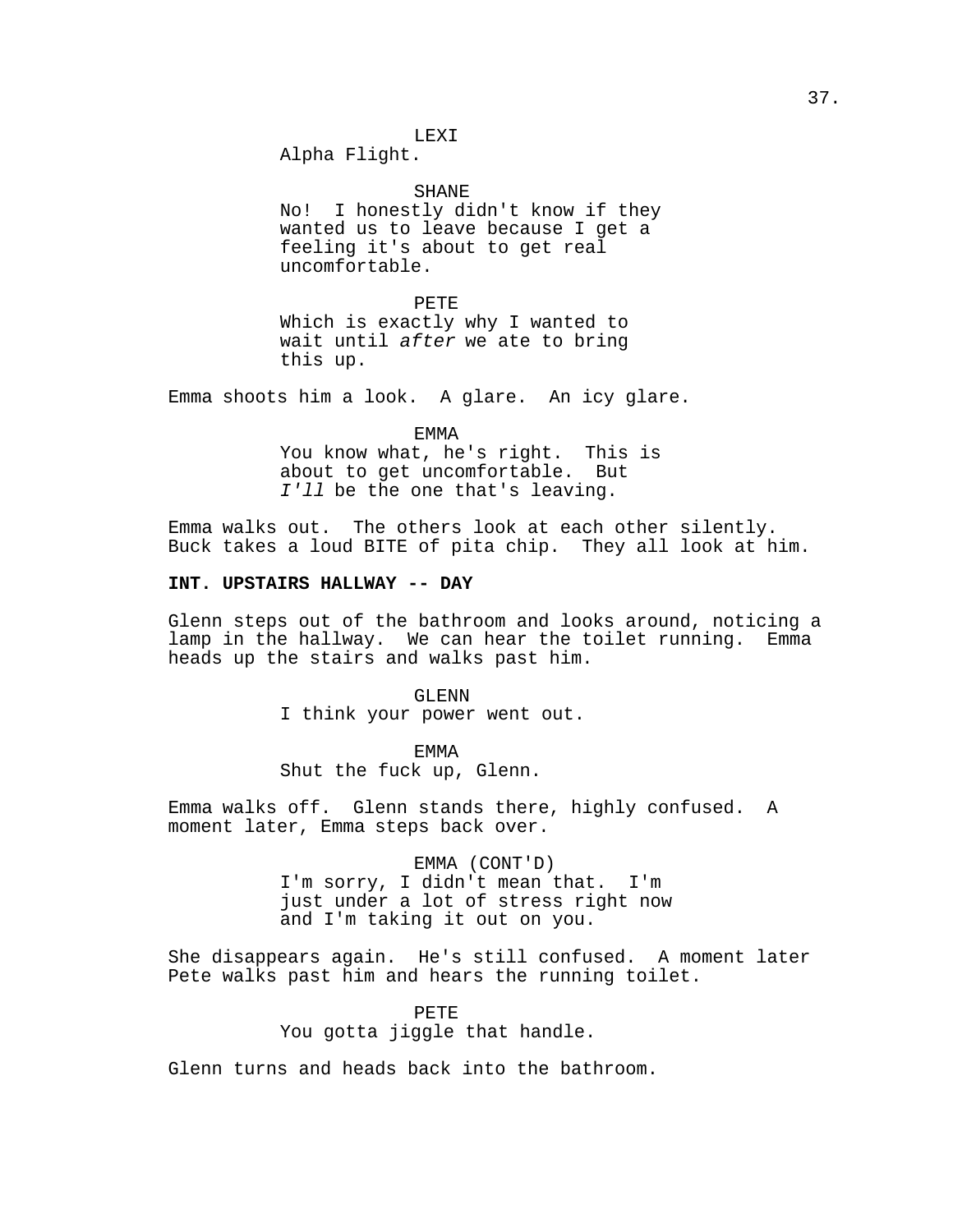LEXI
Alpha Flight.

SHANE
No! I honestly didn't know if they wanted us to leave because I get a feeling it's about to get real uncomfortable.

PETE
Which is exactly why I wanted to wait until *after* we ate to bring this up.

Emma shoots him a look. A glare. An icy glare.

EMMA
You know what, he's right. This is about to get uncomfortable. But *I'll* be the one that's leaving.

Emma walks out. The others look at each other silently. Buck takes a loud BITE of pita chip. They all look at him.

**INT. UPSTAIRS HALLWAY -- DAY**

Glenn steps out of the bathroom and looks around, noticing a lamp in the hallway. We can hear the toilet running. Emma heads up the stairs and walks past him.

GLENN
I think your power went out.

EMMA
Shut the fuck up, Glenn.

Emma walks off. Glenn stands there, highly confused. A moment later, Emma steps back over.

EMMA (CONT'D)
I'm sorry, I didn't mean that. I'm just under a lot of stress right now and I'm taking it out on you.

She disappears again. He's still confused. A moment later Pete walks past him and hears the running toilet.

PETE
You gotta jiggle that handle.

Glenn turns and heads back into the bathroom.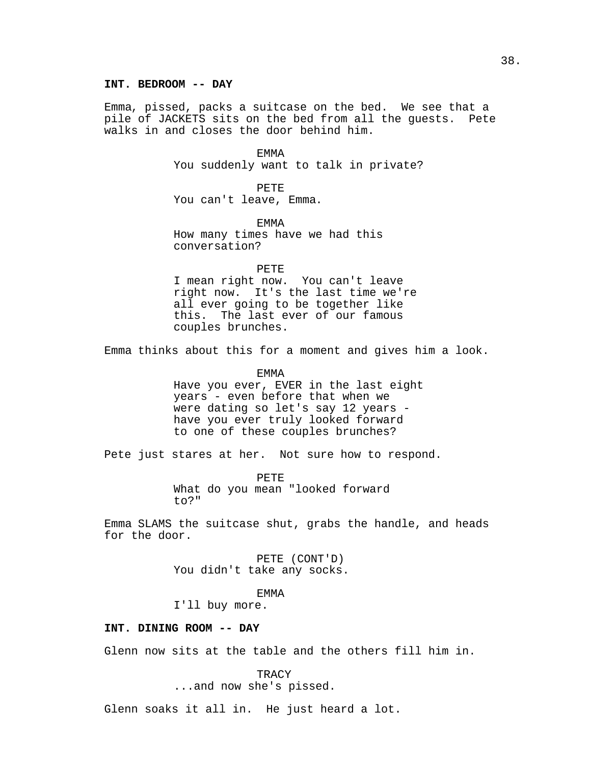**INT. BEDROOM -- DAY**

Emma, pissed, packs a suitcase on the bed. We see that a pile of JACKETS sits on the bed from all the guests. Pete walks in and closes the door behind him.

EMMA
You suddenly want to talk in private?

PETE
You can't leave, Emma.

EMMA
How many times have we had this conversation?

PETE
I mean right now. You can't leave right now. It's the last time we're all ever going to be together like this. The last ever of our famous couples brunches.

Emma thinks about this for a moment and gives him a look.

EMMA
Have you ever, EVER in the last eight years - even before that when we were dating so let's say 12 years - have you ever truly looked forward to one of these couples brunches?

Pete just stares at her. Not sure how to respond.

PETE
What do you mean "looked forward to?"

Emma SLAMS the suitcase shut, grabs the handle, and heads for the door.

PETE (CONT'D)
You didn't take any socks.

EMMA
I'll buy more.

**INT. DINING ROOM -- DAY**

Glenn now sits at the table and the others fill him in.

TRACY
...and now she's pissed.

Glenn soaks it all in. He just heard a lot.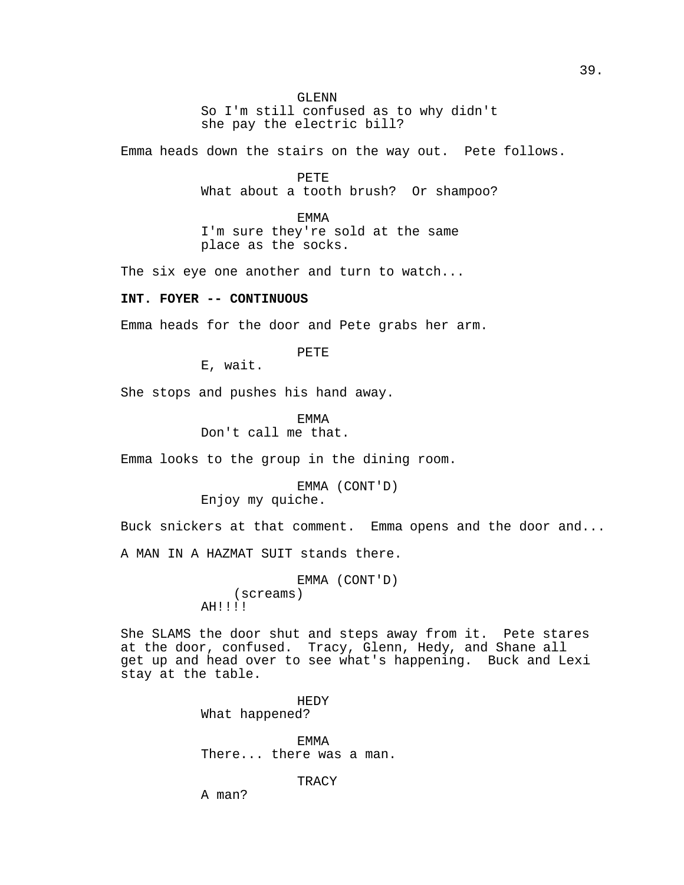GLENN
So I'm still confused as to why didn't she pay the electric bill?

Emma heads down the stairs on the way out. Pete follows.

PETE
What about a tooth brush? Or shampoo?

EMMA
I'm sure they're sold at the same place as the socks.

The six eye one another and turn to watch...

**INT. FOYER -- CONTINUOUS**

Emma heads for the door and Pete grabs her arm.

PETE
E, wait.

She stops and pushes his hand away.

EMMA
Don't call me that.

Emma looks to the group in the dining room.

EMMA (CONT'D)
Enjoy my quiche.

Buck snickers at that comment. Emma opens and the door and...

A MAN IN A HAZMAT SUIT stands there.

EMMA (CONT'D)
(screams)
AH!!!!

She SLAMS the door shut and steps away from it. Pete stares at the door, confused. Tracy, Glenn, Hedy, and Shane all get up and head over to see what's happening. Buck and Lexi stay at the table.

HEDY
What happened?

EMMA
There... there was a man.

TRACY
A man?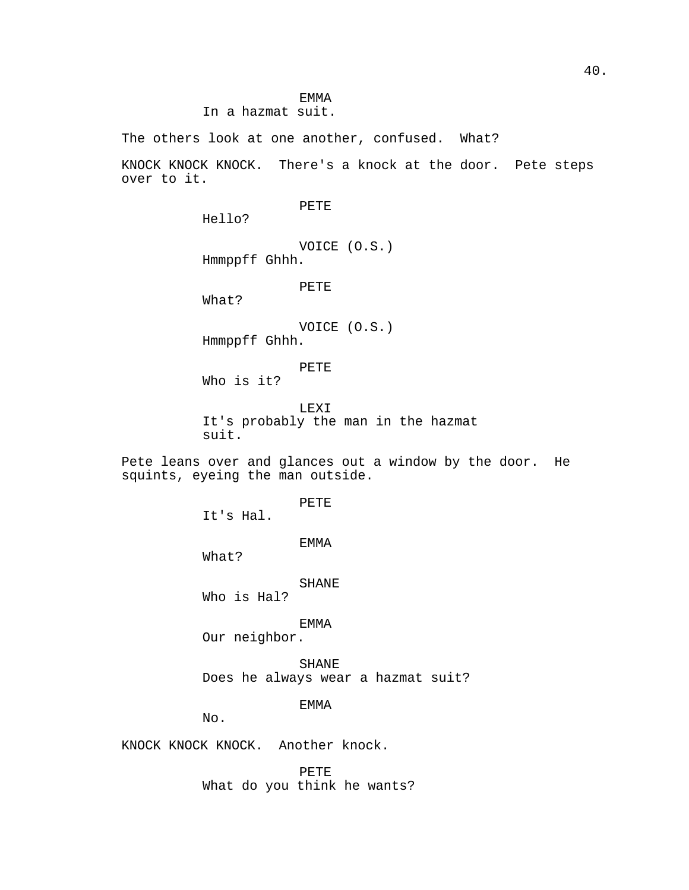EMMA
In a hazmat suit.

The others look at one another, confused. What?

KNOCK KNOCK KNOCK. There's a knock at the door. Pete steps over to it.

PETE
Hello?

VOICE (O.S.)
Hmmppff Ghhh.

PETE
What?

VOICE (O.S.)
Hmmppff Ghhh.

PETE
Who is it?

LEXI
It's probably the man in the hazmat suit.

Pete leans over and glances out a window by the door. He squints, eyeing the man outside.

PETE
It's Hal.

EMMA
What?

SHANE
Who is Hal?

EMMA
Our neighbor.

SHANE
Does he always wear a hazmat suit?

EMMA
No.

KNOCK KNOCK KNOCK. Another knock.

PETE
What do you think he wants?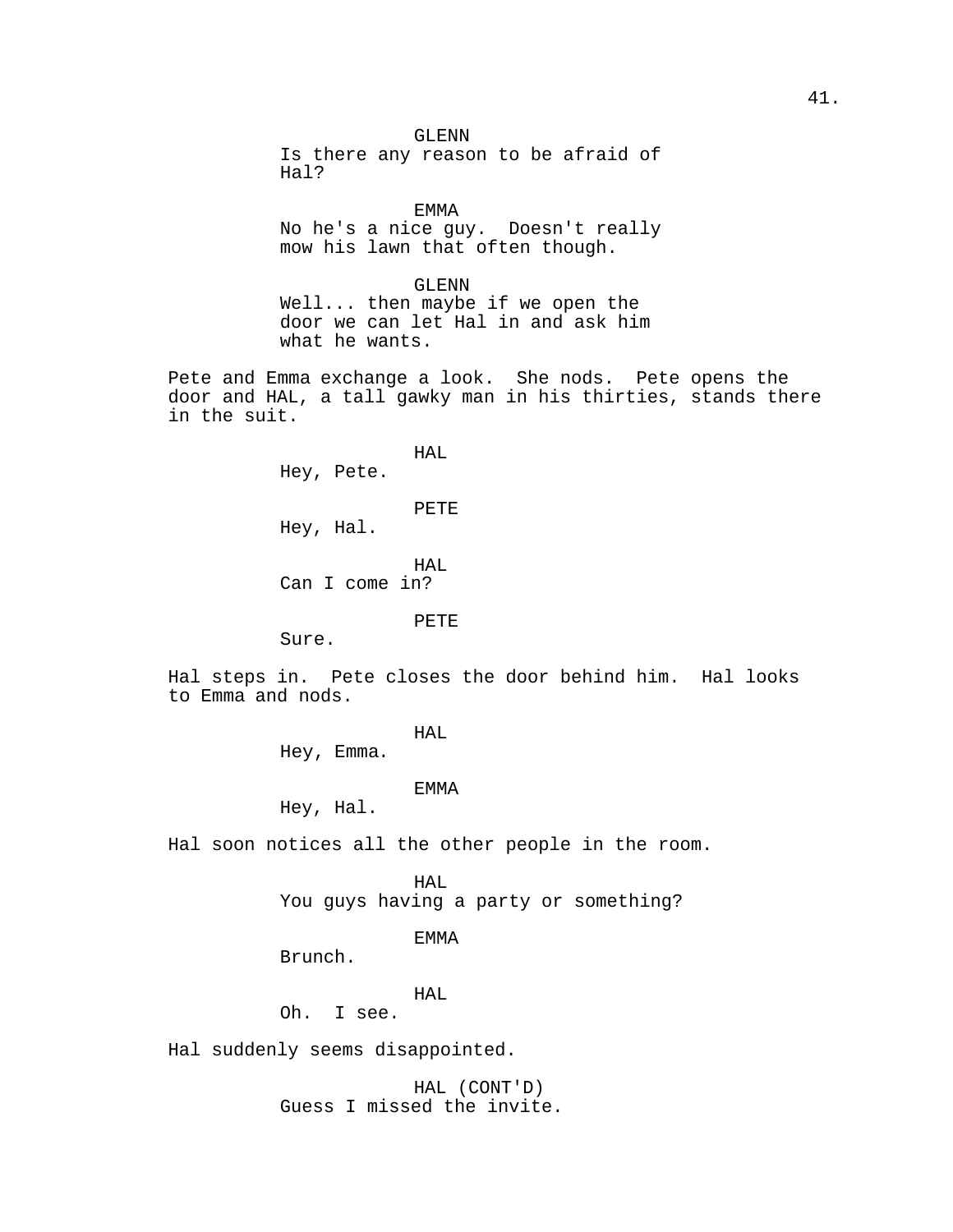GLENN
Is there any reason to be afraid of Hal?

EMMA
No he's a nice guy.  Doesn't really mow his lawn that often though.

GLENN
Well... then maybe if we open the door we can let Hal in and ask him what he wants.

Pete and Emma exchange a look.  She nods.  Pete opens the door and HAL, a tall gawky man in his thirties, stands there in the suit.

HAL
Hey, Pete.

PETE
Hey, Hal.

HAL
Can I come in?

PETE
Sure.

Hal steps in.  Pete closes the door behind him.  Hal looks to Emma and nods.

HAL
Hey, Emma.

EMMA
Hey, Hal.

Hal soon notices all the other people in the room.

HAL
You guys having a party or something?

EMMA
Brunch.

HAL
Oh.  I see.

Hal suddenly seems disappointed.

HAL (CONT'D)
Guess I missed the invite.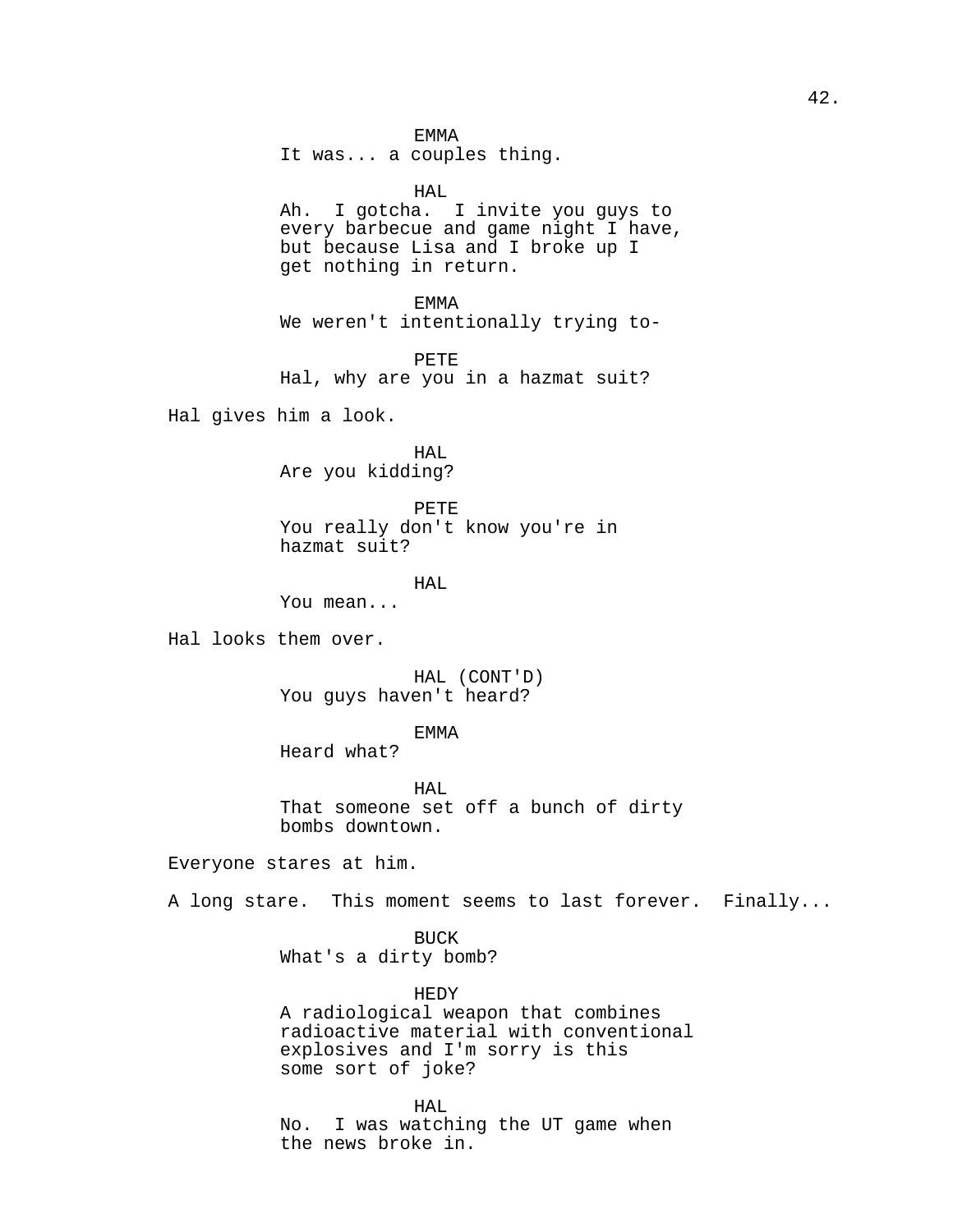EMMA
It was... a couples thing.

HAL
Ah. I gotcha. I invite you guys to every barbecue and game night I have, but because Lisa and I broke up I get nothing in return.

EMMA
We weren't intentionally trying to-

PETE
Hal, why are you in a hazmat suit?

Hal gives him a look.

HAL
Are you kidding?

PETE
You really don't know you're in hazmat suit?

HAL
You mean...

Hal looks them over.

HAL (CONT'D)
You guys haven't heard?

EMMA
Heard what?

HAL
That someone set off a bunch of dirty bombs downtown.

Everyone stares at him.

A long stare. This moment seems to last forever. Finally...

BUCK
What's a dirty bomb?

HEDY
A radiological weapon that combines radioactive material with conventional explosives and I'm sorry is this some sort of joke?

HAL
No. I was watching the UT game when the news broke in.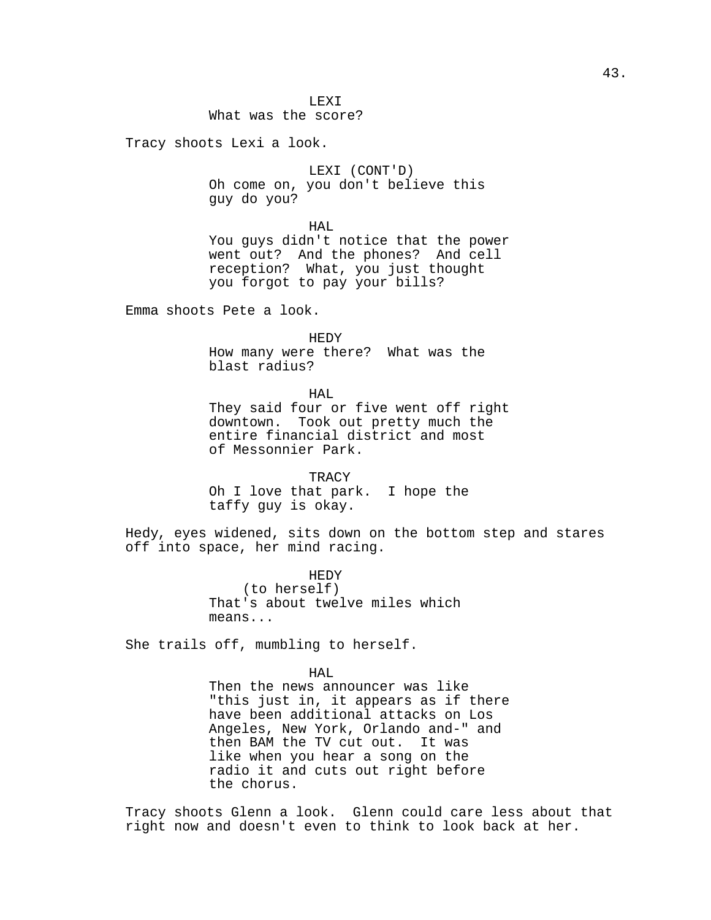LEXI
What was the score?

Tracy shoots Lexi a look.

LEXI (CONT'D)
Oh come on, you don't believe this guy do you?

HAL
You guys didn't notice that the power went out? And the phones? And cell reception? What, you just thought you forgot to pay your bills?

Emma shoots Pete a look.

HEDY
How many were there? What was the blast radius?

HAL
They said four or five went off right downtown. Took out pretty much the entire financial district and most of Messonnier Park.

TRACY
Oh I love that park. I hope the taffy guy is okay.

Hedy, eyes widened, sits down on the bottom step and stares off into space, her mind racing.

HEDY
(to herself)
That's about twelve miles which means...

She trails off, mumbling to herself.

HAL
Then the news announcer was like "this just in, it appears as if there have been additional attacks on Los Angeles, New York, Orlando and-" and then BAM the TV cut out. It was like when you hear a song on the radio it and cuts out right before the chorus.

Tracy shoots Glenn a look. Glenn could care less about that right now and doesn't even to think to look back at her.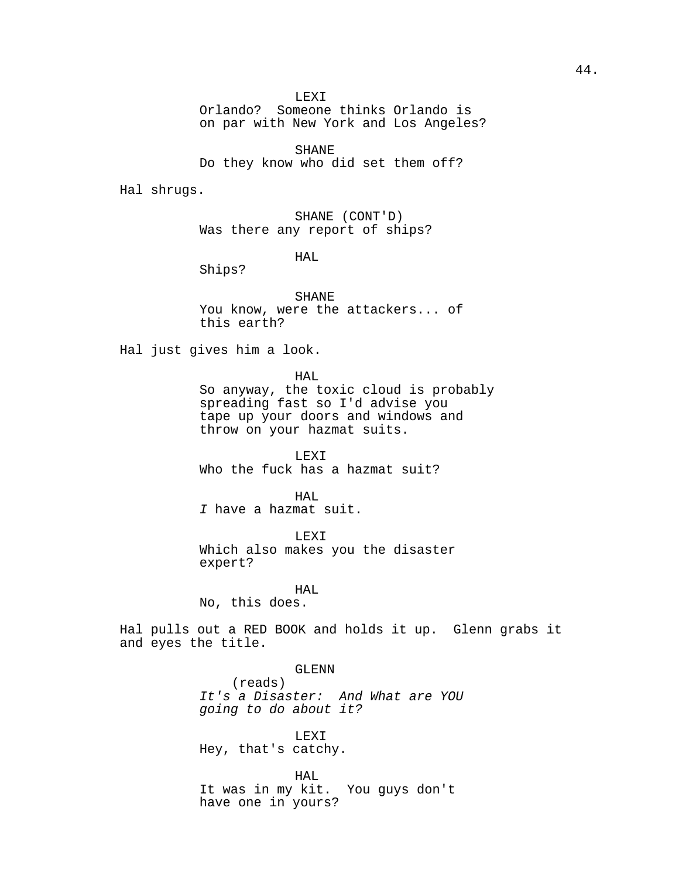LEXI
Orlando?  Someone thinks Orlando is on par with New York and Los Angeles?

SHANE
Do they know who did set them off?

Hal shrugs.

SHANE (CONT'D)
Was there any report of ships?

HAL
Ships?

SHANE
You know, were the attackers... of this earth?

Hal just gives him a look.

HAL
So anyway, the toxic cloud is probably spreading fast so I'd advise you tape up your doors and windows and throw on your hazmat suits.

LEXI
Who the fuck has a hazmat suit?

HAL
*I* have a hazmat suit.

LEXI
Which also makes you the disaster expert?

HAL
No, this does.

Hal pulls out a RED BOOK and holds it up.  Glenn grabs it and eyes the title.

GLENN
(reads)
*It's a Disaster:  And What are YOU going to do about it?*

LEXI
Hey, that's catchy.

HAL
It was in my kit.  You guys don't have one in yours?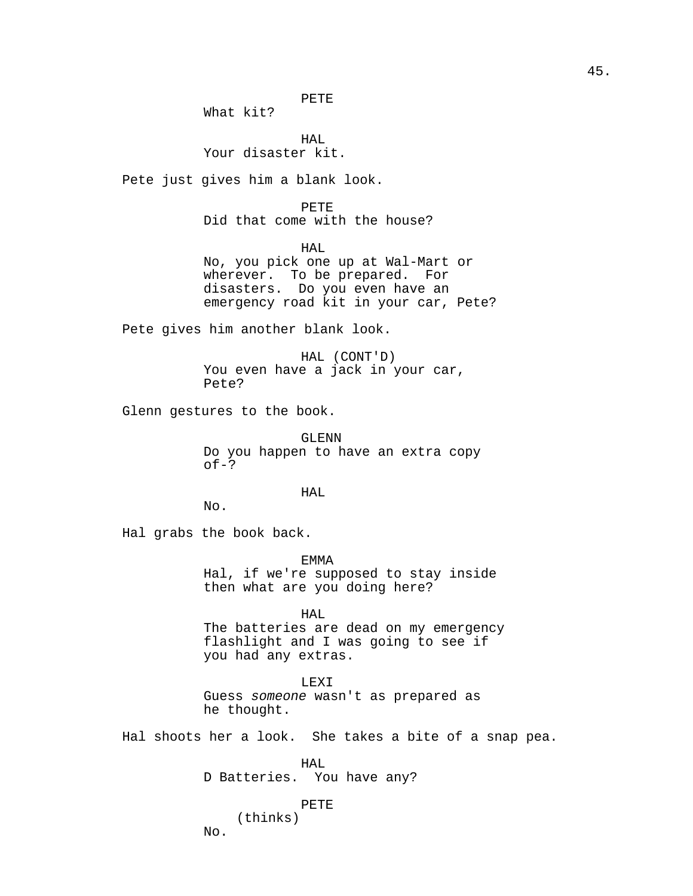PETE
What kit?

HAL
Your disaster kit.

Pete just gives him a blank look.

PETE
Did that come with the house?

HAL
No, you pick one up at Wal-Mart or wherever.  To be prepared.  For disasters.  Do you even have an emergency road kit in your car, Pete?

Pete gives him another blank look.

HAL (CONT'D)
You even have a jack in your car, Pete?

Glenn gestures to the book.

GLENN
Do you happen to have an extra copy of-?

HAL
No.

Hal grabs the book back.

EMMA
Hal, if we're supposed to stay inside then what are you doing here?

HAL
The batteries are dead on my emergency flashlight and I was going to see if you had any extras.

LEXI
Guess *someone* wasn't as prepared as he thought.

Hal shoots her a look.  She takes a bite of a snap pea.

HAL
D Batteries.  You have any?

PETE
(thinks)
No.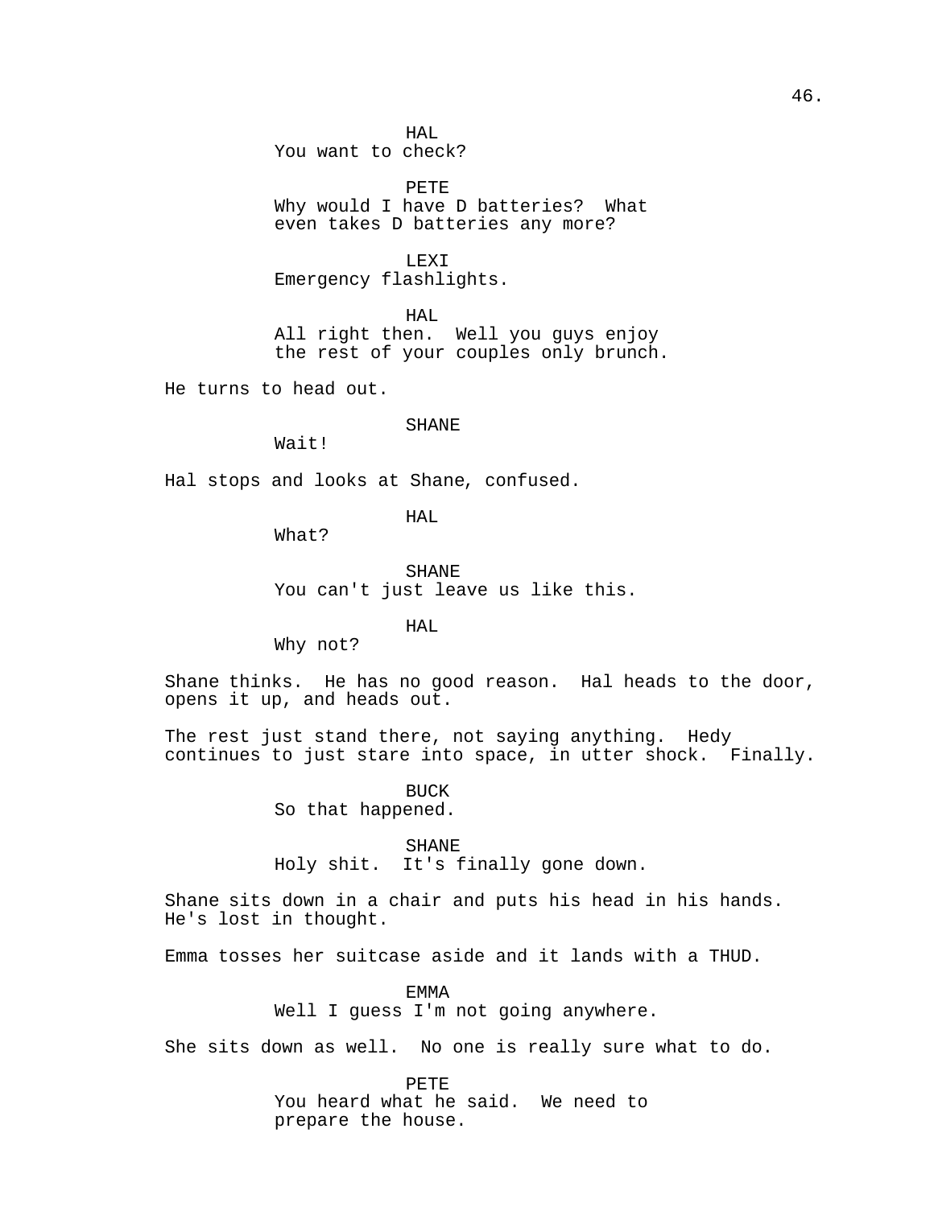HAL
You want to check?

PETE
Why would I have D batteries?  What even takes D batteries any more?

LEXI
Emergency flashlights.

HAL
All right then.  Well you guys enjoy the rest of your couples only brunch.

He turns to head out.

SHANE
Wait!

Hal stops and looks at Shane, confused.

HAL
What?

SHANE
You can't just leave us like this.

HAL
Why not?

Shane thinks.  He has no good reason.  Hal heads to the door, opens it up, and heads out.

The rest just stand there, not saying anything.  Hedy continues to just stare into space, in utter shock.  Finally.

BUCK
So that happened.

SHANE
Holy shit.  It's finally gone down.

Shane sits down in a chair and puts his head in his hands. He's lost in thought.

Emma tosses her suitcase aside and it lands with a THUD.

EMMA
Well I guess I'm not going anywhere.

She sits down as well.  No one is really sure what to do.

PETE
You heard what he said.  We need to prepare the house.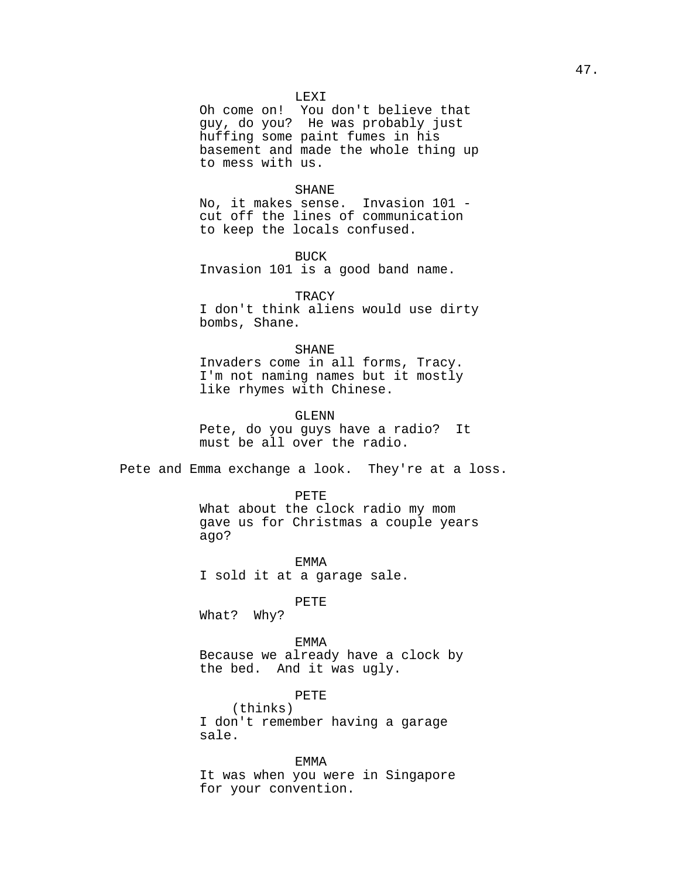LEXI
Oh come on!  You don't believe that guy, do you?  He was probably just huffing some paint fumes in his basement and made the whole thing up to mess with us.

SHANE
No, it makes sense.  Invasion 101 - cut off the lines of communication to keep the locals confused.

BUCK
Invasion 101 is a good band name.

TRACY
I don't think aliens would use dirty bombs, Shane.

SHANE
Invaders come in all forms, Tracy. I'm not naming names but it mostly like rhymes with Chinese.

GLENN
Pete, do you guys have a radio?  It must be all over the radio.

Pete and Emma exchange a look.  They're at a loss.

PETE
What about the clock radio my mom gave us for Christmas a couple years ago?

EMMA
I sold it at a garage sale.

PETE
What?  Why?

EMMA
Because we already have a clock by the bed.  And it was ugly.

PETE
(thinks)
I don't remember having a garage sale.

EMMA
It was when you were in Singapore for your convention.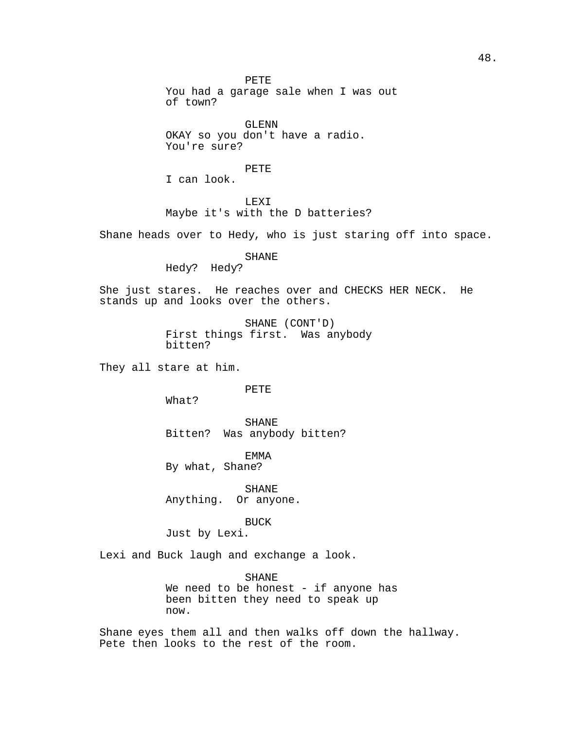PETE
You had a garage sale when I was out of town?

GLENN
OKAY so you don't have a radio. You're sure?

PETE
I can look.

LEXI
Maybe it's with the D batteries?

Shane heads over to Hedy, who is just staring off into space.

SHANE
Hedy? Hedy?

She just stares. He reaches over and CHECKS HER NECK. He stands up and looks over the others.

SHANE (CONT'D)
First things first. Was anybody bitten?

They all stare at him.

PETE
What?

SHANE
Bitten? Was anybody bitten?

EMMA
By what, Shane?

SHANE
Anything. Or anyone.

BUCK
Just by Lexi.

Lexi and Buck laugh and exchange a look.

SHANE
We need to be honest - if anyone has been bitten they need to speak up now.

Shane eyes them all and then walks off down the hallway. Pete then looks to the rest of the room.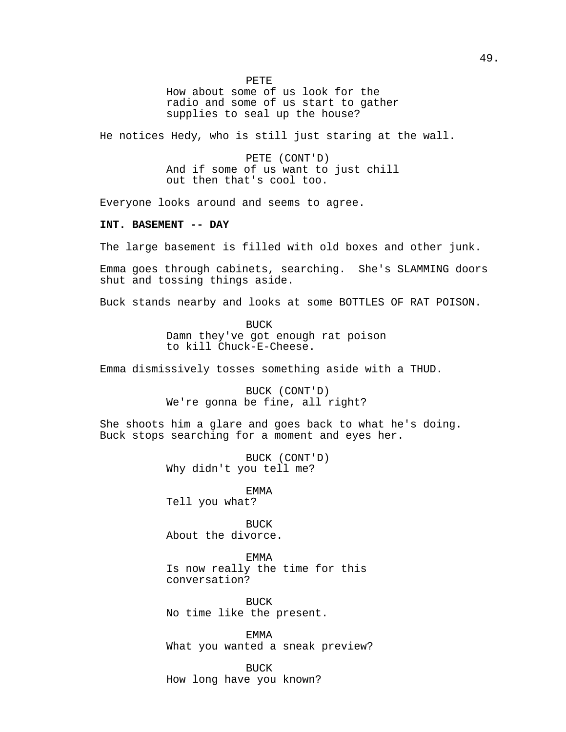PETE
How about some of us look for the radio and some of us start to gather supplies to seal up the house?

He notices Hedy, who is still just staring at the wall.

PETE (CONT'D)
And if some of us want to just chill out then that's cool too.

Everyone looks around and seems to agree.

**INT. BASEMENT -- DAY**

The large basement is filled with old boxes and other junk.

Emma goes through cabinets, searching. She's SLAMMING doors shut and tossing things aside.

Buck stands nearby and looks at some BOTTLES OF RAT POISON.

BUCK
Damn they've got enough rat poison to kill Chuck-E-Cheese.

Emma dismissively tosses something aside with a THUD.

BUCK (CONT'D)
We're gonna be fine, all right?

She shoots him a glare and goes back to what he's doing. Buck stops searching for a moment and eyes her.

BUCK (CONT'D)
Why didn't you tell me?

EMMA
Tell you what?

BUCK
About the divorce.

EMMA
Is now really the time for this conversation?

BUCK
No time like the present.

EMMA
What you wanted a sneak preview?

BUCK
How long have you known?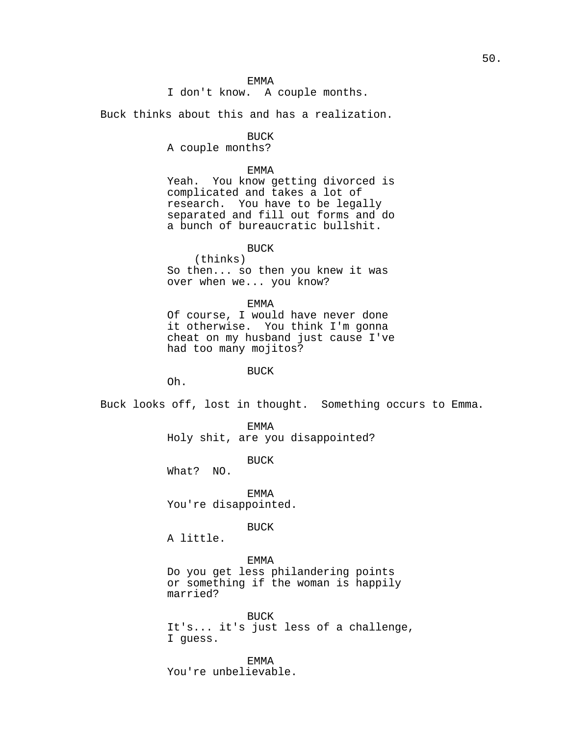EMMA
I don't know.  A couple months.

Buck thinks about this and has a realization.

BUCK
A couple months?

EMMA
Yeah.  You know getting divorced is complicated and takes a lot of research.  You have to be legally separated and fill out forms and do a bunch of bureaucratic bullshit.

BUCK
(thinks)
So then... so then you knew it was over when we... you know?

EMMA
Of course, I would have never done it otherwise.  You think I'm gonna cheat on my husband just cause I've had too many mojitos?

BUCK
Oh.

Buck looks off, lost in thought.  Something occurs to Emma.

EMMA
Holy shit, are you disappointed?

BUCK
What?  NO.

EMMA
You're disappointed.

BUCK
A little.

EMMA
Do you get less philandering points or something if the woman is happily married?

BUCK
It's... it's just less of a challenge, I guess.

EMMA
You're unbelievable.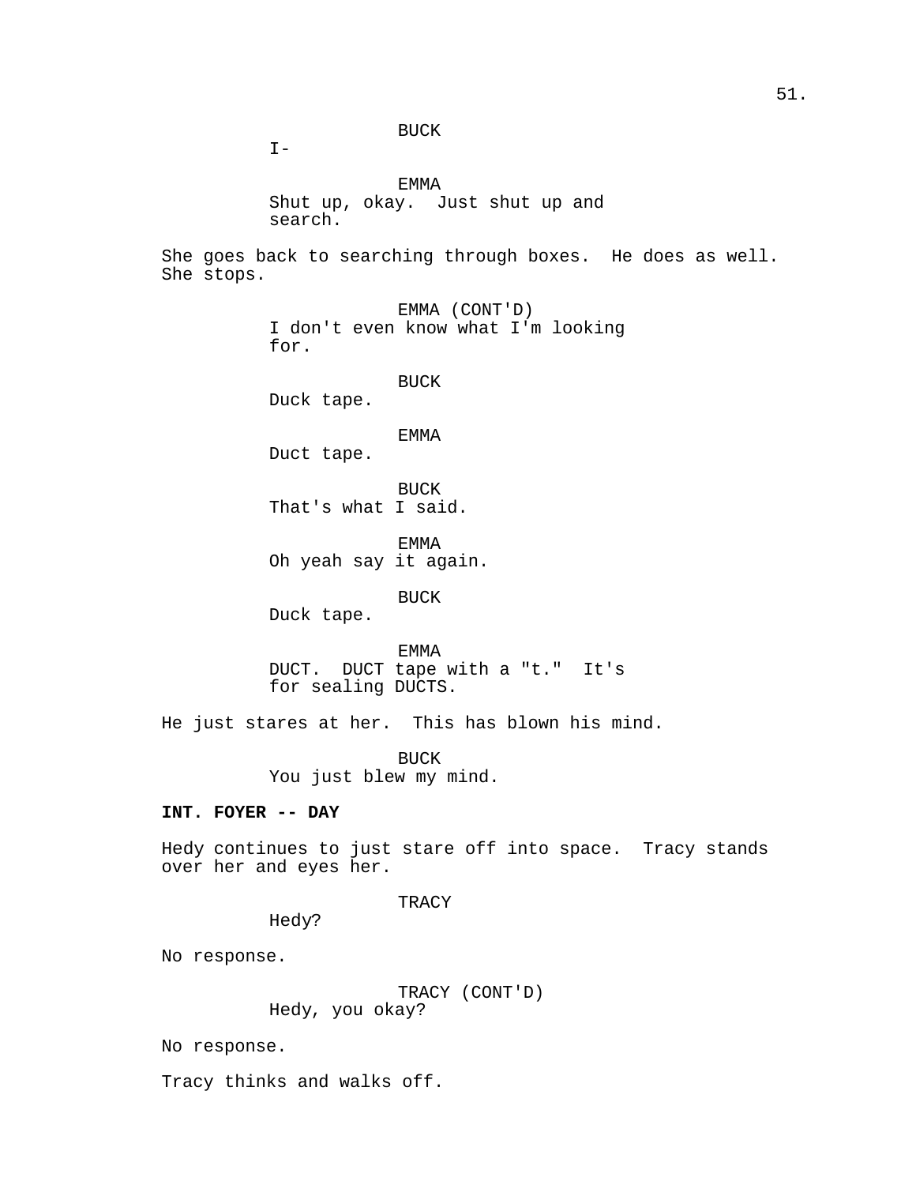BUCK
I-

EMMA
Shut up, okay. Just shut up and search.

She goes back to searching through boxes. He does as well. She stops.

EMMA (CONT'D)
I don't even know what I'm looking for.

BUCK
Duck tape.

EMMA
Duct tape.

BUCK
That's what I said.

EMMA
Oh yeah say it again.

BUCK
Duck tape.

EMMA
DUCT. DUCT tape with a "t." It's for sealing DUCTS.

He just stares at her. This has blown his mind.

BUCK
You just blew my mind.

**INT. FOYER -- DAY**

Hedy continues to just stare off into space. Tracy stands over her and eyes her.

TRACY
Hedy?

No response.

TRACY (CONT'D)
Hedy, you okay?

No response.

Tracy thinks and walks off.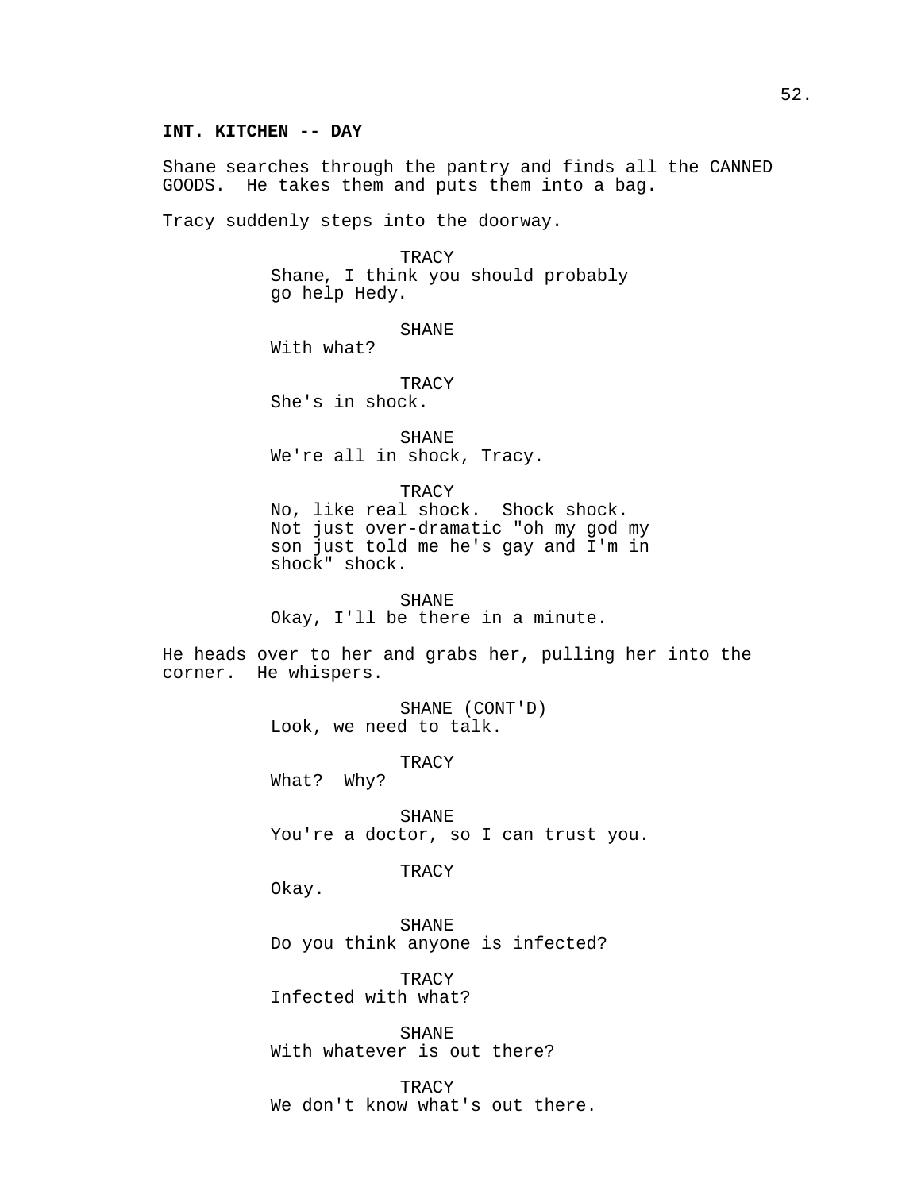**INT. KITCHEN -- DAY**

Shane searches through the pantry and finds all the CANNED GOODS. He takes them and puts them into a bag.

Tracy suddenly steps into the doorway.

TRACY
Shane, I think you should probably go help Hedy.

SHANE
With what?

TRACY
She's in shock.

SHANE
We're all in shock, Tracy.

TRACY
No, like real shock. Shock shock. Not just over-dramatic "oh my god my son just told me he's gay and I'm in shock" shock.

SHANE
Okay, I'll be there in a minute.

He heads over to her and grabs her, pulling her into the corner. He whispers.

SHANE (CONT'D)
Look, we need to talk.

TRACY
What? Why?

SHANE
You're a doctor, so I can trust you.

TRACY
Okay.

SHANE
Do you think anyone is infected?

TRACY
Infected with what?

SHANE
With whatever is out there?

TRACY
We don't know what's out there.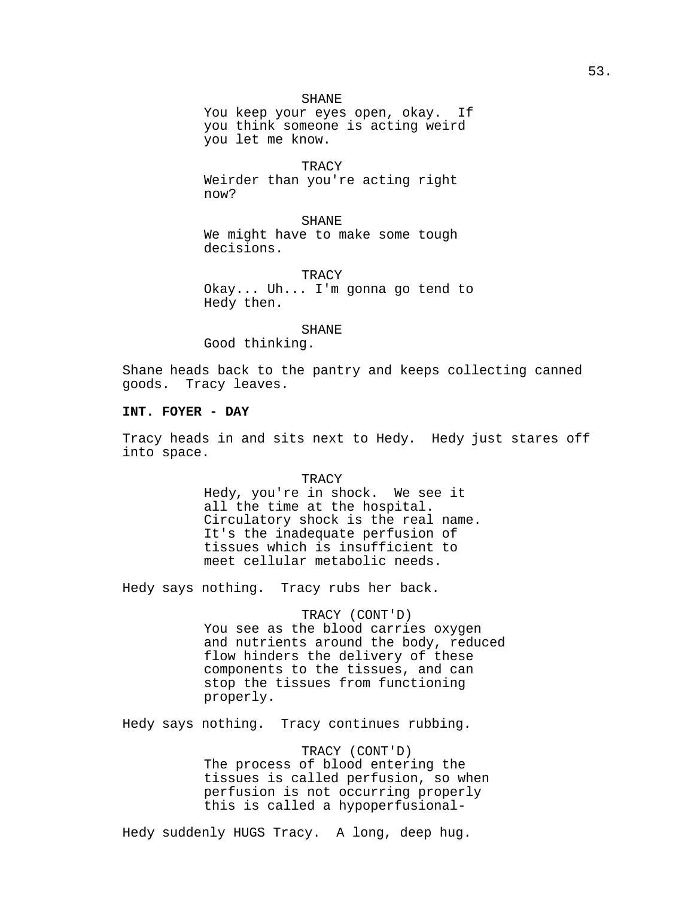SHANE

You keep your eyes open, okay. If you think someone is acting weird you let me know.

TRACY

Weirder than you're acting right now?

SHANE

We might have to make some tough decisions.

TRACY

Okay... Uh... I'm gonna go tend to Hedy then.

SHANE

Good thinking.

Shane heads back to the pantry and keeps collecting canned goods. Tracy leaves.

**INT. FOYER - DAY**

Tracy heads in and sits next to Hedy. Hedy just stares off into space.

TRACY

Hedy, you're in shock. We see it all the time at the hospital. Circulatory shock is the real name. It's the inadequate perfusion of tissues which is insufficient to meet cellular metabolic needs.

Hedy says nothing. Tracy rubs her back.

TRACY (CONT'D)

You see as the blood carries oxygen and nutrients around the body, reduced flow hinders the delivery of these components to the tissues, and can stop the tissues from functioning properly.

Hedy says nothing. Tracy continues rubbing.

TRACY (CONT'D)

The process of blood entering the tissues is called perfusion, so when perfusion is not occurring properly this is called a hypoperfusional-

Hedy suddenly HUGS Tracy. A long, deep hug.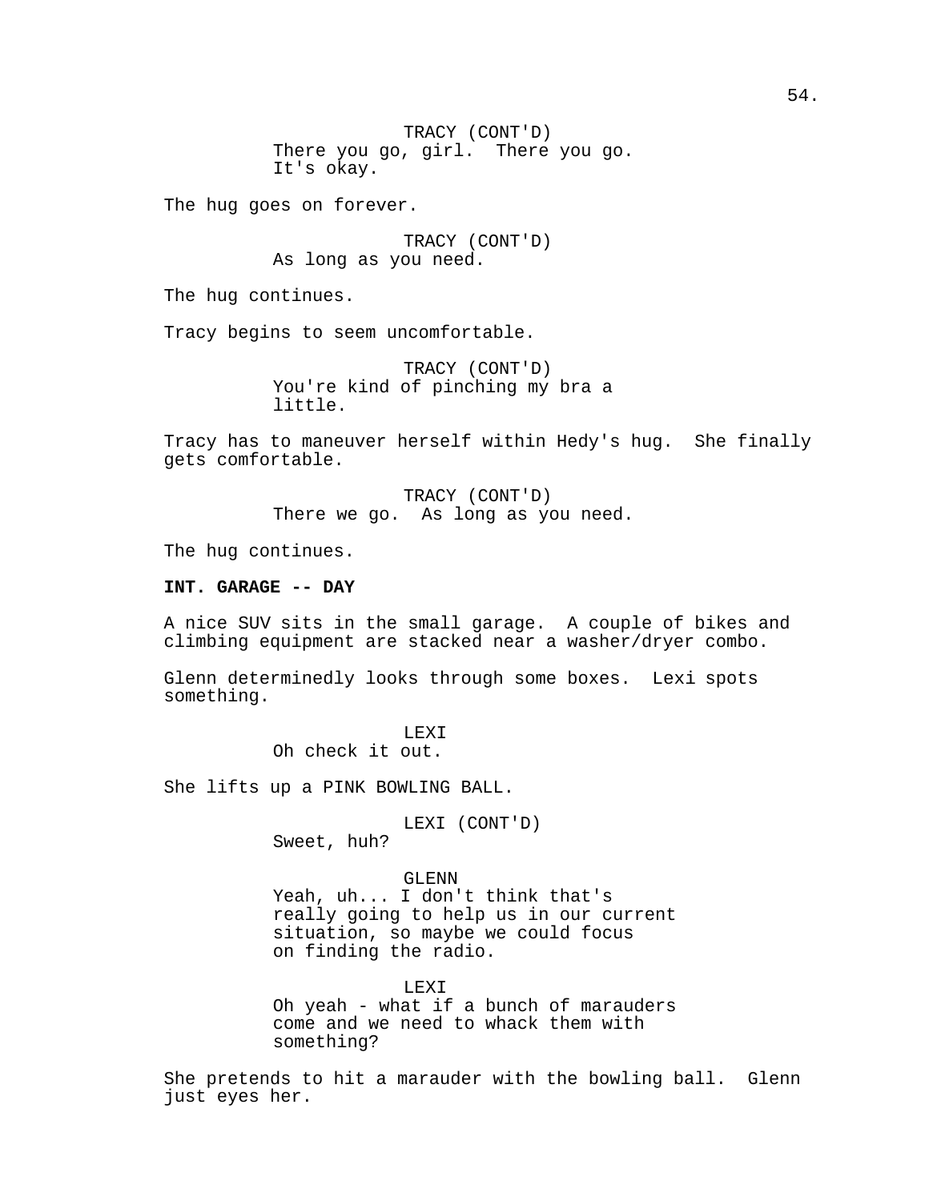TRACY (CONT'D)
There you go, girl. There you go.
It's okay.

The hug goes on forever.

TRACY (CONT'D)
As long as you need.

The hug continues.

Tracy begins to seem uncomfortable.

TRACY (CONT'D)
You're kind of pinching my bra a
little.

Tracy has to maneuver herself within Hedy's hug. She finally gets comfortable.

TRACY (CONT'D)
There we go. As long as you need.

The hug continues.

**INT. GARAGE -- DAY**

A nice SUV sits in the small garage. A couple of bikes and climbing equipment are stacked near a washer/dryer combo.

Glenn determinedly looks through some boxes. Lexi spots something.

LEXI
Oh check it out.

She lifts up a PINK BOWLING BALL.

LEXI (CONT'D)
Sweet, huh?

GLENN
Yeah, uh... I don't think that's
really going to help us in our current
situation, so maybe we could focus
on finding the radio.

LEXI
Oh yeah - what if a bunch of marauders
come and we need to whack them with
something?

She pretends to hit a marauder with the bowling ball. Glenn just eyes her.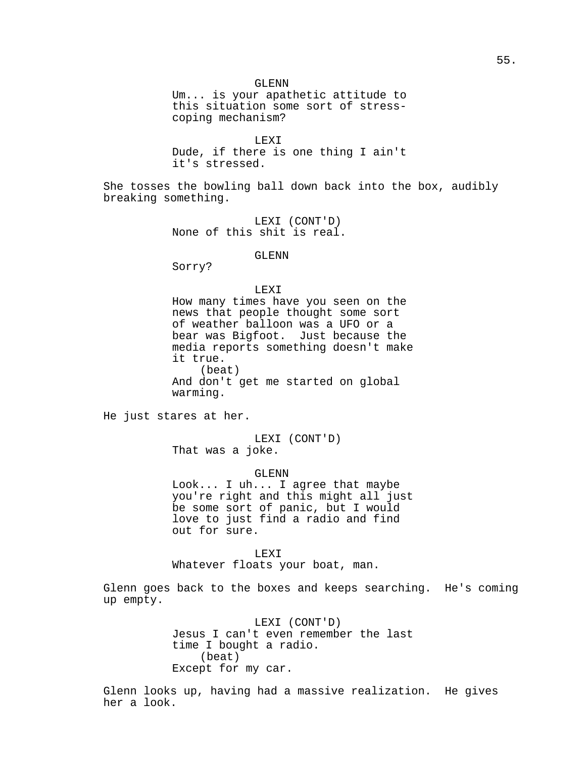GLENN
Um... is your apathetic attitude to this situation some sort of stress-coping mechanism?

LEXI
Dude, if there is one thing I ain't it's stressed.

She tosses the bowling ball down back into the box, audibly breaking something.

LEXI (CONT'D)
None of this shit is real.

GLENN
Sorry?

LEXI
How many times have you seen on the news that people thought some sort of weather balloon was a UFO or a bear was Bigfoot. Just because the media reports something doesn't make it true.
(beat)
And don't get me started on global warming.

He just stares at her.

LEXI (CONT'D)
That was a joke.

GLENN
Look... I uh... I agree that maybe you're right and this might all just be some sort of panic, but I would love to just find a radio and find out for sure.

LEXI
Whatever floats your boat, man.

Glenn goes back to the boxes and keeps searching. He's coming up empty.

LEXI (CONT'D)
Jesus I can't even remember the last time I bought a radio.
(beat)
Except for my car.

Glenn looks up, having had a massive realization. He gives her a look.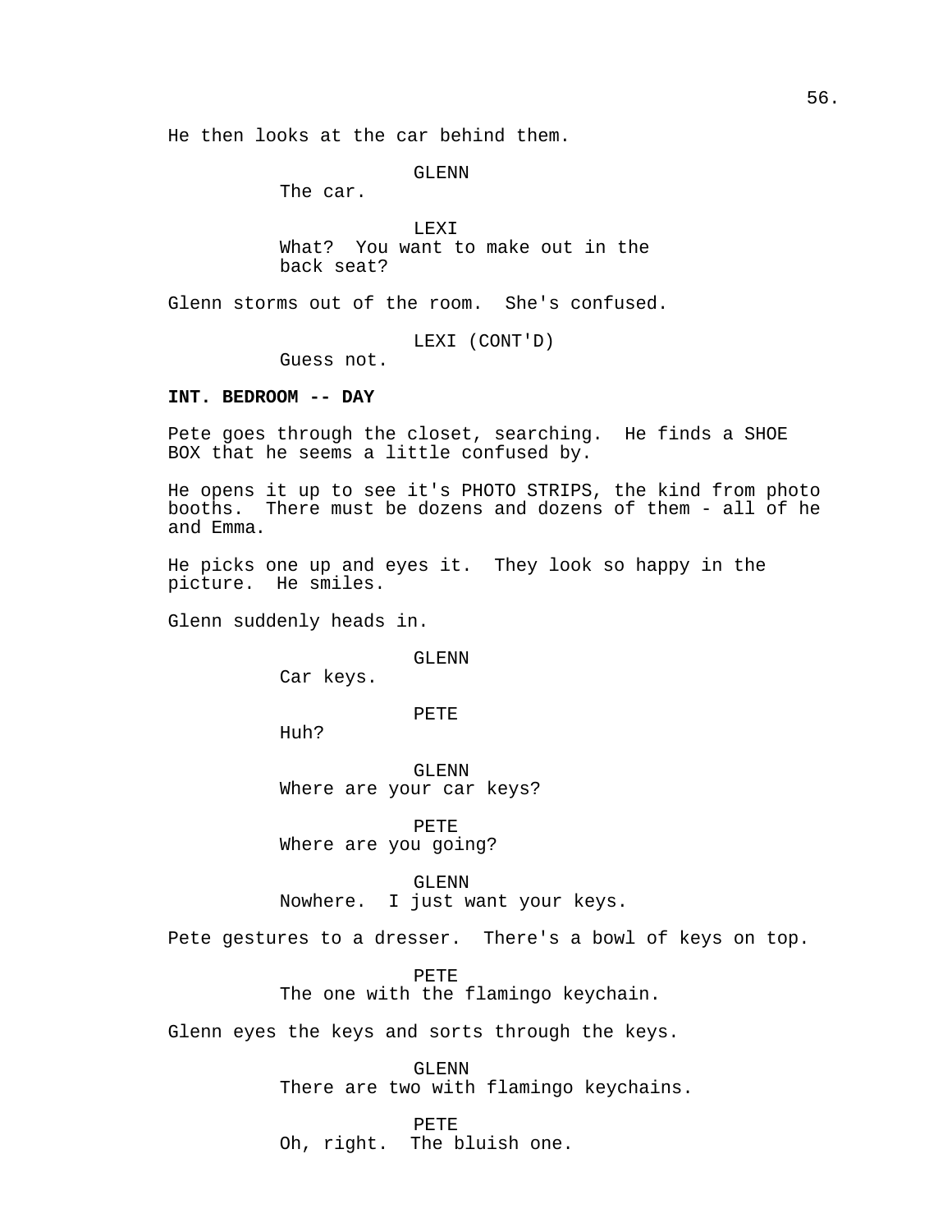He then looks at the car behind them.

GLENN
The car.

LEXI
What?  You want to make out in the back seat?

Glenn storms out of the room.  She's confused.

LEXI (CONT'D)
Guess not.

**INT. BEDROOM -- DAY**

Pete goes through the closet, searching.  He finds a SHOE BOX that he seems a little confused by.

He opens it up to see it's PHOTO STRIPS, the kind from photo booths.  There must be dozens and dozens of them - all of he and Emma.

He picks one up and eyes it.  They look so happy in the picture.  He smiles.

Glenn suddenly heads in.

GLENN
Car keys.

PETE
Huh?

GLENN
Where are your car keys?

PETE
Where are you going?

GLENN
Nowhere.  I just want your keys.

Pete gestures to a dresser.  There's a bowl of keys on top.

PETE
The one with the flamingo keychain.

Glenn eyes the keys and sorts through the keys.

GLENN
There are two with flamingo keychains.

PETE
Oh, right.  The bluish one.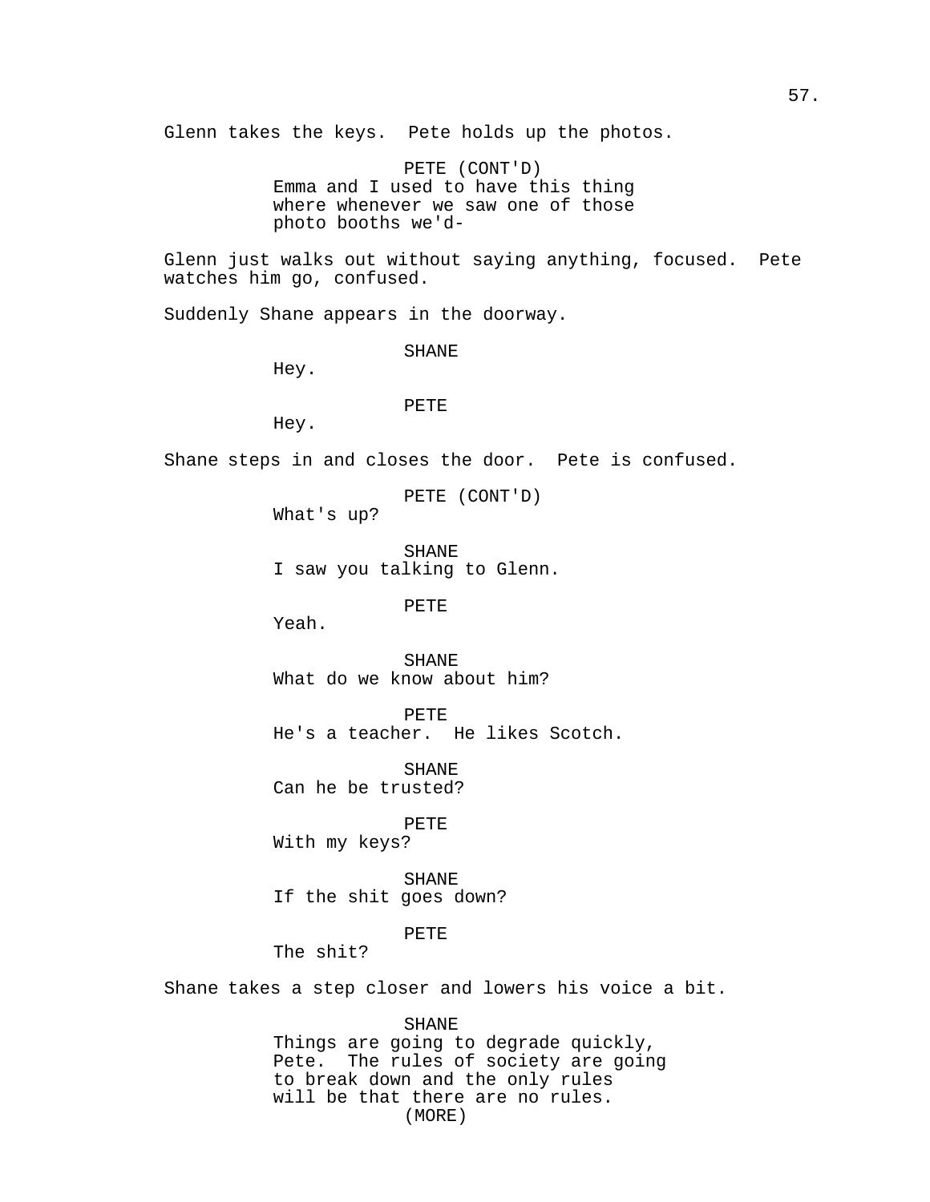Glenn takes the keys. Pete holds up the photos.

PETE (CONT'D)
Emma and I used to have this thing where whenever we saw one of those photo booths we'd-

Glenn just walks out without saying anything, focused. Pete watches him go, confused.

Suddenly Shane appears in the doorway.

SHANE
Hey.

PETE
Hey.

Shane steps in and closes the door. Pete is confused.

PETE (CONT'D)
What's up?

SHANE
I saw you talking to Glenn.

PETE
Yeah.

SHANE
What do we know about him?

PETE
He's a teacher. He likes Scotch.

SHANE
Can he be trusted?

PETE
With my keys?

SHANE
If the shit goes down?

PETE
The shit?

Shane takes a step closer and lowers his voice a bit.

SHANE
Things are going to degrade quickly, Pete. The rules of society are going to break down and the only rules will be that there are no rules.
(MORE)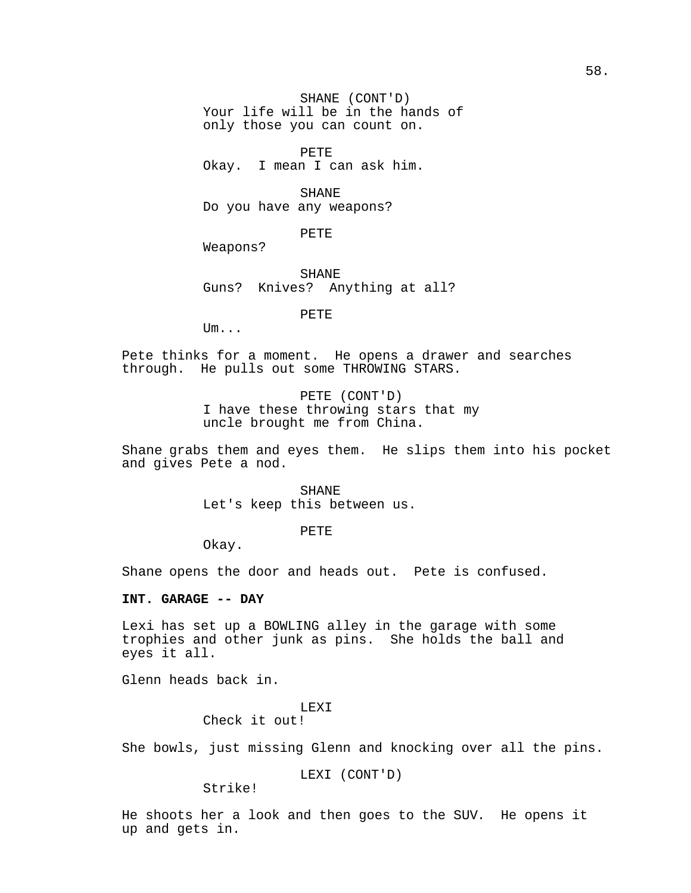SHANE (CONT'D)
Your life will be in the hands of only those you can count on.

PETE
Okay. I mean I can ask him.

SHANE
Do you have any weapons?

PETE
Weapons?

SHANE
Guns? Knives? Anything at all?

PETE
Um...

Pete thinks for a moment. He opens a drawer and searches through. He pulls out some THROWING STARS.

PETE (CONT'D)
I have these throwing stars that my uncle brought me from China.

Shane grabs them and eyes them. He slips them into his pocket and gives Pete a nod.

SHANE
Let's keep this between us.

PETE
Okay.

Shane opens the door and heads out. Pete is confused.

**INT. GARAGE -- DAY**

Lexi has set up a BOWLING alley in the garage with some trophies and other junk as pins. She holds the ball and eyes it all.

Glenn heads back in.

LEXI
Check it out!

She bowls, just missing Glenn and knocking over all the pins.

LEXI (CONT'D)
Strike!

He shoots her a look and then goes to the SUV. He opens it up and gets in.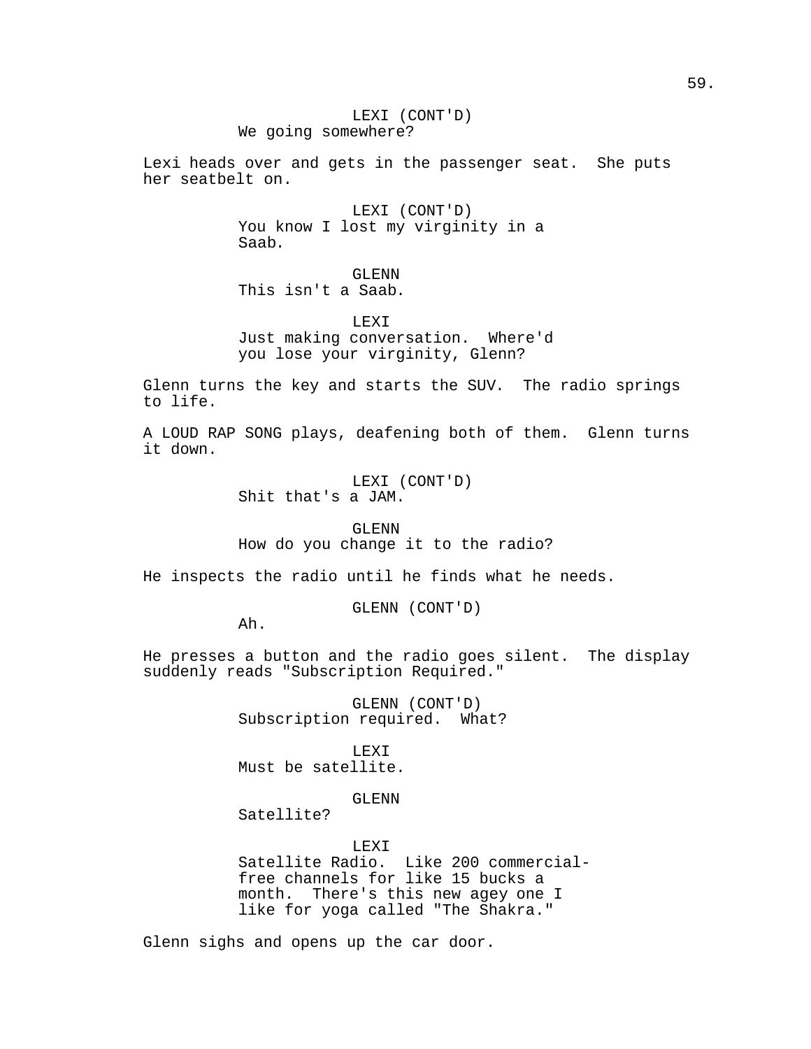LEXI (CONT'D)
We going somewhere?

Lexi heads over and gets in the passenger seat.  She puts her seatbelt on.

LEXI (CONT'D)
You know I lost my virginity in a Saab.

GLENN
This isn't a Saab.

LEXI
Just making conversation.  Where'd you lose your virginity, Glenn?

Glenn turns the key and starts the SUV.  The radio springs to life.

A LOUD RAP SONG plays, deafening both of them.  Glenn turns it down.

LEXI (CONT'D)
Shit that's a JAM.

GLENN
How do you change it to the radio?

He inspects the radio until he finds what he needs.

GLENN (CONT'D)
Ah.

He presses a button and the radio goes silent.  The display suddenly reads "Subscription Required."

GLENN (CONT'D)
Subscription required.  What?

LEXI
Must be satellite.

GLENN
Satellite?

LEXI
Satellite Radio.  Like 200 commercial-free channels for like 15 bucks a month.  There's this new agey one I like for yoga called "The Shakra."

Glenn sighs and opens up the car door.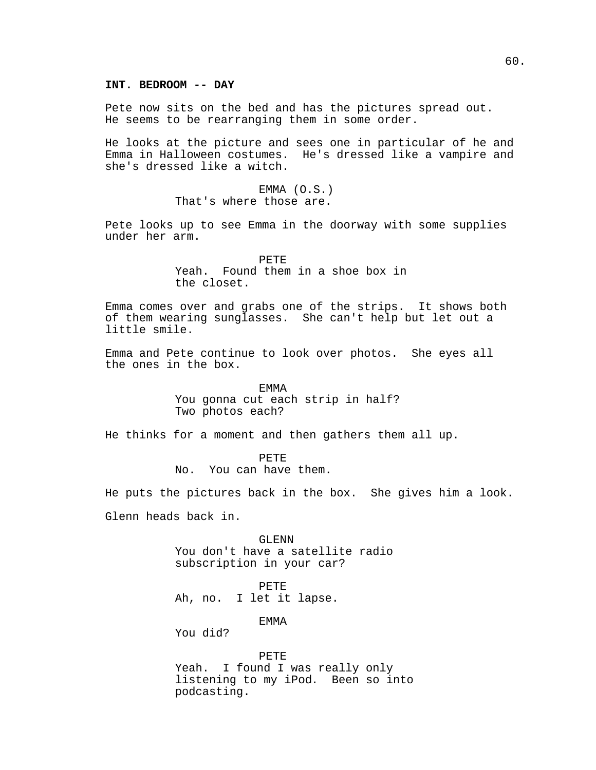**INT. BEDROOM -- DAY**

Pete now sits on the bed and has the pictures spread out. He seems to be rearranging them in some order.

He looks at the picture and sees one in particular of he and Emma in Halloween costumes. He's dressed like a vampire and she's dressed like a witch.

EMMA (O.S.)
That's where those are.

Pete looks up to see Emma in the doorway with some supplies under her arm.

PETE
Yeah. Found them in a shoe box in the closet.

Emma comes over and grabs one of the strips. It shows both of them wearing sunglasses. She can't help but let out a little smile.

Emma and Pete continue to look over photos. She eyes all the ones in the box.

EMMA
You gonna cut each strip in half? Two photos each?

He thinks for a moment and then gathers them all up.

PETE
No. You can have them.

He puts the pictures back in the box. She gives him a look.

Glenn heads back in.

GLENN
You don't have a satellite radio subscription in your car?

PETE
Ah, no. I let it lapse.

EMMA
You did?

PETE
Yeah. I found I was really only listening to my iPod. Been so into podcasting.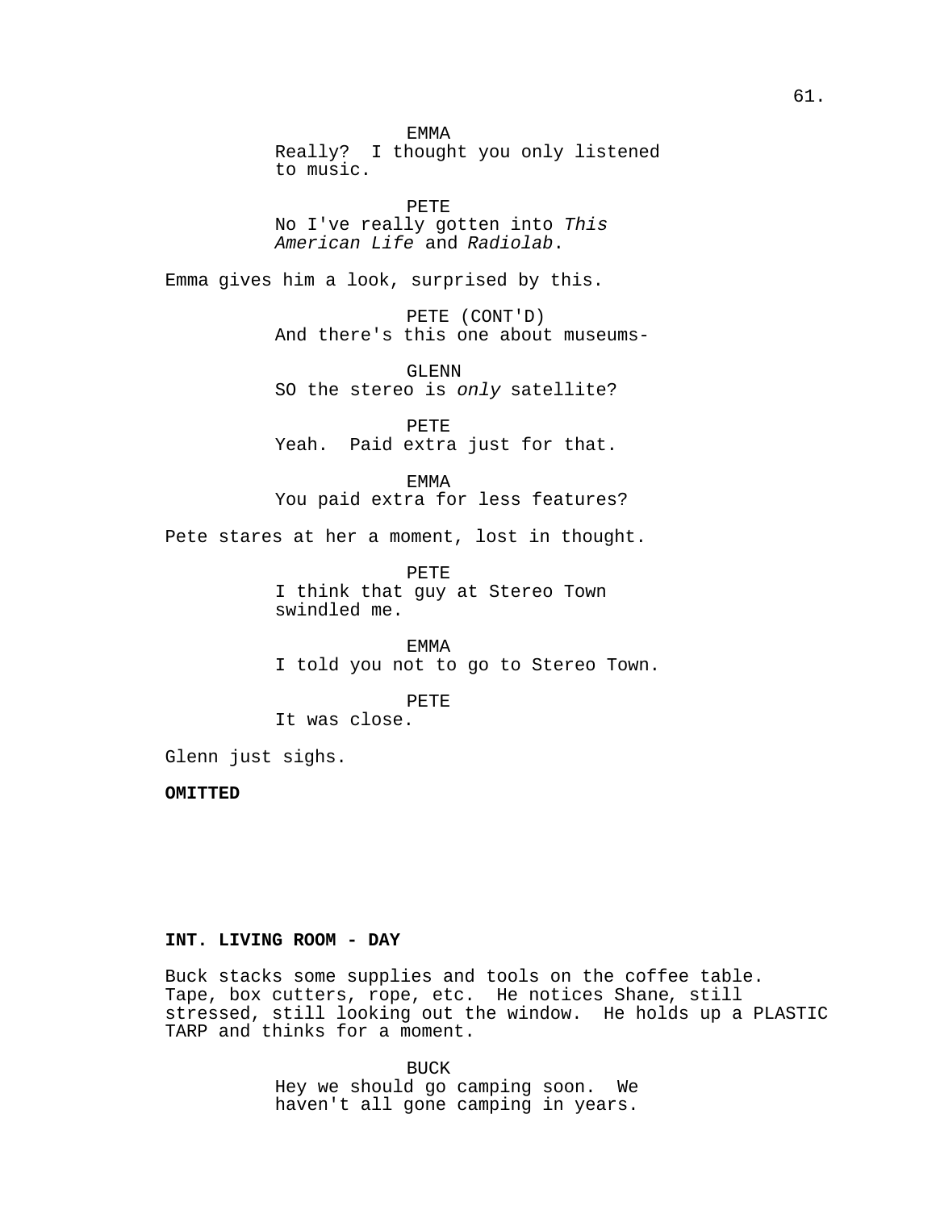EMMA
Really? I thought you only listened to music.

PETE
No I've really gotten into *This American Life* and *Radiolab*.

Emma gives him a look, surprised by this.

PETE (CONT'D)
And there's this one about museums-

GLENN
SO the stereo is *only* satellite?

PETE
Yeah. Paid extra just for that.

EMMA
You paid extra for less features?

Pete stares at her a moment, lost in thought.

PETE
I think that guy at Stereo Town swindled me.

EMMA
I told you not to go to Stereo Town.

PETE
It was close.

Glenn just sighs.

**OMITTED**

**INT. LIVING ROOM - DAY**

Buck stacks some supplies and tools on the coffee table. Tape, box cutters, rope, etc. He notices Shane, still stressed, still looking out the window. He holds up a PLASTIC TARP and thinks for a moment.

BUCK
Hey we should go camping soon. We haven't all gone camping in years.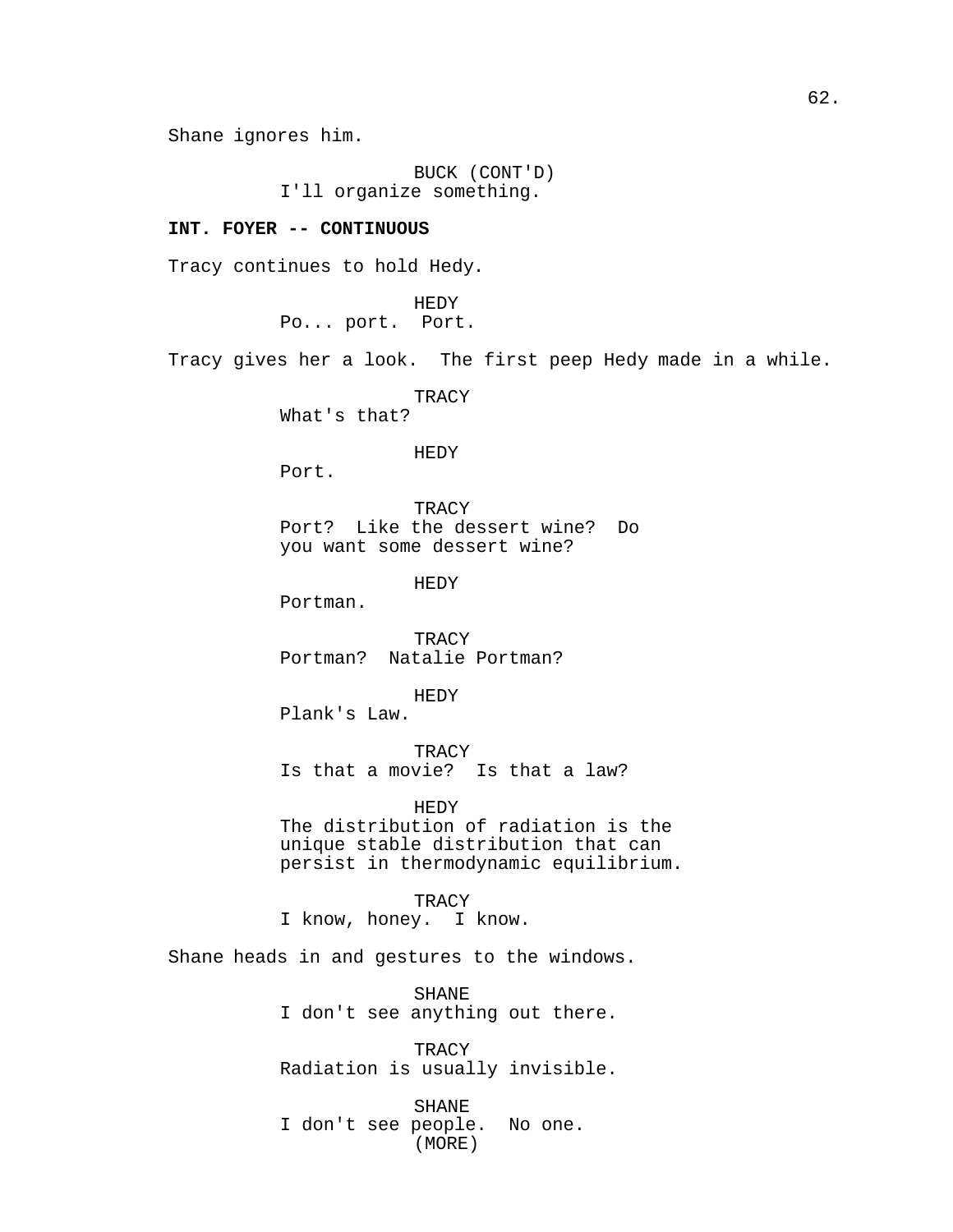Shane ignores him.

BUCK (CONT'D)
I'll organize something.

**INT. FOYER -- CONTINUOUS**

Tracy continues to hold Hedy.

HEDY
Po... port.  Port.

Tracy gives her a look.  The first peep Hedy made in a while.

TRACY
What's that?

HEDY
Port.

TRACY
Port?  Like the dessert wine?  Do you want some dessert wine?

HEDY
Portman.

TRACY
Portman?  Natalie Portman?

HEDY
Plank's Law.

TRACY
Is that a movie?  Is that a law?

HEDY
The distribution of radiation is the unique stable distribution that can persist in thermodynamic equilibrium.

TRACY
I know, honey.  I know.

Shane heads in and gestures to the windows.

SHANE
I don't see anything out there.

TRACY
Radiation is usually invisible.

SHANE
I don't see people.  No one.
(MORE)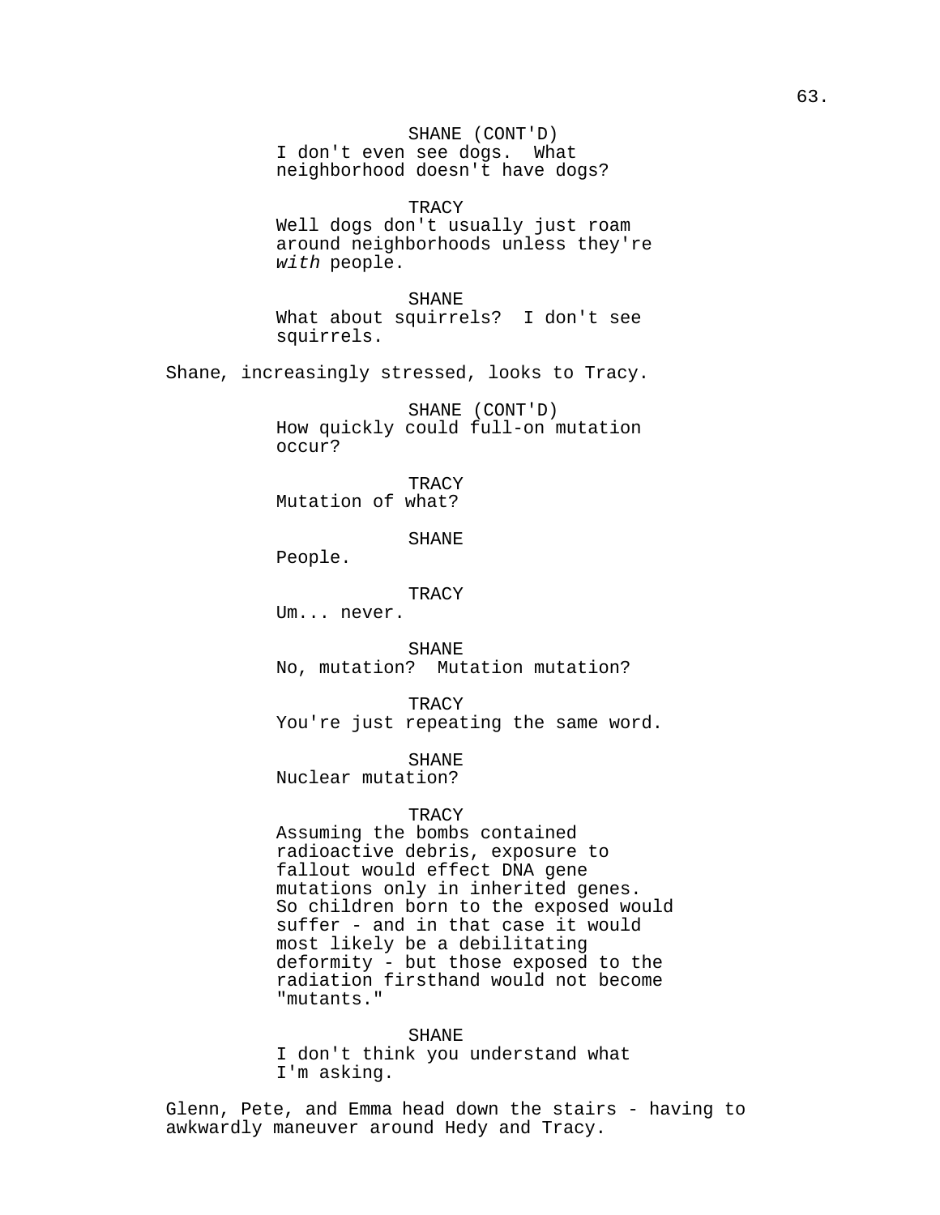SHANE (CONT'D)
I don't even see dogs. What neighborhood doesn't have dogs?

TRACY
Well dogs don't usually just roam around neighborhoods unless they're *with* people.

SHANE
What about squirrels? I don't see squirrels.

Shane, increasingly stressed, looks to Tracy.

SHANE (CONT'D)
How quickly could full-on mutation occur?

TRACY
Mutation of what?

SHANE
People.

TRACY
Um... never.

SHANE
No, mutation? Mutation mutation?

TRACY
You're just repeating the same word.

SHANE
Nuclear mutation?

TRACY
Assuming the bombs contained radioactive debris, exposure to fallout would effect DNA gene mutations only in inherited genes. So children born to the exposed would suffer - and in that case it would most likely be a debilitating deformity - but those exposed to the radiation firsthand would not become "mutants."

SHANE
I don't think you understand what I'm asking.

Glenn, Pete, and Emma head down the stairs - having to awkwardly maneuver around Hedy and Tracy.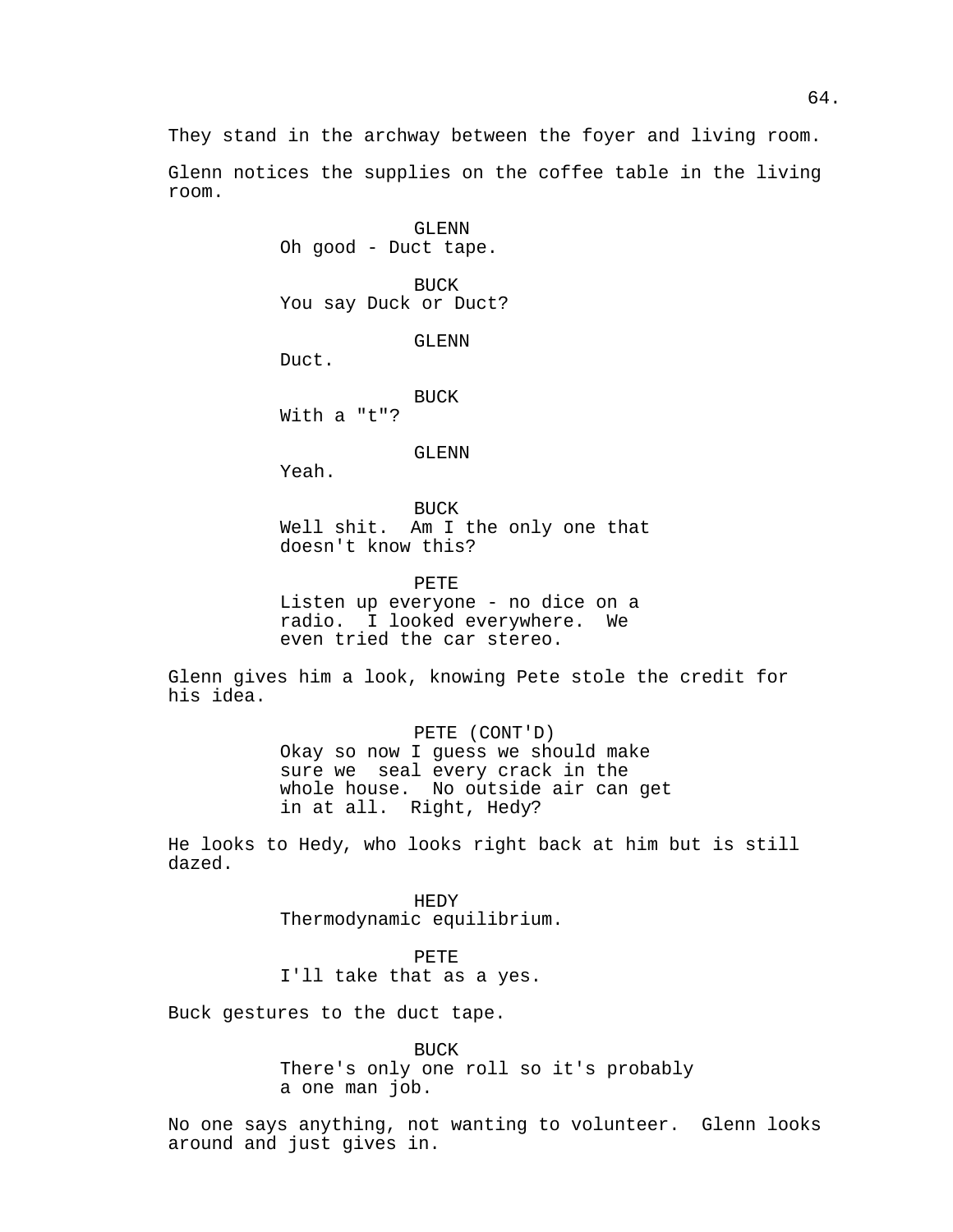They stand in the archway between the foyer and living room.

Glenn notices the supplies on the coffee table in the living room.

GLENN
Oh good - Duct tape.

BUCK
You say Duck or Duct?

GLENN
Duct.

BUCK
With a "t"?

GLENN
Yeah.

BUCK
Well shit. Am I the only one that doesn't know this?

PETE
Listen up everyone - no dice on a radio. I looked everywhere. We even tried the car stereo.

Glenn gives him a look, knowing Pete stole the credit for his idea.

PETE (CONT'D)
Okay so now I guess we should make sure we seal every crack in the whole house. No outside air can get in at all. Right, Hedy?

He looks to Hedy, who looks right back at him but is still dazed.

HEDY
Thermodynamic equilibrium.

PETE
I'll take that as a yes.

Buck gestures to the duct tape.

BUCK
There's only one roll so it's probably a one man job.

No one says anything, not wanting to volunteer. Glenn looks around and just gives in.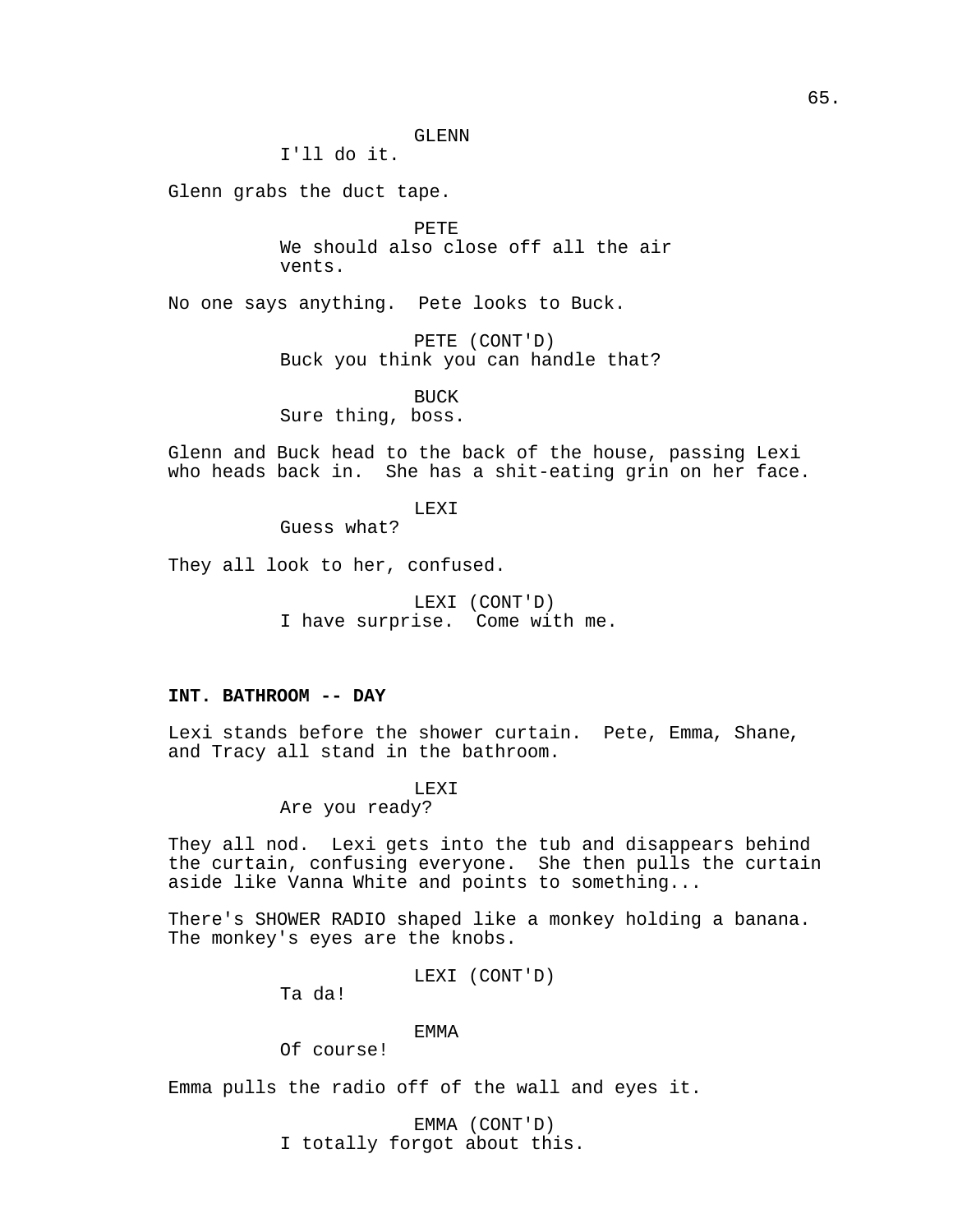GLENN
I'll do it.

Glenn grabs the duct tape.

PETE
We should also close off all the air vents.

No one says anything. Pete looks to Buck.

PETE (CONT'D)
Buck you think you can handle that?

BUCK
Sure thing, boss.

Glenn and Buck head to the back of the house, passing Lexi who heads back in. She has a shit-eating grin on her face.

LEXI
Guess what?

They all look to her, confused.

LEXI (CONT'D)
I have surprise. Come with me.

**INT. BATHROOM -- DAY**

Lexi stands before the shower curtain. Pete, Emma, Shane, and Tracy all stand in the bathroom.

LEXI
Are you ready?

They all nod. Lexi gets into the tub and disappears behind the curtain, confusing everyone. She then pulls the curtain aside like Vanna White and points to something...

There's SHOWER RADIO shaped like a monkey holding a banana. The monkey's eyes are the knobs.

LEXI (CONT'D)
Ta da!

EMMA
Of course!

Emma pulls the radio off of the wall and eyes it.

EMMA (CONT'D)
I totally forgot about this.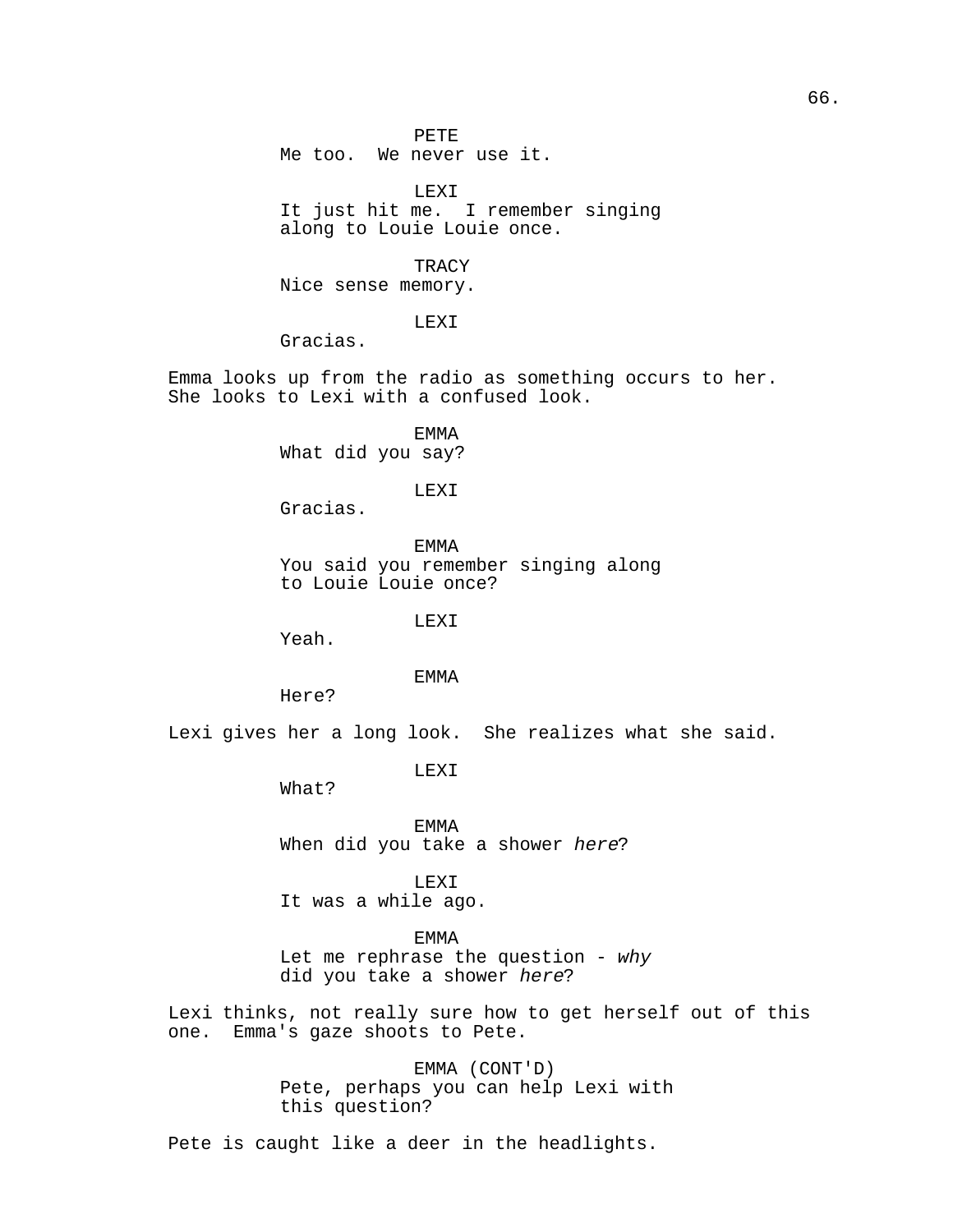PETE
Me too. We never use it.

LEXI
It just hit me. I remember singing along to Louie Louie once.

TRACY
Nice sense memory.

LEXI
Gracias.

Emma looks up from the radio as something occurs to her. She looks to Lexi with a confused look.

EMMA
What did you say?

LEXI
Gracias.

EMMA
You said you remember singing along to Louie Louie once?

LEXI
Yeah.

EMMA
Here?

Lexi gives her a long look. She realizes what she said.

LEXI
What?

EMMA
When did you take a shower *here*?

LEXI
It was a while ago.

EMMA
Let me rephrase the question - *why* did you take a shower *here*?

Lexi thinks, not really sure how to get herself out of this one. Emma's gaze shoots to Pete.

EMMA (CONT'D)
Pete, perhaps you can help Lexi with this question?

Pete is caught like a deer in the headlights.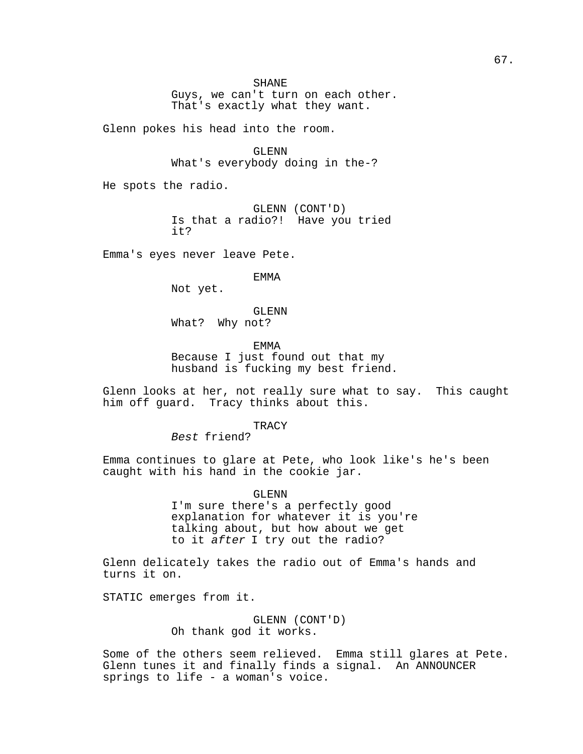SHANE
Guys, we can't turn on each other. That's exactly what they want.

Glenn pokes his head into the room.

GLENN
What's everybody doing in the-?

He spots the radio.

GLENN (CONT'D)
Is that a radio?! Have you tried it?

Emma's eyes never leave Pete.

EMMA
Not yet.

GLENN
What? Why not?

EMMA
Because I just found out that my husband is fucking my best friend.

Glenn looks at her, not really sure what to say. This caught him off guard. Tracy thinks about this.

TRACY
*Best* friend?

Emma continues to glare at Pete, who look like's he's been caught with his hand in the cookie jar.

GLENN
I'm sure there's a perfectly good explanation for whatever it is you're talking about, but how about we get to it *after* I try out the radio?

Glenn delicately takes the radio out of Emma's hands and turns it on.

STATIC emerges from it.

GLENN (CONT'D)
Oh thank god it works.

Some of the others seem relieved. Emma still glares at Pete. Glenn tunes it and finally finds a signal. An ANNOUNCER springs to life - a woman's voice.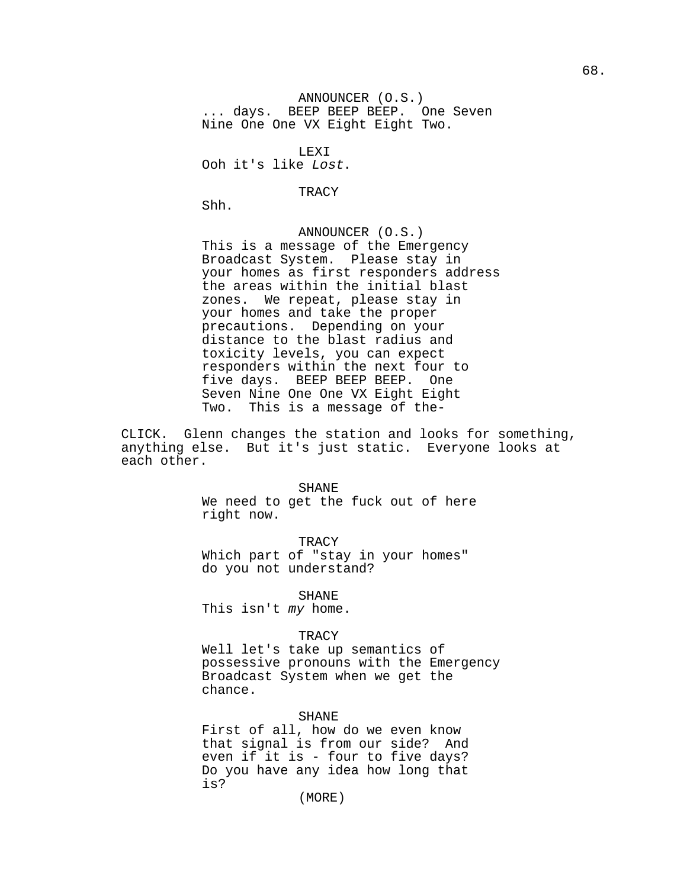ANNOUNCER (O.S.)
... days. BEEP BEEP BEEP. One Seven Nine One One VX Eight Eight Two.

LEXI
Ooh it's like *Lost*.

TRACY
Shh.

ANNOUNCER (O.S.)
This is a message of the Emergency Broadcast System. Please stay in your homes as first responders address the areas within the initial blast zones. We repeat, please stay in your homes and take the proper precautions. Depending on your distance to the blast radius and toxicity levels, you can expect responders within the next four to five days. BEEP BEEP BEEP. One Seven Nine One One VX Eight Eight Two. This is a message of the-

CLICK. Glenn changes the station and looks for something, anything else. But it's just static. Everyone looks at each other.

SHANE
We need to get the fuck out of here right now.

TRACY
Which part of "stay in your homes" do you not understand?

SHANE
This isn't *my* home.

TRACY
Well let's take up semantics of possessive pronouns with the Emergency Broadcast System when we get the chance.

SHANE
First of all, how do we even know that signal is from our side? And even if it is - four to five days? Do you have any idea how long that is?
(MORE)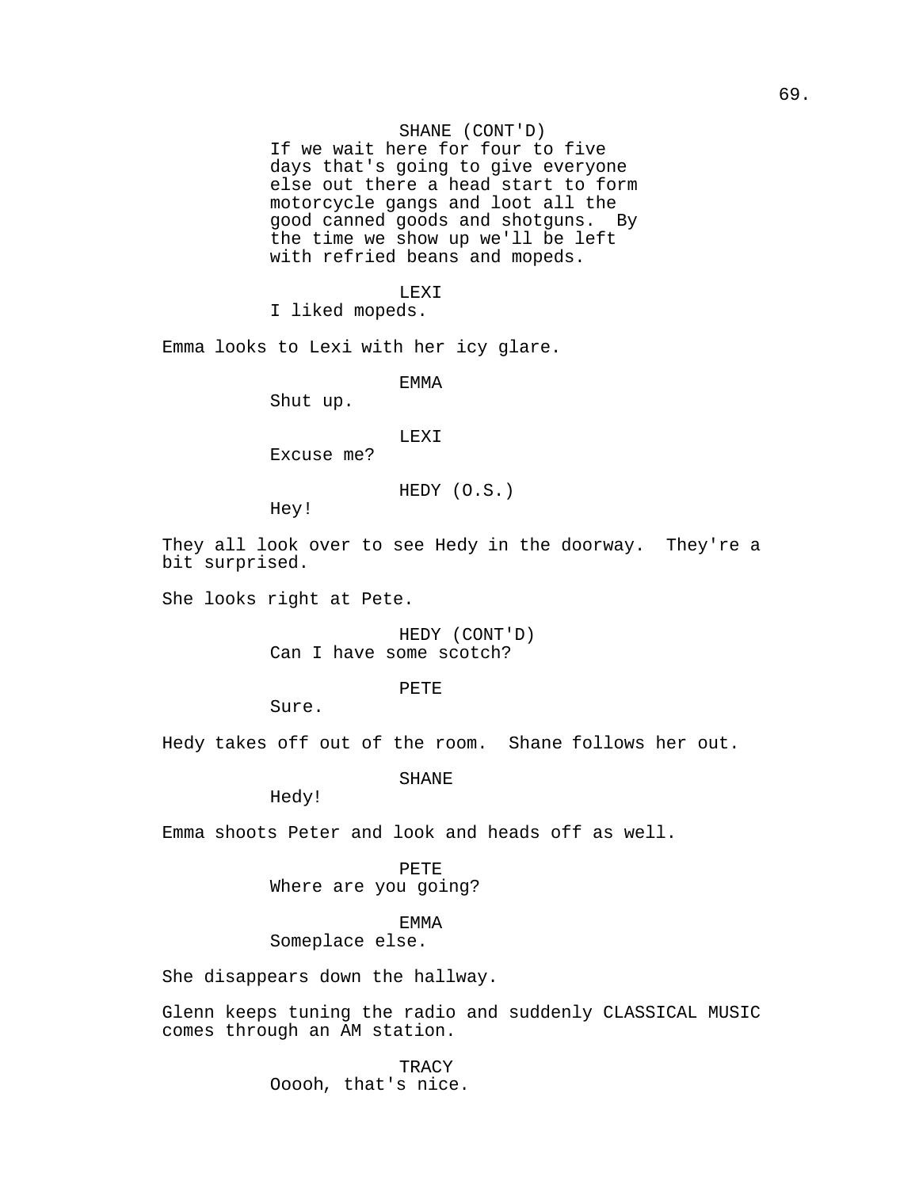SHANE (CONT'D)
If we wait here for four to five days that's going to give everyone else out there a head start to form motorcycle gangs and loot all the good canned goods and shotguns. By the time we show up we'll be left with refried beans and mopeds.

LEXI
I liked mopeds.

Emma looks to Lexi with her icy glare.

EMMA
Shut up.

LEXI
Excuse me?

HEDY (O.S.)
Hey!

They all look over to see Hedy in the doorway. They're a bit surprised.

She looks right at Pete.

HEDY (CONT'D)
Can I have some scotch?

PETE
Sure.

Hedy takes off out of the room. Shane follows her out.

SHANE
Hedy!

Emma shoots Peter and look and heads off as well.

PETE
Where are you going?

EMMA
Someplace else.

She disappears down the hallway.

Glenn keeps tuning the radio and suddenly CLASSICAL MUSIC comes through an AM station.

TRACY
Ooooh, that's nice.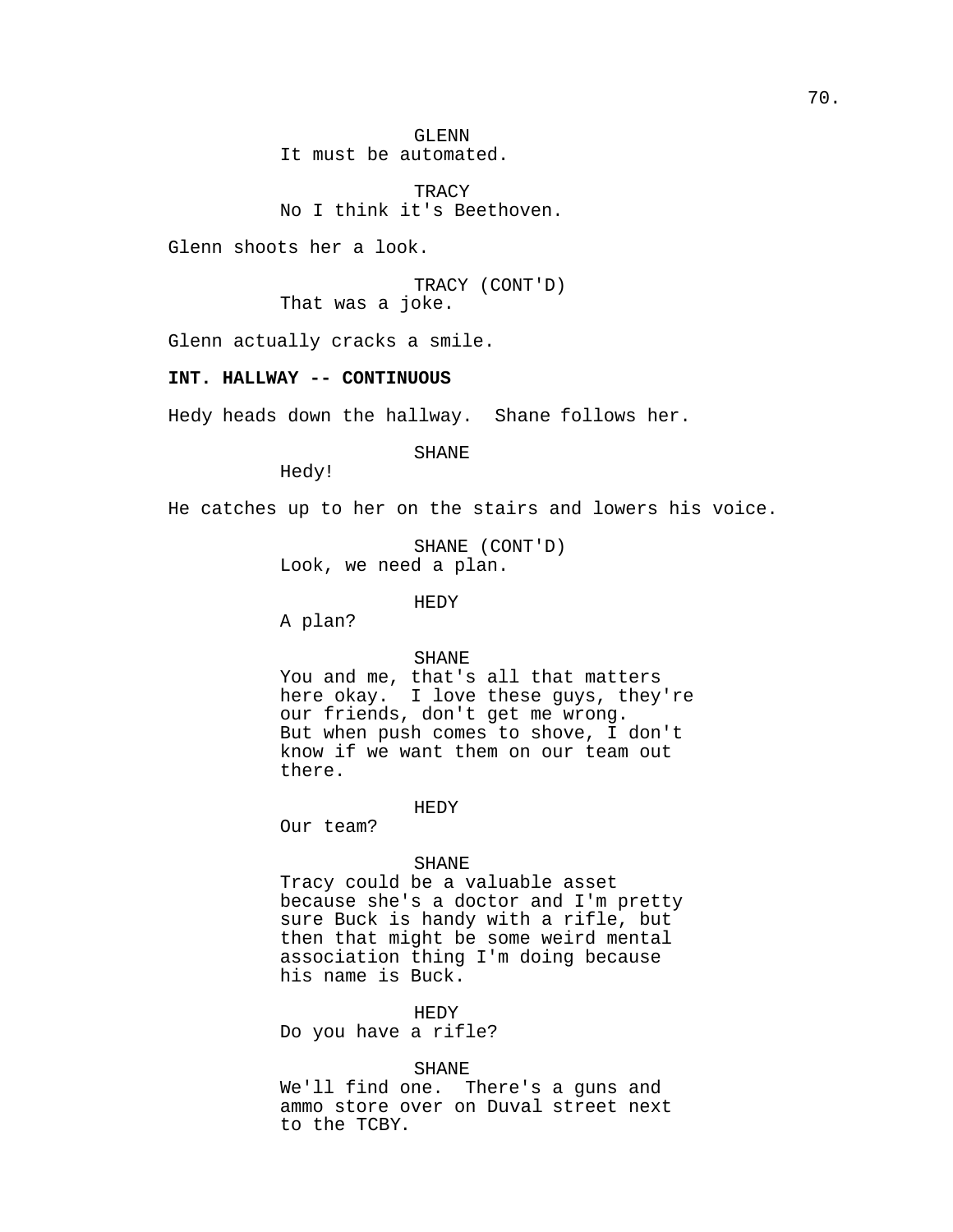GLENN
It must be automated.

TRACY
No I think it's Beethoven.

Glenn shoots her a look.

TRACY (CONT'D)
That was a joke.

Glenn actually cracks a smile.

**INT. HALLWAY -- CONTINUOUS**

Hedy heads down the hallway. Shane follows her.

SHANE
Hedy!

He catches up to her on the stairs and lowers his voice.

SHANE (CONT'D)
Look, we need a plan.

HEDY
A plan?

SHANE
You and me, that's all that matters here okay. I love these guys, they're our friends, don't get me wrong. But when push comes to shove, I don't know if we want them on our team out there.

HEDY
Our team?

SHANE
Tracy could be a valuable asset because she's a doctor and I'm pretty sure Buck is handy with a rifle, but then that might be some weird mental association thing I'm doing because his name is Buck.

HEDY
Do you have a rifle?

SHANE
We'll find one. There's a guns and ammo store over on Duval street next to the TCBY.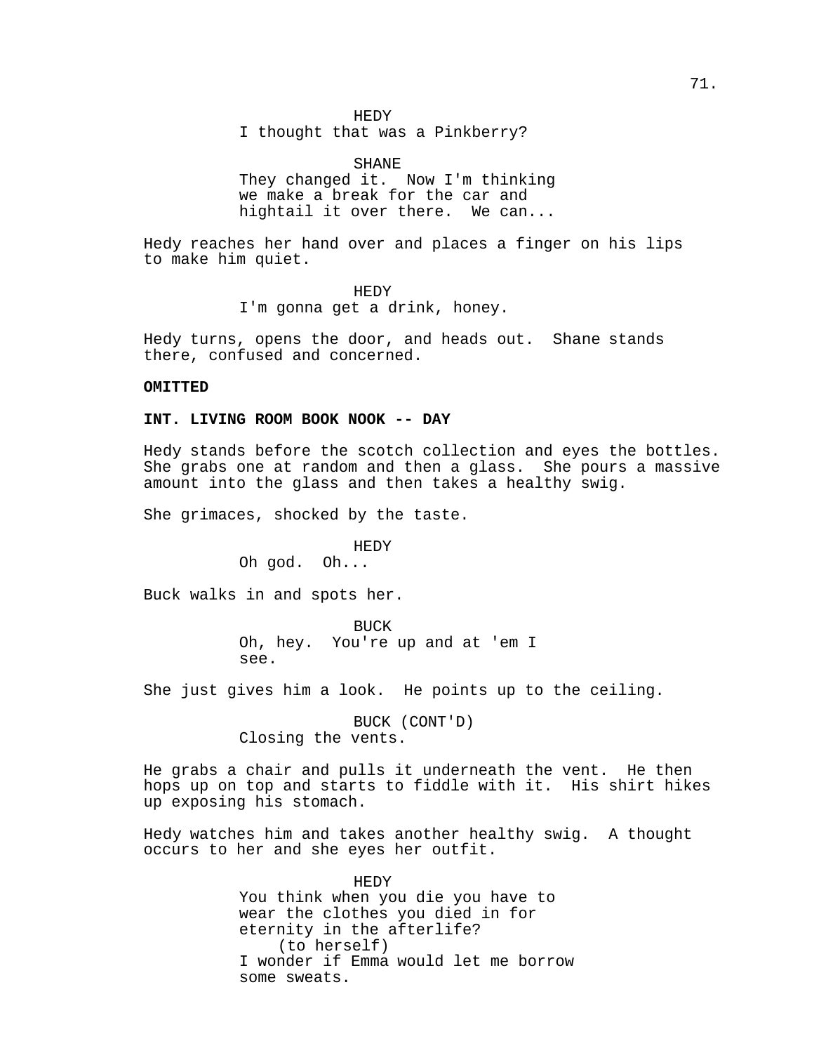HEDY
I thought that was a Pinkberry?

SHANE
They changed it. Now I'm thinking we make a break for the car and hightail it over there. We can...

Hedy reaches her hand over and places a finger on his lips to make him quiet.

HEDY
I'm gonna get a drink, honey.

Hedy turns, opens the door, and heads out. Shane stands there, confused and concerned.

**OMITTED**

**INT. LIVING ROOM BOOK NOOK -- DAY**

Hedy stands before the scotch collection and eyes the bottles. She grabs one at random and then a glass. She pours a massive amount into the glass and then takes a healthy swig.

She grimaces, shocked by the taste.

HEDY
Oh god. Oh...

Buck walks in and spots her.

BUCK
Oh, hey. You're up and at 'em I see.

She just gives him a look. He points up to the ceiling.

BUCK (CONT'D)
Closing the vents.

He grabs a chair and pulls it underneath the vent. He then hops up on top and starts to fiddle with it. His shirt hikes up exposing his stomach.

Hedy watches him and takes another healthy swig. A thought occurs to her and she eyes her outfit.

HEDY
You think when you die you have to wear the clothes you died in for eternity in the afterlife?
(to herself)
I wonder if Emma would let me borrow some sweats.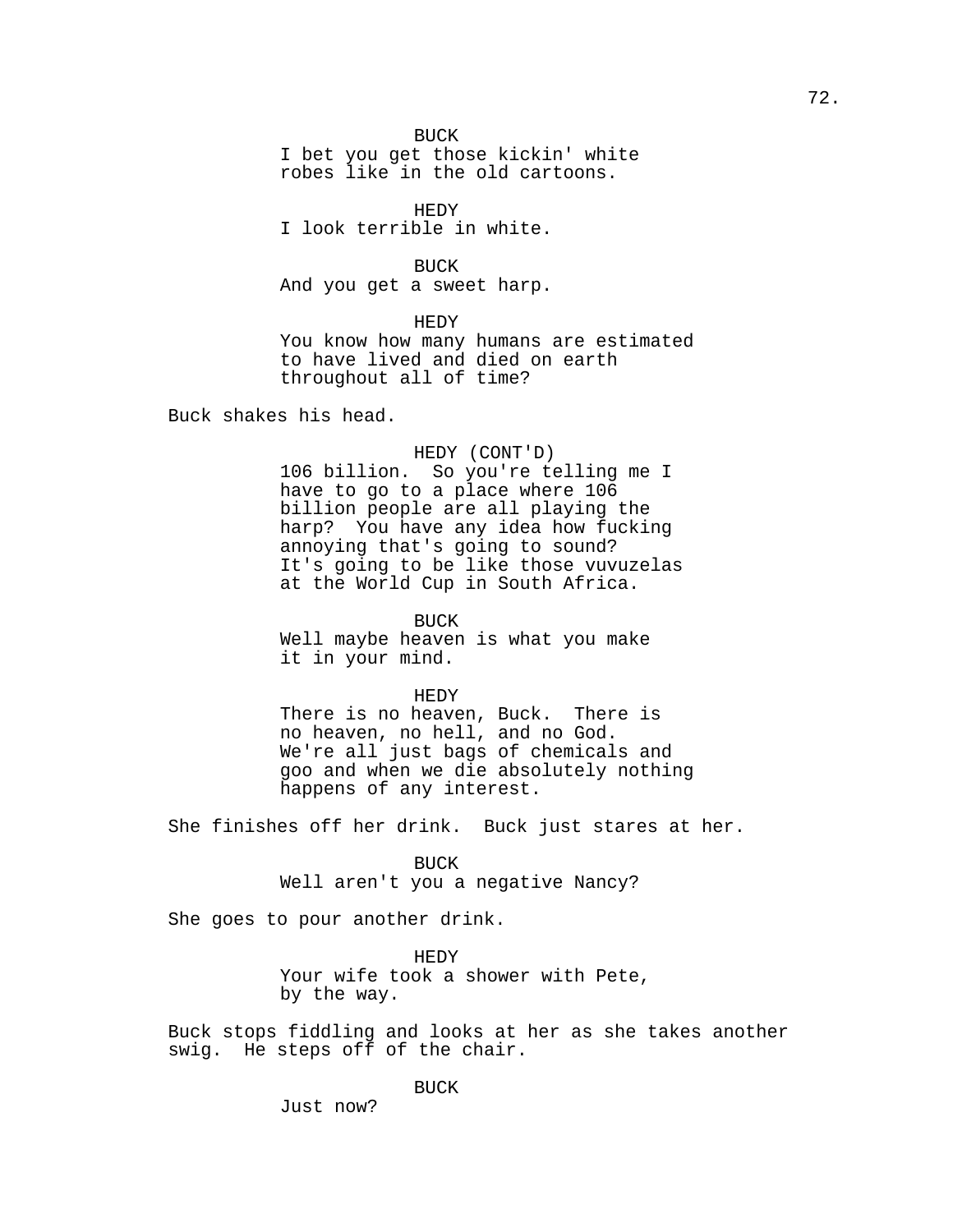BUCK
I bet you get those kickin' white robes like in the old cartoons.

HEDY
I look terrible in white.

BUCK
And you get a sweet harp.

HEDY
You know how many humans are estimated to have lived and died on earth throughout all of time?

Buck shakes his head.

HEDY (CONT'D)
106 billion. So you're telling me I have to go to a place where 106 billion people are all playing the harp? You have any idea how fucking annoying that's going to sound? It's going to be like those vuvuzelas at the World Cup in South Africa.

BUCK
Well maybe heaven is what you make it in your mind.

HEDY
There is no heaven, Buck. There is no heaven, no hell, and no God. We're all just bags of chemicals and goo and when we die absolutely nothing happens of any interest.

She finishes off her drink. Buck just stares at her.

BUCK
Well aren't you a negative Nancy?

She goes to pour another drink.

HEDY
Your wife took a shower with Pete, by the way.

Buck stops fiddling and looks at her as she takes another swig. He steps off of the chair.

BUCK
Just now?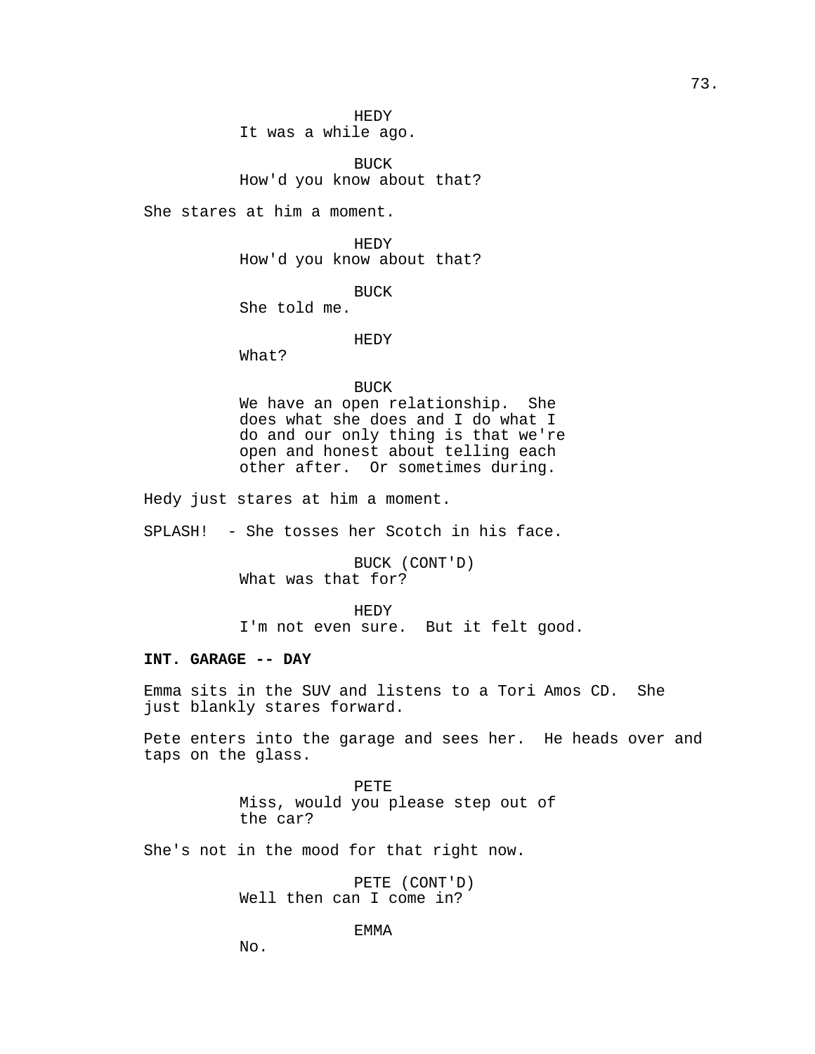HEDY
It was a while ago.

BUCK
How'd you know about that?

She stares at him a moment.

HEDY
How'd you know about that?

BUCK
She told me.

HEDY
What?

BUCK
We have an open relationship. She does what she does and I do what I do and our only thing is that we're open and honest about telling each other after. Or sometimes during.

Hedy just stares at him a moment.

SPLASH! - She tosses her Scotch in his face.

BUCK (CONT'D)
What was that for?

HEDY
I'm not even sure. But it felt good.

**INT. GARAGE -- DAY**

Emma sits in the SUV and listens to a Tori Amos CD. She just blankly stares forward.

Pete enters into the garage and sees her. He heads over and taps on the glass.

PETE
Miss, would you please step out of the car?

She's not in the mood for that right now.

PETE (CONT'D)
Well then can I come in?

EMMA
No.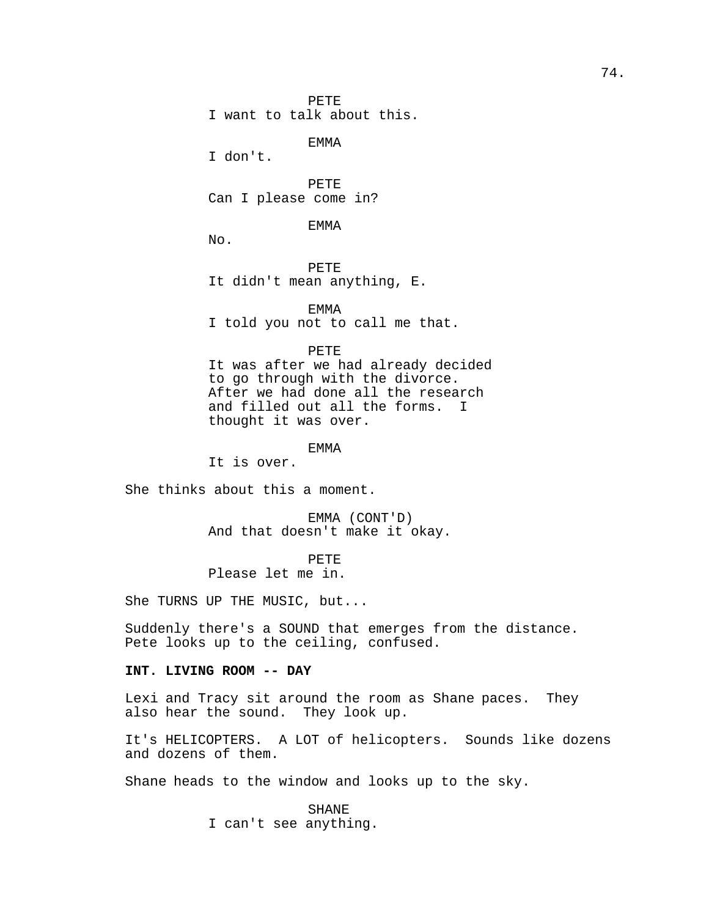PETE
I want to talk about this.

EMMA
I don't.

PETE
Can I please come in?

EMMA
No.

PETE
It didn't mean anything, E.

EMMA
I told you not to call me that.

PETE
It was after we had already decided to go through with the divorce. After we had done all the research and filled out all the forms. I thought it was over.

EMMA
It is over.

She thinks about this a moment.

EMMA (CONT'D)
And that doesn't make it okay.

PETE
Please let me in.

She TURNS UP THE MUSIC, but...

Suddenly there's a SOUND that emerges from the distance. Pete looks up to the ceiling, confused.

**INT. LIVING ROOM -- DAY**

Lexi and Tracy sit around the room as Shane paces. They also hear the sound. They look up.

It's HELICOPTERS. A LOT of helicopters. Sounds like dozens and dozens of them.

Shane heads to the window and looks up to the sky.

SHANE
I can't see anything.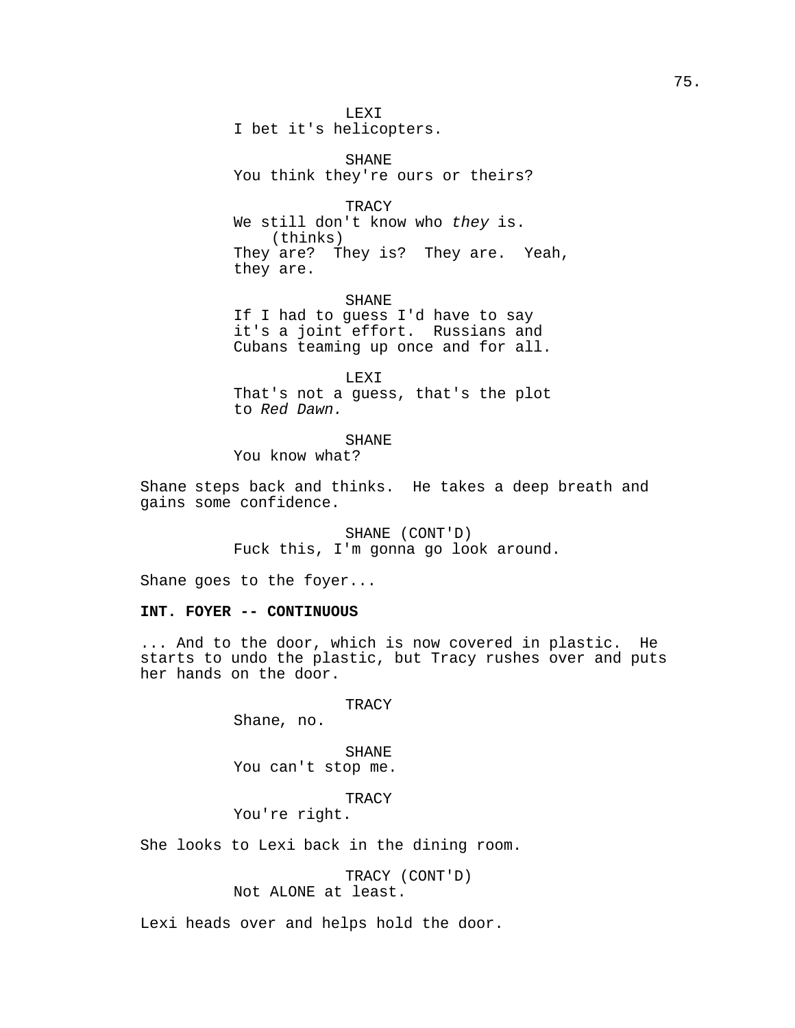LEXI
I bet it's helicopters.

SHANE
You think they're ours or theirs?

TRACY
We still don't know who *they* is.
(thinks)
They are? They is? They are. Yeah, they are.

SHANE
If I had to guess I'd have to say it's a joint effort. Russians and Cubans teaming up once and for all.

LEXI
That's not a guess, that's the plot to *Red Dawn.*

SHANE
You know what?

Shane steps back and thinks. He takes a deep breath and gains some confidence.

SHANE (CONT'D)
Fuck this, I'm gonna go look around.

Shane goes to the foyer...

**INT. FOYER -- CONTINUOUS**

... And to the door, which is now covered in plastic. He starts to undo the plastic, but Tracy rushes over and puts her hands on the door.

TRACY
Shane, no.

SHANE
You can't stop me.

TRACY
You're right.

She looks to Lexi back in the dining room.

TRACY (CONT'D)
Not ALONE at least.

Lexi heads over and helps hold the door.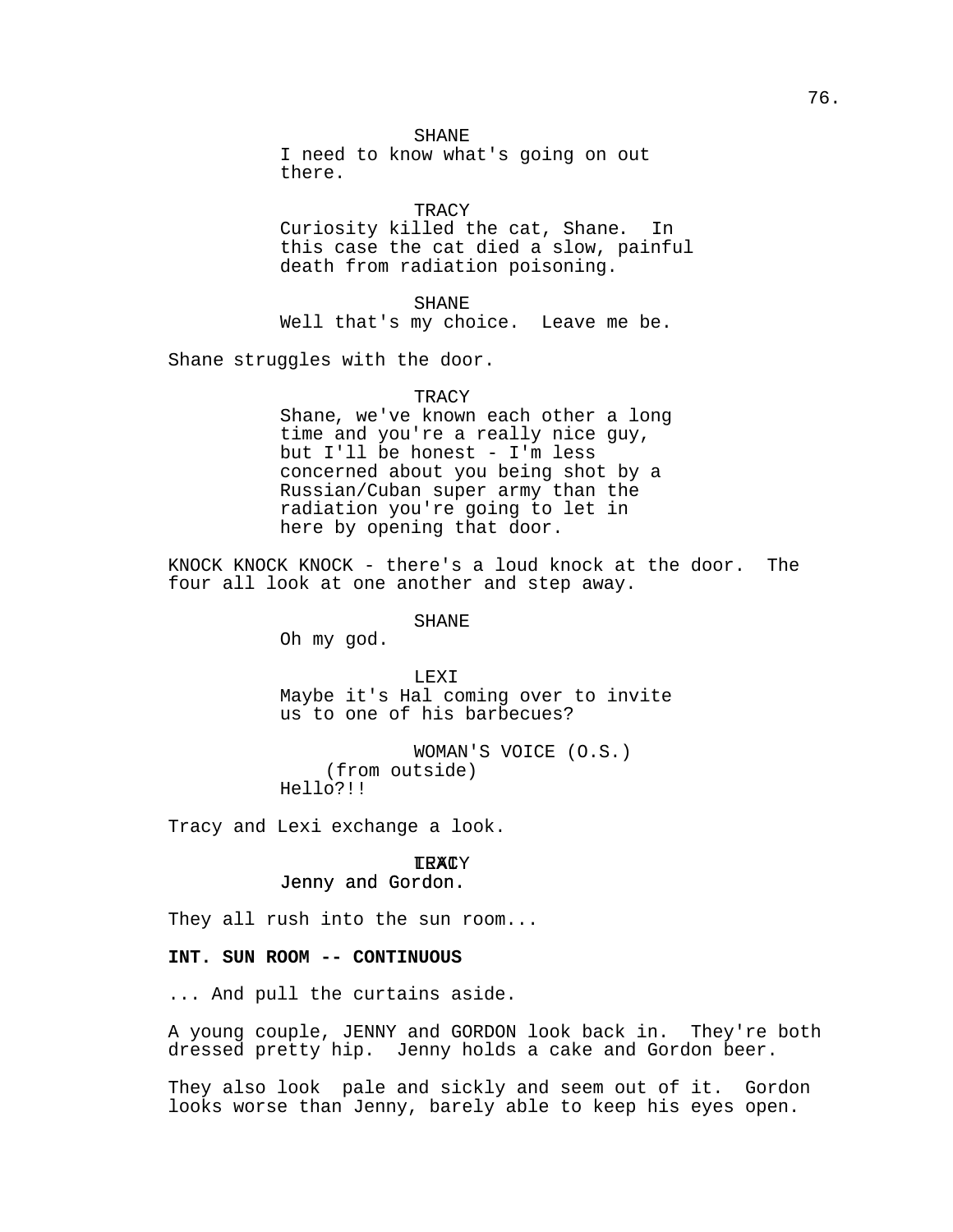SHANE
I need to know what's going on out there.

TRACY
Curiosity killed the cat, Shane. In this case the cat died a slow, painful death from radiation poisoning.

SHANE
Well that's my choice. Leave me be.

Shane struggles with the door.

TRACY
Shane, we've known each other a long time and you're a really nice guy, but I'll be honest - I'm less concerned about you being shot by a Russian/Cuban super army than the radiation you're going to let in here by opening that door.

KNOCK KNOCK KNOCK - there's a loud knock at the door. The four all look at one another and step away.

SHANE
Oh my god.

LEXI
Maybe it's Hal coming over to invite us to one of his barbecues?

WOMAN'S VOICE (O.S.)
(from outside)
Hello?!!

Tracy and Lexi exchange a look.

TRACY / LEXI
Jenny and Gordon.

They all rush into the sun room...

**INT. SUN ROOM -- CONTINUOUS**

... And pull the curtains aside.

A young couple, JENNY and GORDON look back in. They're both dressed pretty hip. Jenny holds a cake and Gordon beer.

They also look pale and sickly and seem out of it. Gordon looks worse than Jenny, barely able to keep his eyes open.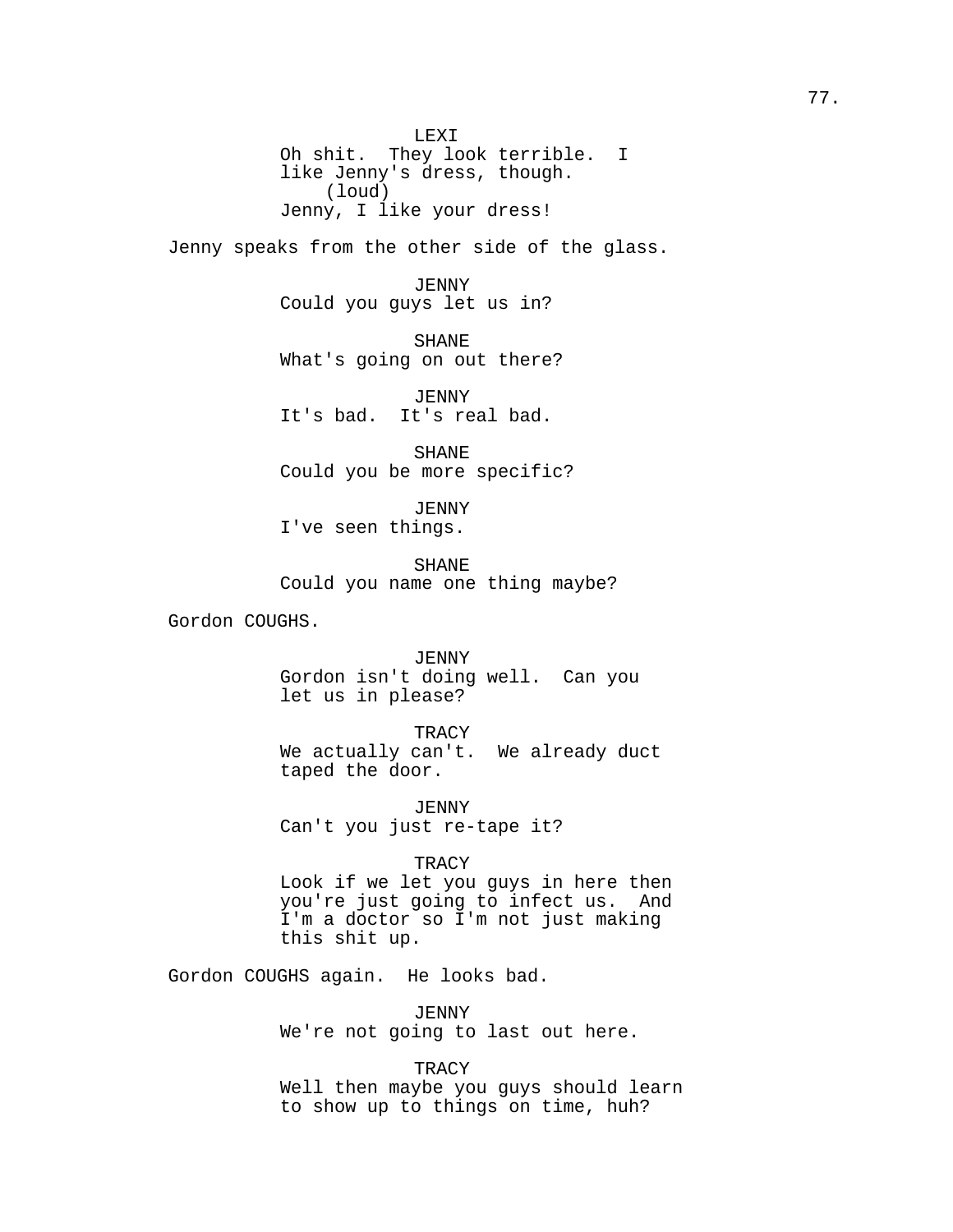LEXI
Oh shit. They look terrible. I like Jenny's dress, though.
(loud)
Jenny, I like your dress!

Jenny speaks from the other side of the glass.

JENNY
Could you guys let us in?

SHANE
What's going on out there?

JENNY
It's bad. It's real bad.

SHANE
Could you be more specific?

JENNY
I've seen things.

SHANE
Could you name one thing maybe?

Gordon COUGHS.

JENNY
Gordon isn't doing well. Can you let us in please?

TRACY
We actually can't. We already duct taped the door.

JENNY
Can't you just re-tape it?

TRACY
Look if we let you guys in here then you're just going to infect us. And I'm a doctor so I'm not just making this shit up.

Gordon COUGHS again. He looks bad.

JENNY
We're not going to last out here.

TRACY
Well then maybe you guys should learn to show up to things on time, huh?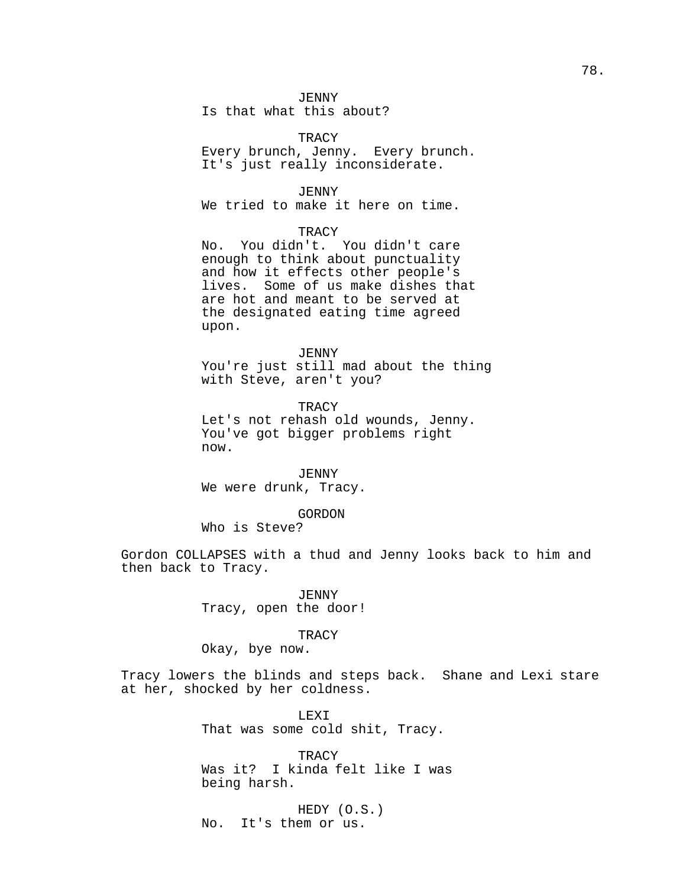JENNY
Is that what this about?

TRACY
Every brunch, Jenny. Every brunch.
It's just really inconsiderate.

JENNY
We tried to make it here on time.

TRACY
No. You didn't. You didn't care
enough to think about punctuality
and how it effects other people's
lives. Some of us make dishes that
are hot and meant to be served at
the designated eating time agreed
upon.

JENNY
You're just still mad about the thing
with Steve, aren't you?

TRACY
Let's not rehash old wounds, Jenny.
You've got bigger problems right
now.

JENNY
We were drunk, Tracy.

GORDON
Who is Steve?

Gordon COLLAPSES with a thud and Jenny looks back to him and then back to Tracy.

JENNY
Tracy, open the door!

TRACY
Okay, bye now.

Tracy lowers the blinds and steps back. Shane and Lexi stare at her, shocked by her coldness.

LEXI
That was some cold shit, Tracy.

TRACY
Was it? I kinda felt like I was
being harsh.

HEDY (O.S.)
No. It's them or us.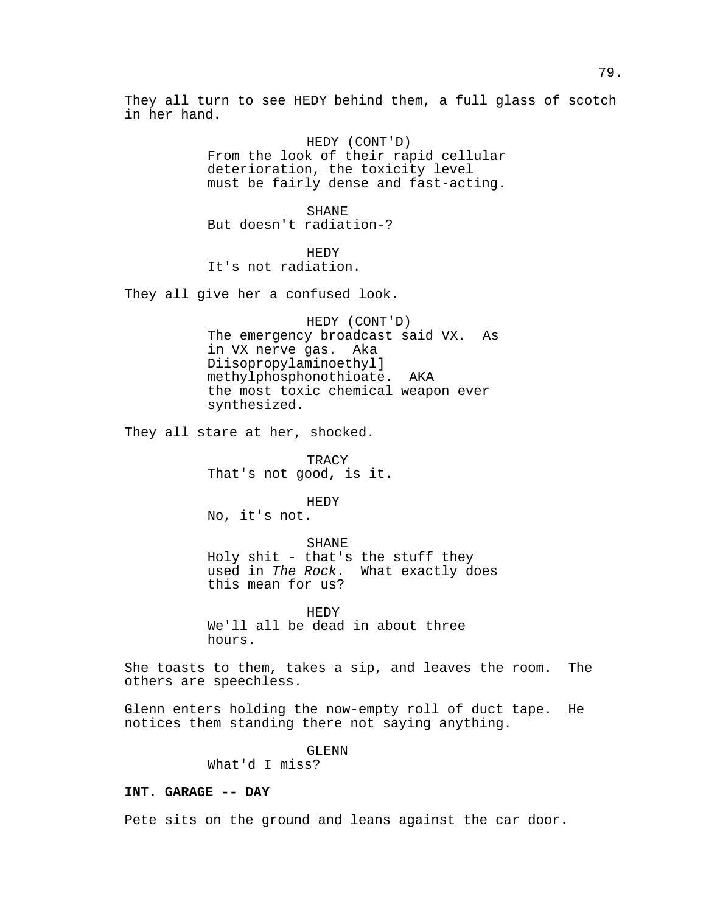They all turn to see HEDY behind them, a full glass of scotch in her hand.

HEDY (CONT'D)
From the look of their rapid cellular deterioration, the toxicity level must be fairly dense and fast-acting.

SHANE
But doesn't radiation-?

HEDY
It's not radiation.

They all give her a confused look.

HEDY (CONT'D)
The emergency broadcast said VX. As in VX nerve gas. Aka Diisopropylaminoethyl] methylphosphonothioate. AKA the most toxic chemical weapon ever synthesized.

They all stare at her, shocked.

TRACY
That's not good, is it.

HEDY
No, it's not.

SHANE
Holy shit - that's the stuff they used in *The Rock*. What exactly does this mean for us?

HEDY
We'll all be dead in about three hours.

She toasts to them, takes a sip, and leaves the room. The others are speechless.

Glenn enters holding the now-empty roll of duct tape. He notices them standing there not saying anything.

GLENN
What'd I miss?

**INT. GARAGE -- DAY**

Pete sits on the ground and leans against the car door.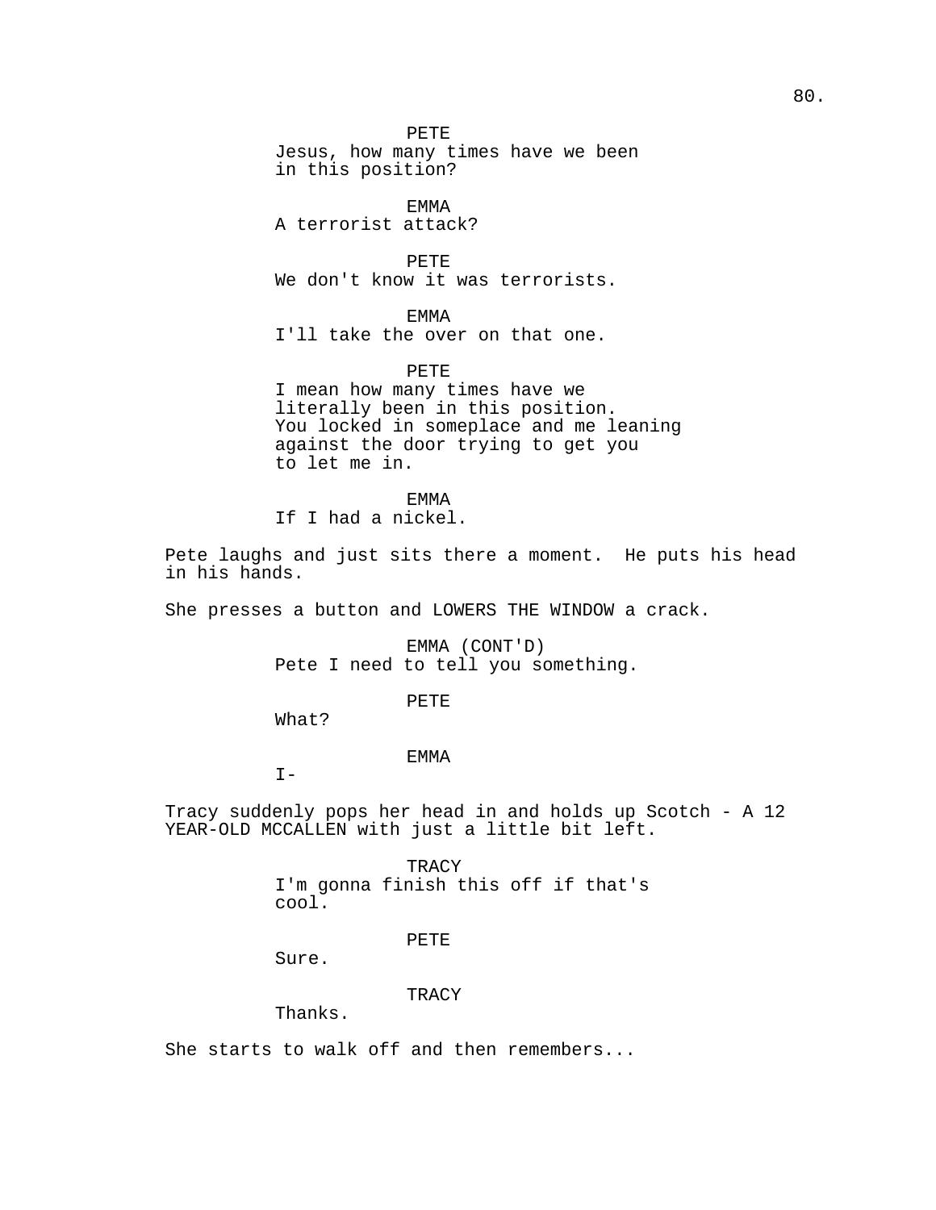PETE
Jesus, how many times have we been in this position?

EMMA
A terrorist attack?

PETE
We don't know it was terrorists.

EMMA
I'll take the over on that one.

PETE
I mean how many times have we literally been in this position. You locked in someplace and me leaning against the door trying to get you to let me in.

EMMA
If I had a nickel.

Pete laughs and just sits there a moment. He puts his head in his hands.

She presses a button and LOWERS THE WINDOW a crack.

EMMA (CONT'D)
Pete I need to tell you something.

PETE
What?

EMMA
I-

Tracy suddenly pops her head in and holds up Scotch - A 12 YEAR-OLD MCCALLEN with just a little bit left.

TRACY
I'm gonna finish this off if that's cool.

PETE
Sure.

TRACY
Thanks.

She starts to walk off and then remembers...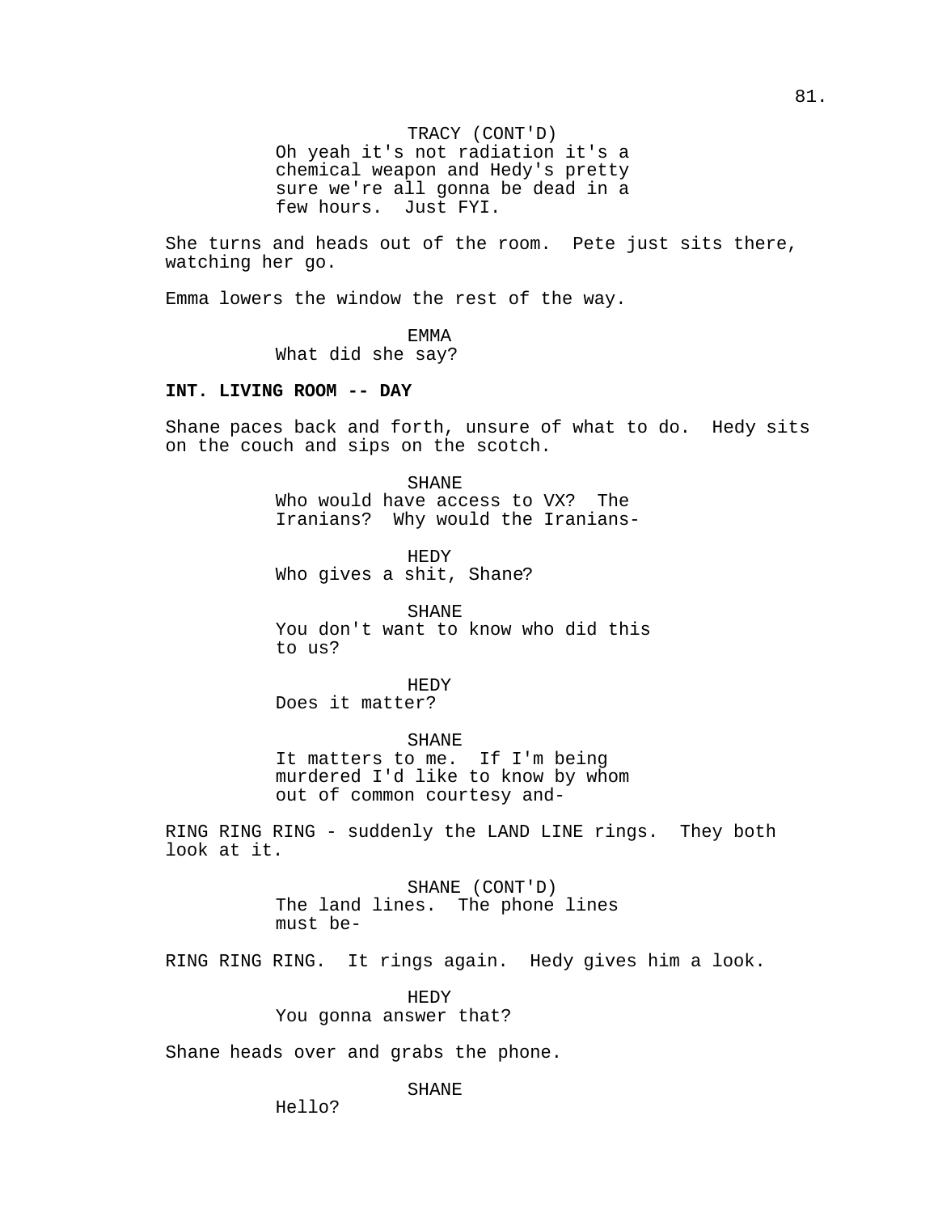TRACY (CONT'D)
Oh yeah it's not radiation it's a chemical weapon and Hedy's pretty sure we're all gonna be dead in a few hours.  Just FYI.

She turns and heads out of the room.  Pete just sits there, watching her go.

Emma lowers the window the rest of the way.

EMMA
What did she say?

**INT. LIVING ROOM -- DAY**

Shane paces back and forth, unsure of what to do.  Hedy sits on the couch and sips on the scotch.

SHANE
Who would have access to VX?  The Iranians?  Why would the Iranians-

HEDY
Who gives a shit, Shane?

SHANE
You don't want to know who did this to us?

HEDY
Does it matter?

SHANE
It matters to me.  If I'm being murdered I'd like to know by whom out of common courtesy and-

RING RING RING - suddenly the LAND LINE rings.  They both look at it.

SHANE (CONT'D)
The land lines.  The phone lines must be-

RING RING RING.  It rings again.  Hedy gives him a look.

HEDY
You gonna answer that?

Shane heads over and grabs the phone.

SHANE
Hello?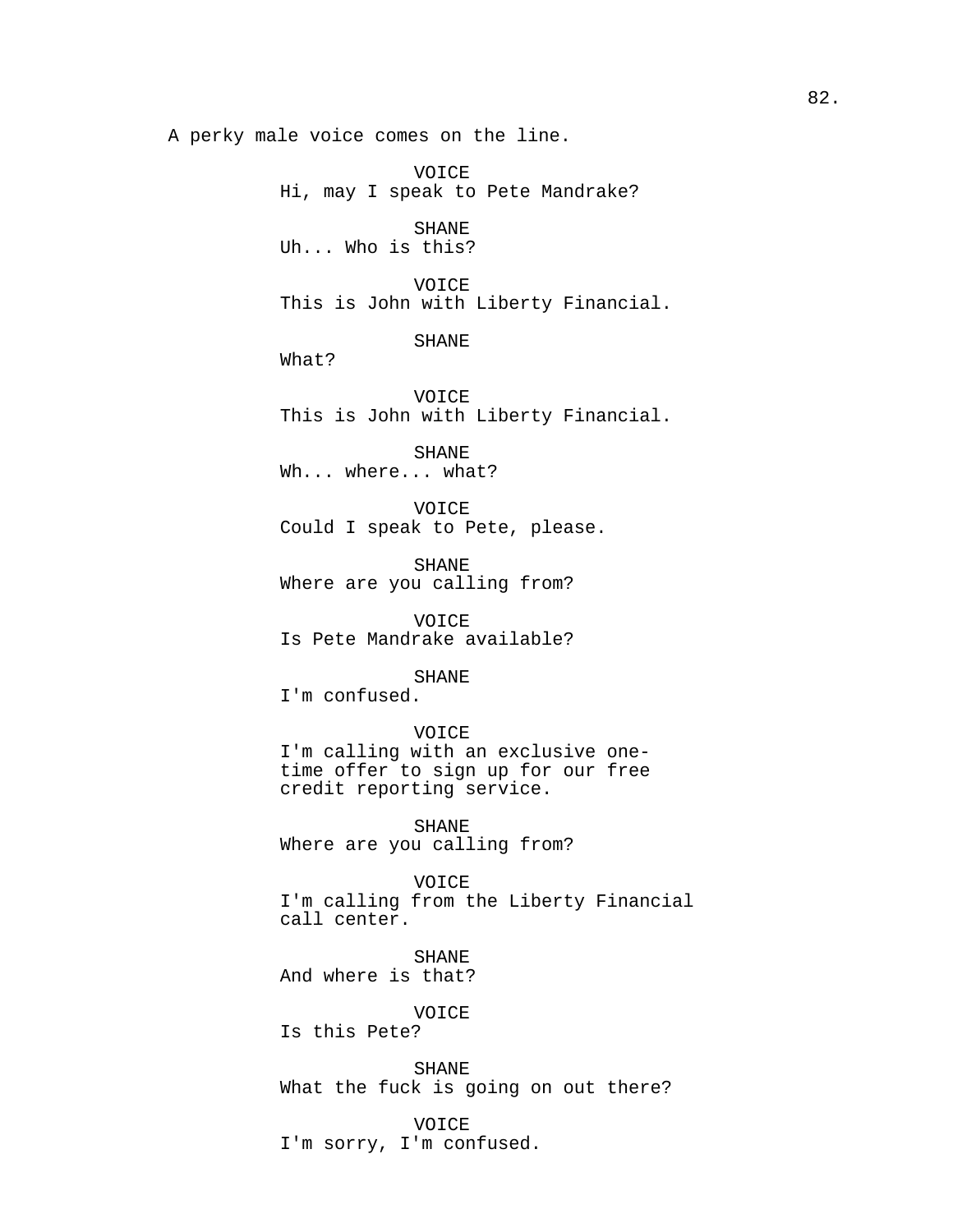A perky male voice comes on the line.

VOICE
Hi, may I speak to Pete Mandrake?

SHANE
Uh... Who is this?

VOICE
This is John with Liberty Financial.

SHANE
What?

VOICE
This is John with Liberty Financial.

SHANE
Wh... where... what?

VOICE
Could I speak to Pete, please.

SHANE
Where are you calling from?

VOICE
Is Pete Mandrake available?

SHANE
I'm confused.

VOICE
I'm calling with an exclusive one-time offer to sign up for our free credit reporting service.

SHANE
Where are you calling from?

VOICE
I'm calling from the Liberty Financial call center.

SHANE
And where is that?

VOICE
Is this Pete?

SHANE
What the fuck is going on out there?

VOICE
I'm sorry, I'm confused.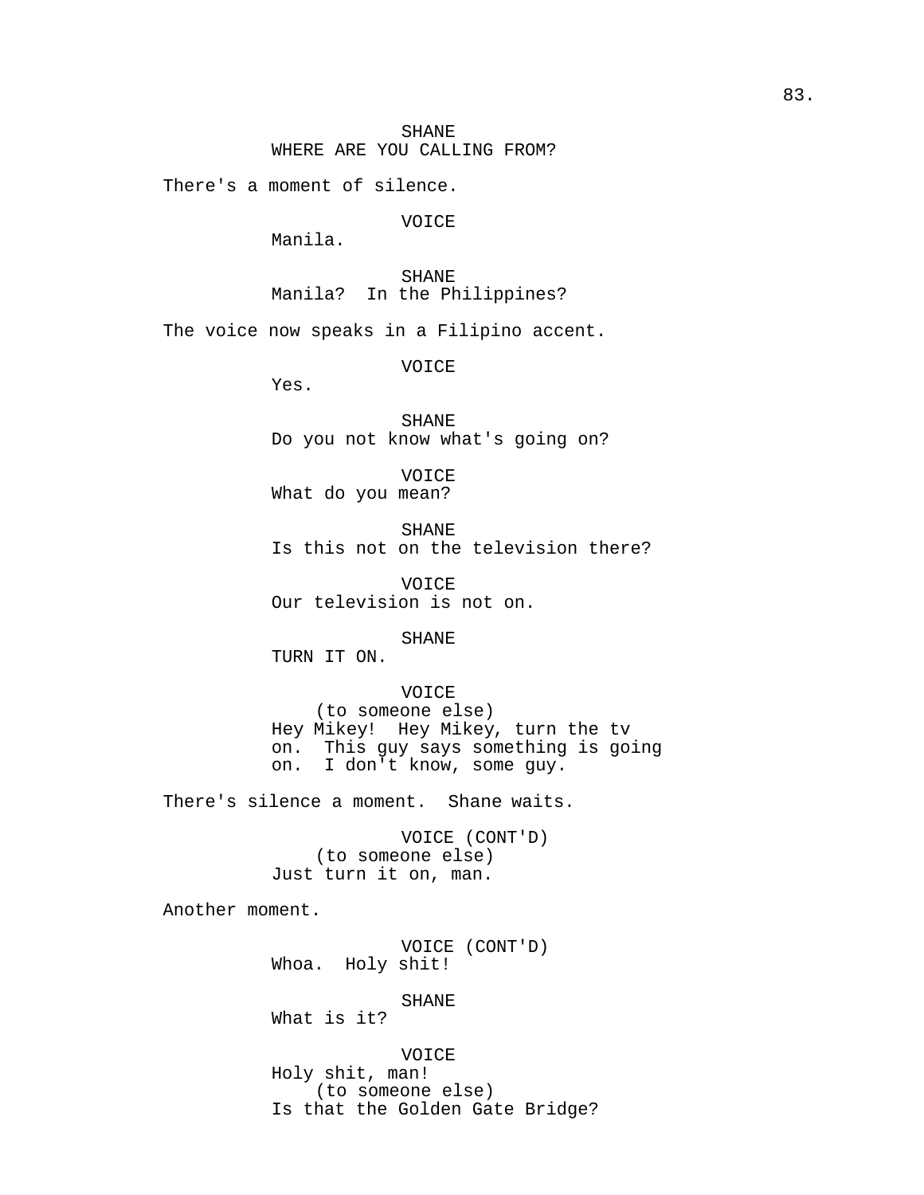SHANE
WHERE ARE YOU CALLING FROM?

There's a moment of silence.

VOICE
Manila.

SHANE
Manila?  In the Philippines?

The voice now speaks in a Filipino accent.

VOICE
Yes.

SHANE
Do you not know what's going on?

VOICE
What do you mean?

SHANE
Is this not on the television there?

VOICE
Our television is not on.

SHANE
TURN IT ON.

VOICE
(to someone else)
Hey Mikey!  Hey Mikey, turn the tv on.  This guy says something is going on.  I don't know, some guy.

There's silence a moment.  Shane waits.

VOICE (CONT'D)
(to someone else)
Just turn it on, man.

Another moment.

VOICE (CONT'D)
Whoa.  Holy shit!

SHANE
What is it?

VOICE
Holy shit, man!
(to someone else)
Is that the Golden Gate Bridge?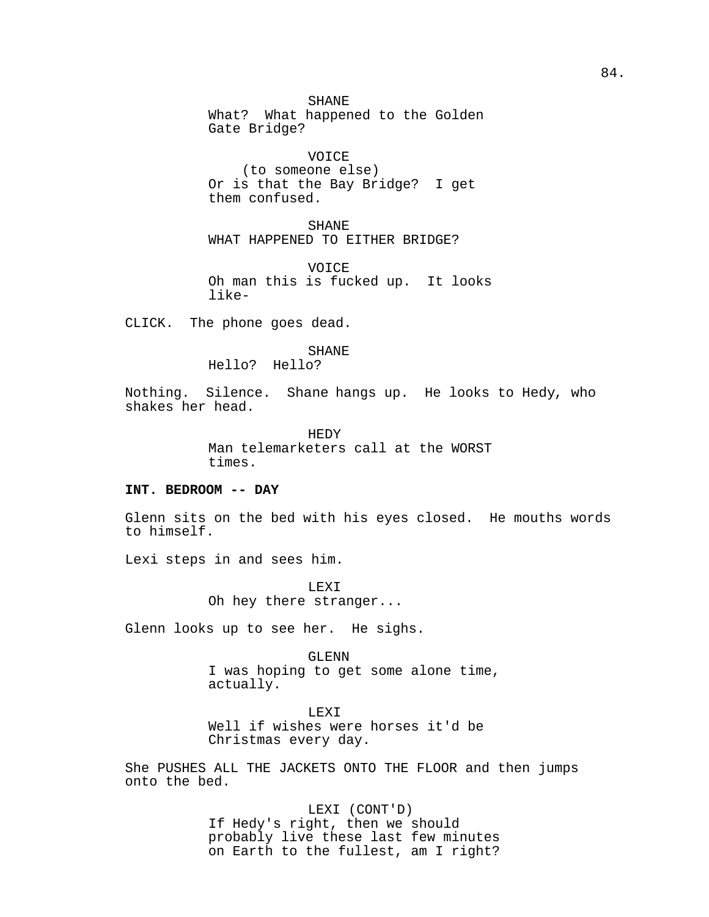SHANE
What? What happened to the Golden Gate Bridge?

VOICE
(to someone else)
Or is that the Bay Bridge? I get them confused.

SHANE
WHAT HAPPENED TO EITHER BRIDGE?

VOICE
Oh man this is fucked up. It looks like-

CLICK. The phone goes dead.

SHANE
Hello? Hello?

Nothing. Silence. Shane hangs up. He looks to Hedy, who shakes her head.

HEDY
Man telemarketers call at the WORST times.

**INT. BEDROOM -- DAY**

Glenn sits on the bed with his eyes closed. He mouths words to himself.

Lexi steps in and sees him.

LEXI
Oh hey there stranger...

Glenn looks up to see her. He sighs.

GLENN
I was hoping to get some alone time, actually.

LEXI
Well if wishes were horses it'd be Christmas every day.

She PUSHES ALL THE JACKETS ONTO THE FLOOR and then jumps onto the bed.

LEXI (CONT'D)
If Hedy's right, then we should probably live these last few minutes on Earth to the fullest, am I right?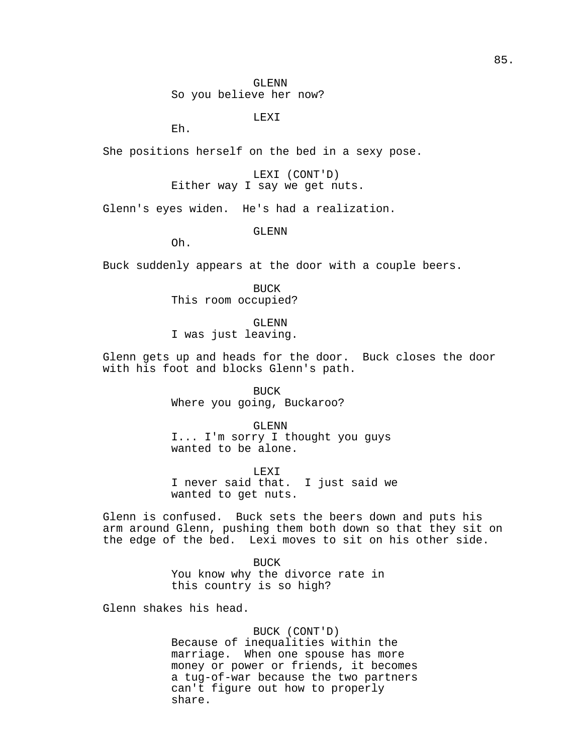GLENN
So you believe her now?

LEXI
Eh.

She positions herself on the bed in a sexy pose.

LEXI (CONT'D)
Either way I say we get nuts.

Glenn's eyes widen. He's had a realization.

GLENN
Oh.

Buck suddenly appears at the door with a couple beers.

BUCK
This room occupied?

GLENN
I was just leaving.

Glenn gets up and heads for the door. Buck closes the door with his foot and blocks Glenn's path.

BUCK
Where you going, Buckaroo?

GLENN
I... I'm sorry I thought you guys wanted to be alone.

LEXI
I never said that. I just said we wanted to get nuts.

Glenn is confused. Buck sets the beers down and puts his arm around Glenn, pushing them both down so that they sit on the edge of the bed. Lexi moves to sit on his other side.

BUCK
You know why the divorce rate in this country is so high?

Glenn shakes his head.

BUCK (CONT'D)
Because of inequalities within the marriage. When one spouse has more money or power or friends, it becomes a tug-of-war because the two partners can't figure out how to properly share.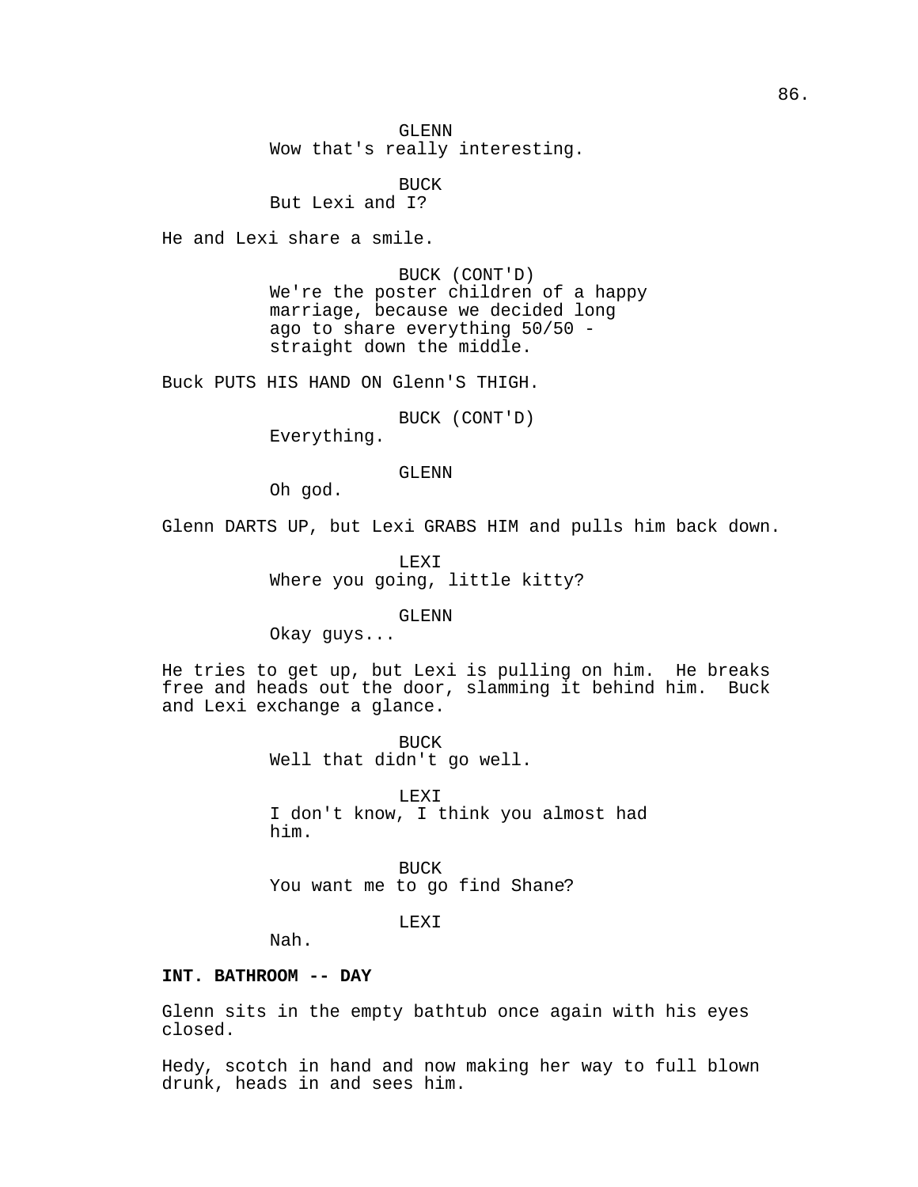GLENN
Wow that's really interesting.

BUCK
But Lexi and I?

He and Lexi share a smile.

BUCK (CONT'D)
We're the poster children of a happy marriage, because we decided long ago to share everything 50/50 - straight down the middle.

Buck PUTS HIS HAND ON Glenn'S THIGH.

BUCK (CONT'D)
Everything.

GLENN
Oh god.

Glenn DARTS UP, but Lexi GRABS HIM and pulls him back down.

LEXI
Where you going, little kitty?

GLENN
Okay guys...

He tries to get up, but Lexi is pulling on him. He breaks free and heads out the door, slamming it behind him. Buck and Lexi exchange a glance.

BUCK
Well that didn't go well.

LEXI
I don't know, I think you almost had him.

BUCK
You want me to go find Shane?

LEXI
Nah.

**INT. BATHROOM -- DAY**

Glenn sits in the empty bathtub once again with his eyes closed.

Hedy, scotch in hand and now making her way to full blown drunk, heads in and sees him.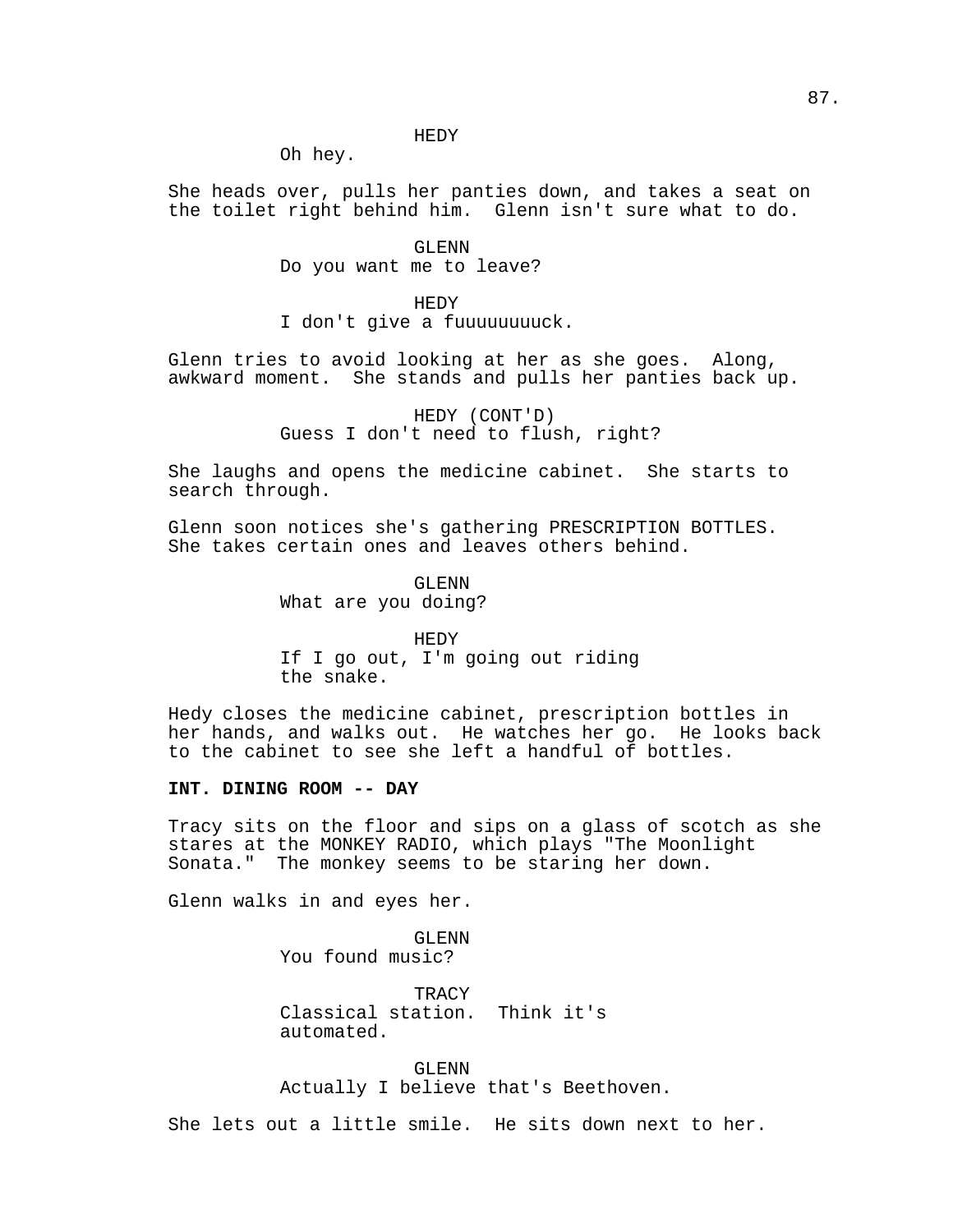HEDY

Oh hey.

She heads over, pulls her panties down, and takes a seat on the toilet right behind him. Glenn isn't sure what to do.

GLENN

Do you want me to leave?

HEDY

I don't give a fuuuuuuuuck.

Glenn tries to avoid looking at her as she goes. Along, awkward moment. She stands and pulls her panties back up.

HEDY (CONT'D)

Guess I don't need to flush, right?

She laughs and opens the medicine cabinet. She starts to search through.

Glenn soon notices she's gathering PRESCRIPTION BOTTLES. She takes certain ones and leaves others behind.

GLENN

What are you doing?

HEDY

If I go out, I'm going out riding the snake.

Hedy closes the medicine cabinet, prescription bottles in her hands, and walks out. He watches her go. He looks back to the cabinet to see she left a handful of bottles.

**INT. DINING ROOM -- DAY**

Tracy sits on the floor and sips on a glass of scotch as she stares at the MONKEY RADIO, which plays "The Moonlight Sonata." The monkey seems to be staring her down.

Glenn walks in and eyes her.

GLENN

You found music?

TRACY

Classical station. Think it's automated.

GLENN

Actually I believe that's Beethoven.

She lets out a little smile. He sits down next to her.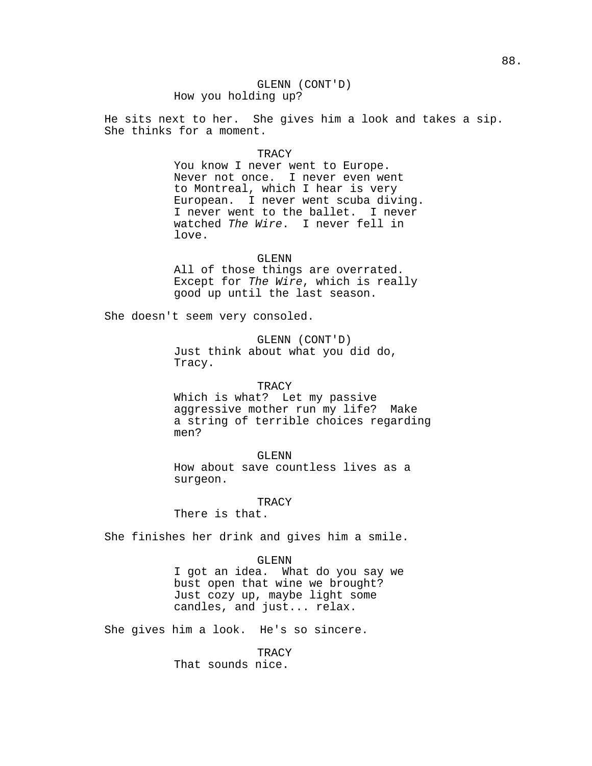GLENN (CONT'D)
How you holding up?

He sits next to her. She gives him a look and takes a sip. She thinks for a moment.

TRACY
You know I never went to Europe. Never not once. I never even went to Montreal, which I hear is very European. I never went scuba diving. I never went to the ballet. I never watched *The Wire*. I never fell in love.

GLENN
All of those things are overrated. Except for *The Wire*, which is really good up until the last season.

She doesn't seem very consoled.

GLENN (CONT'D)
Just think about what you did do, Tracy.

TRACY
Which is what? Let my passive aggressive mother run my life? Make a string of terrible choices regarding men?

GLENN
How about save countless lives as a surgeon.

TRACY
There is that.

She finishes her drink and gives him a smile.

GLENN
I got an idea. What do you say we bust open that wine we brought? Just cozy up, maybe light some candles, and just... relax.

She gives him a look. He's so sincere.

TRACY
That sounds nice.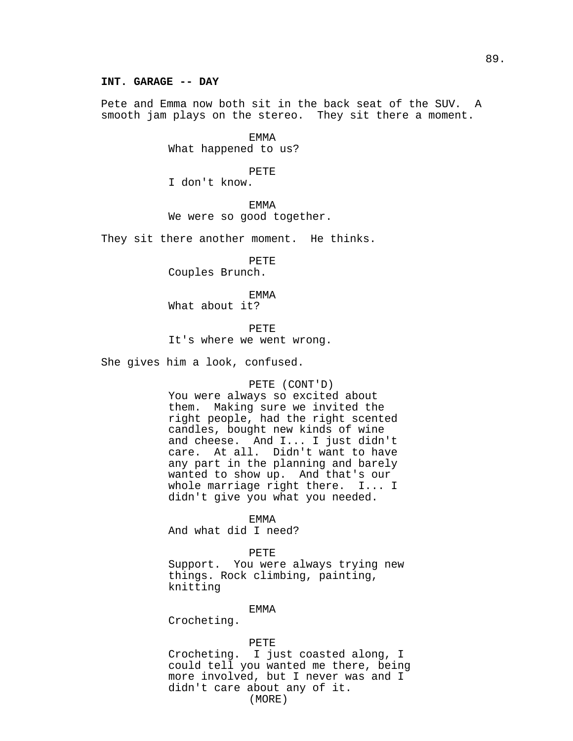**INT. GARAGE -- DAY**

Pete and Emma now both sit in the back seat of the SUV. A smooth jam plays on the stereo. They sit there a moment.

EMMA
What happened to us?

PETE
I don't know.

EMMA
We were so good together.

They sit there another moment. He thinks.

PETE
Couples Brunch.

EMMA
What about it?

PETE
It's where we went wrong.

She gives him a look, confused.

PETE (CONT'D)
You were always so excited about them. Making sure we invited the right people, had the right scented candles, bought new kinds of wine and cheese. And I... I just didn't care. At all. Didn't want to have any part in the planning and barely wanted to show up. And that's our whole marriage right there. I... I didn't give you what you needed.

EMMA
And what did I need?

PETE
Support. You were always trying new things. Rock climbing, painting, knitting

EMMA
Crocheting.

PETE
Crocheting. I just coasted along, I could tell you wanted me there, being more involved, but I never was and I didn't care about any of it.
(MORE)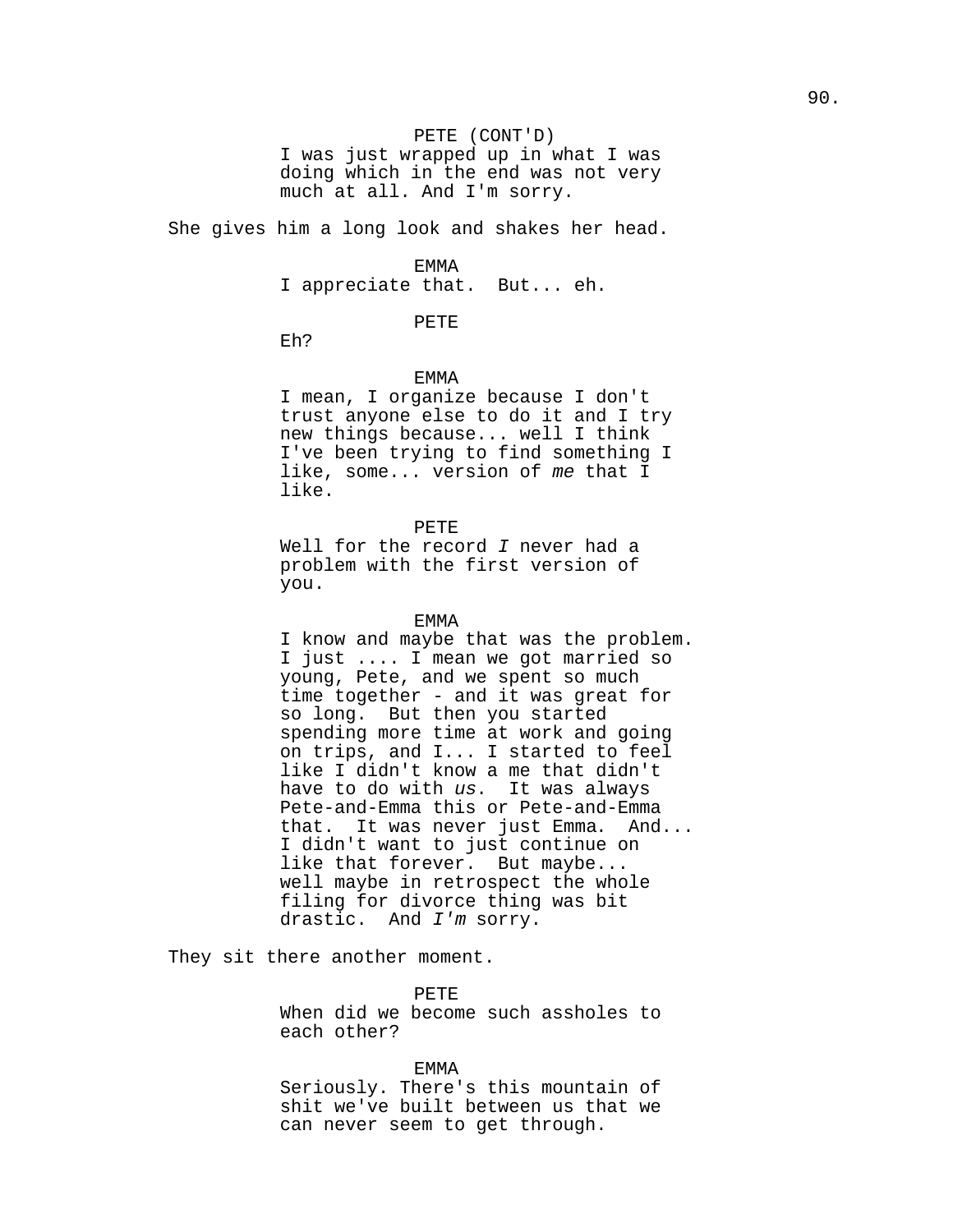PETE (CONT'D)
I was just wrapped up in what I was doing which in the end was not very much at all. And I'm sorry.

She gives him a long look and shakes her head.

EMMA
I appreciate that. But... eh.

PETE
Eh?

EMMA
I mean, I organize because I don't trust anyone else to do it and I try new things because... well I think I've been trying to find something I like, some... version of *me* that I like.

PETE
Well for the record *I* never had a problem with the first version of you.

EMMA
I know and maybe that was the problem. I just .... I mean we got married so young, Pete, and we spent so much time together - and it was great for so long. But then you started spending more time at work and going on trips, and I... I started to feel like I didn't know a me that didn't have to do with *us*. It was always Pete-and-Emma this or Pete-and-Emma that. It was never just Emma. And... I didn't want to just continue on like that forever. But maybe... well maybe in retrospect the whole filing for divorce thing was bit drastic. And *I'm* sorry.

They sit there another moment.

PETE
When did we become such assholes to each other?

EMMA
Seriously. There's this mountain of shit we've built between us that we can never seem to get through.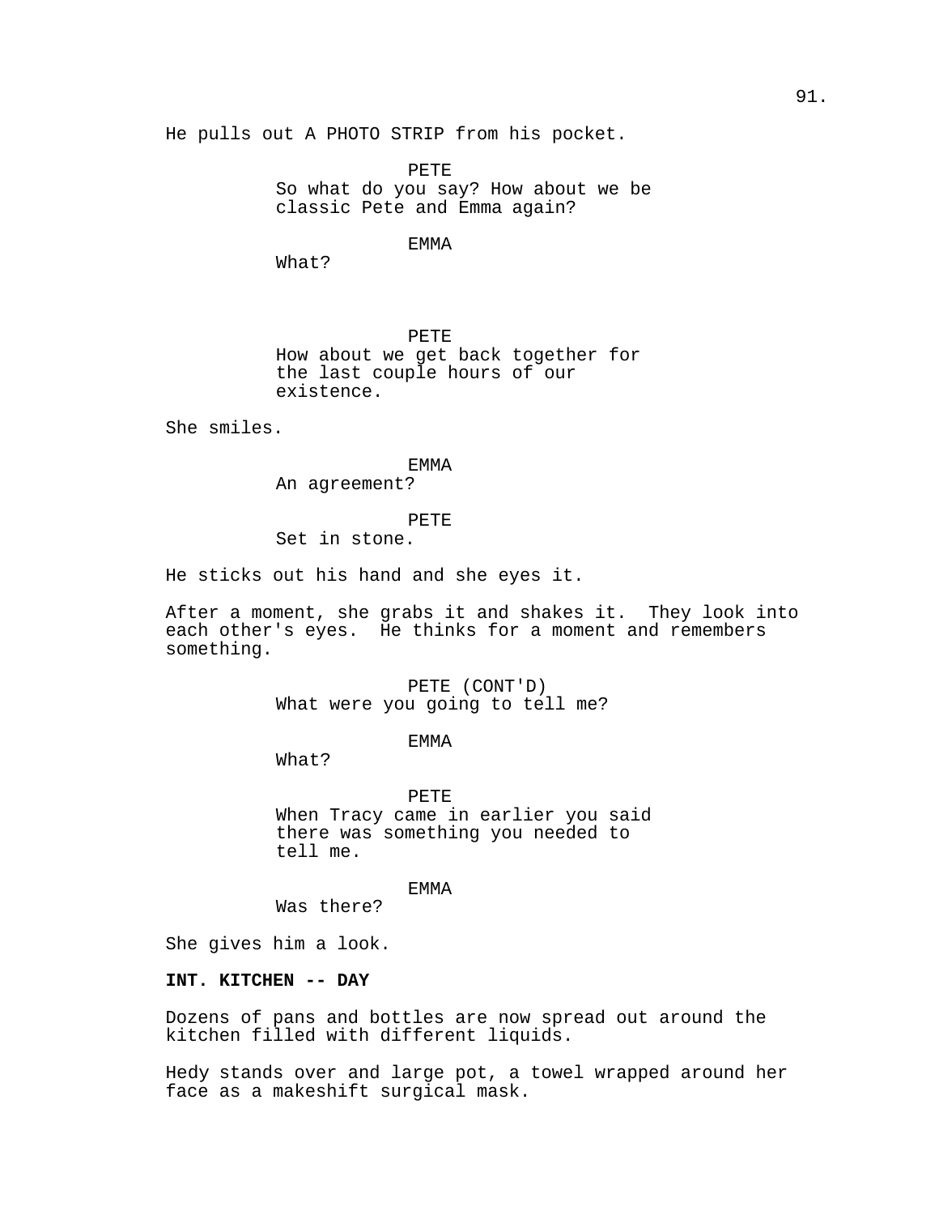He pulls out A PHOTO STRIP from his pocket.

PETE
So what do you say? How about we be classic Pete and Emma again?

EMMA
What?

PETE
How about we get back together for the last couple hours of our existence.

She smiles.

EMMA
An agreement?

PETE
Set in stone.

He sticks out his hand and she eyes it.

After a moment, she grabs it and shakes it. They look into each other's eyes. He thinks for a moment and remembers something.

PETE (CONT'D)
What were you going to tell me?

EMMA
What?

PETE
When Tracy came in earlier you said there was something you needed to tell me.

EMMA
Was there?

She gives him a look.

**INT. KITCHEN -- DAY**

Dozens of pans and bottles are now spread out around the kitchen filled with different liquids.

Hedy stands over and large pot, a towel wrapped around her face as a makeshift surgical mask.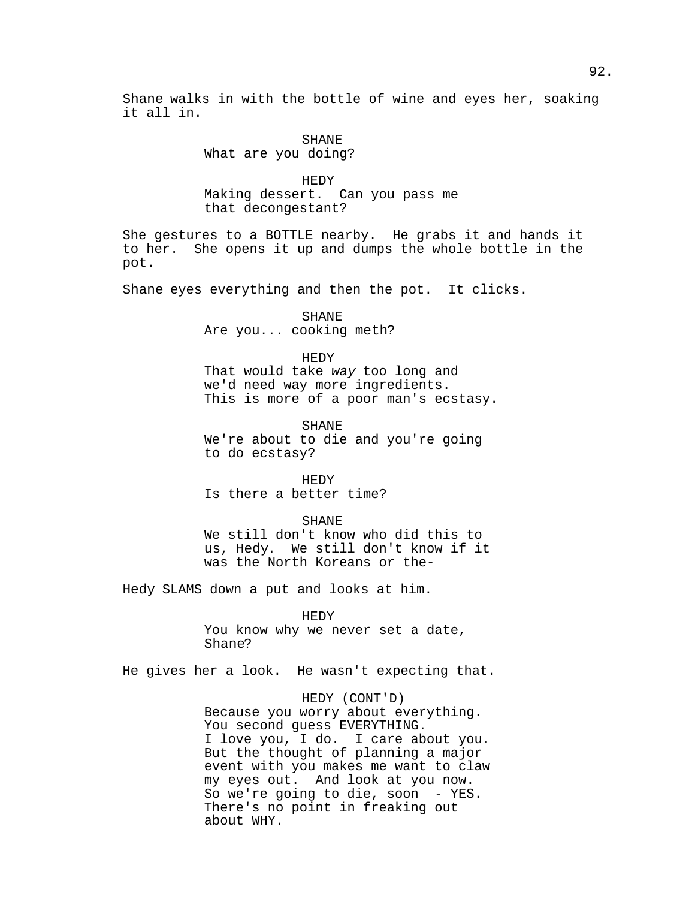Shane walks in with the bottle of wine and eyes her, soaking it all in.

SHANE
What are you doing?

HEDY
Making dessert. Can you pass me that decongestant?

She gestures to a BOTTLE nearby. He grabs it and hands it to her. She opens it up and dumps the whole bottle in the pot.

Shane eyes everything and then the pot. It clicks.

SHANE
Are you... cooking meth?

HEDY
That would take *way* too long and we'd need way more ingredients. This is more of a poor man's ecstasy.

SHANE
We're about to die and you're going to do ecstasy?

HEDY
Is there a better time?

SHANE
We still don't know who did this to us, Hedy. We still don't know if it was the North Koreans or the-

Hedy SLAMS down a put and looks at him.

HEDY
You know why we never set a date, Shane?

He gives her a look. He wasn't expecting that.

HEDY (CONT'D)
Because you worry about everything. You second guess EVERYTHING. I love you, I do. I care about you. But the thought of planning a major event with you makes me want to claw my eyes out. And look at you now. So we're going to die, soon - YES. There's no point in freaking out about WHY.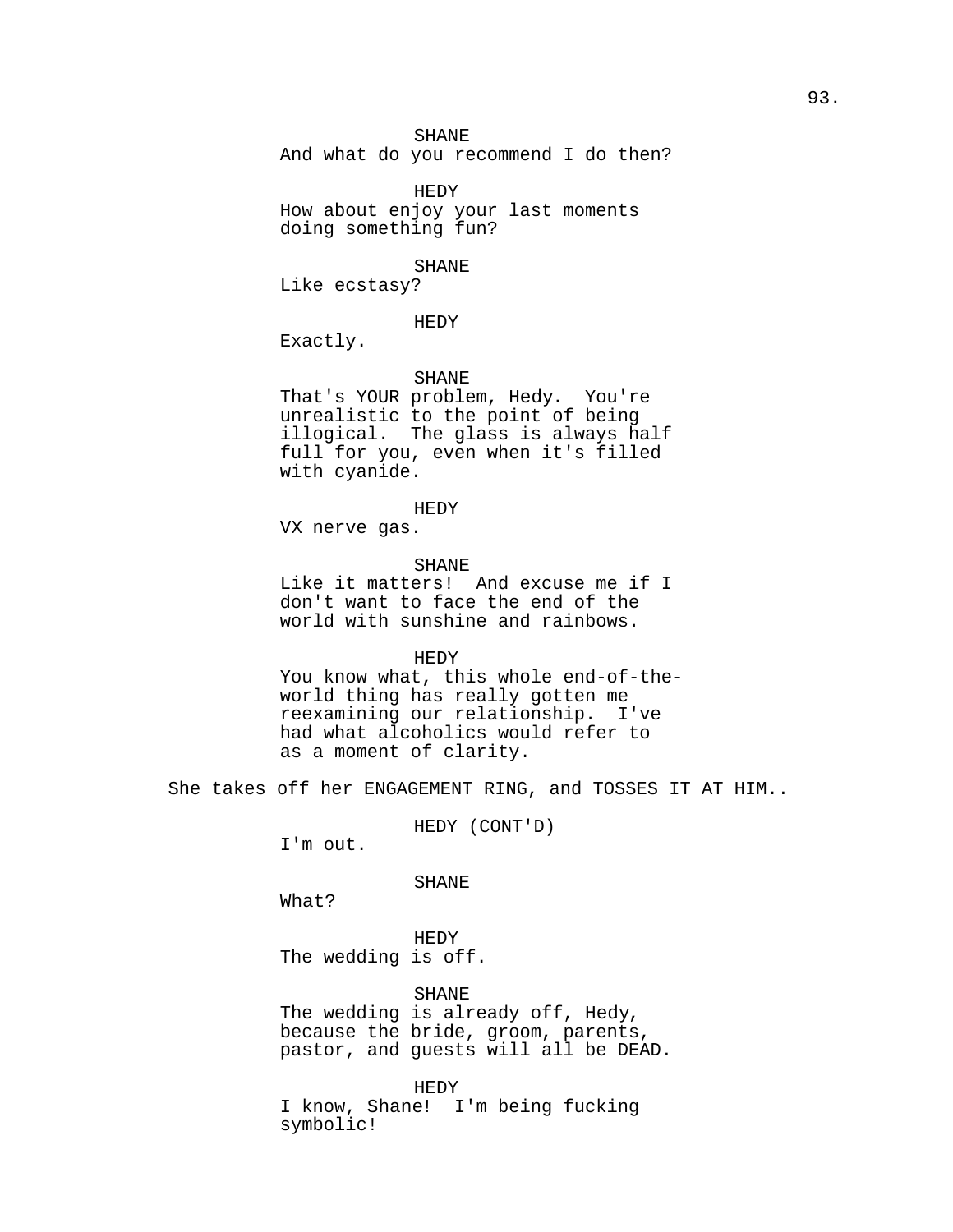SHANE
And what do you recommend I do then?

HEDY
How about enjoy your last moments doing something fun?

SHANE
Like ecstasy?

HEDY
Exactly.

SHANE
That's YOUR problem, Hedy. You're unrealistic to the point of being illogical. The glass is always half full for you, even when it's filled with cyanide.

HEDY
VX nerve gas.

SHANE
Like it matters! And excuse me if I don't want to face the end of the world with sunshine and rainbows.

HEDY
You know what, this whole end-of-the-world thing has really gotten me reexamining our relationship. I've had what alcoholics would refer to as a moment of clarity.

She takes off her ENGAGEMENT RING, and TOSSES IT AT HIM..

HEDY (CONT'D)
I'm out.

SHANE
What?

HEDY
The wedding is off.

SHANE
The wedding is already off, Hedy, because the bride, groom, parents, pastor, and guests will all be DEAD.

HEDY
I know, Shane! I'm being fucking symbolic!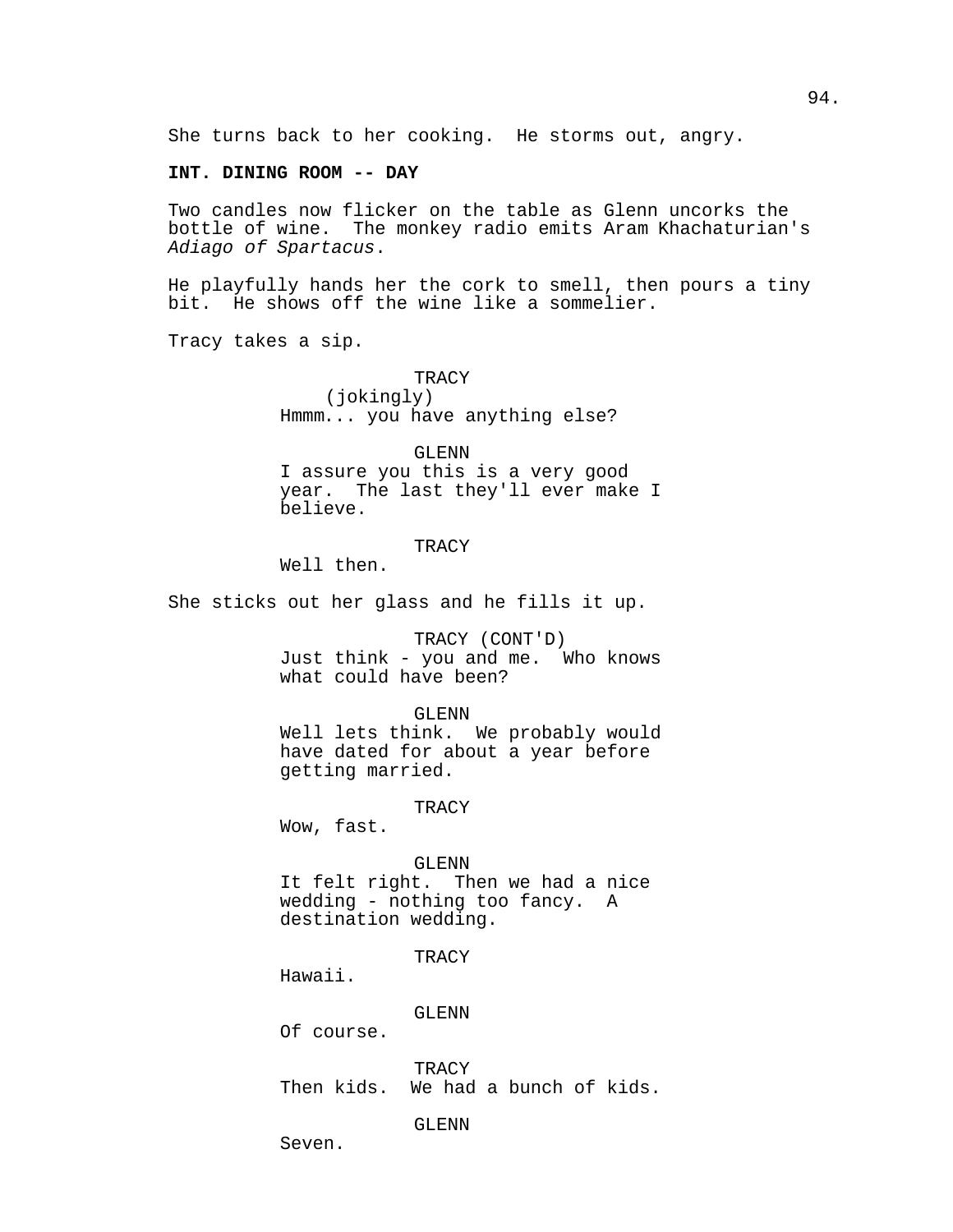She turns back to her cooking. He storms out, angry.

**INT. DINING ROOM -- DAY**

Two candles now flicker on the table as Glenn uncorks the bottle of wine. The monkey radio emits Aram Khachaturian's *Adiago of Spartacus*.

He playfully hands her the cork to smell, then pours a tiny bit. He shows off the wine like a sommelier.

Tracy takes a sip.

TRACY
(jokingly)
Hmmm... you have anything else?

GLENN
I assure you this is a very good year. The last they'll ever make I believe.

TRACY
Well then.

She sticks out her glass and he fills it up.

TRACY (CONT'D)
Just think - you and me. Who knows what could have been?

GLENN
Well lets think. We probably would have dated for about a year before getting married.

TRACY
Wow, fast.

GLENN
It felt right. Then we had a nice wedding - nothing too fancy. A destination wedding.

TRACY
Hawaii.

GLENN
Of course.

TRACY
Then kids. We had a bunch of kids.

GLENN
Seven.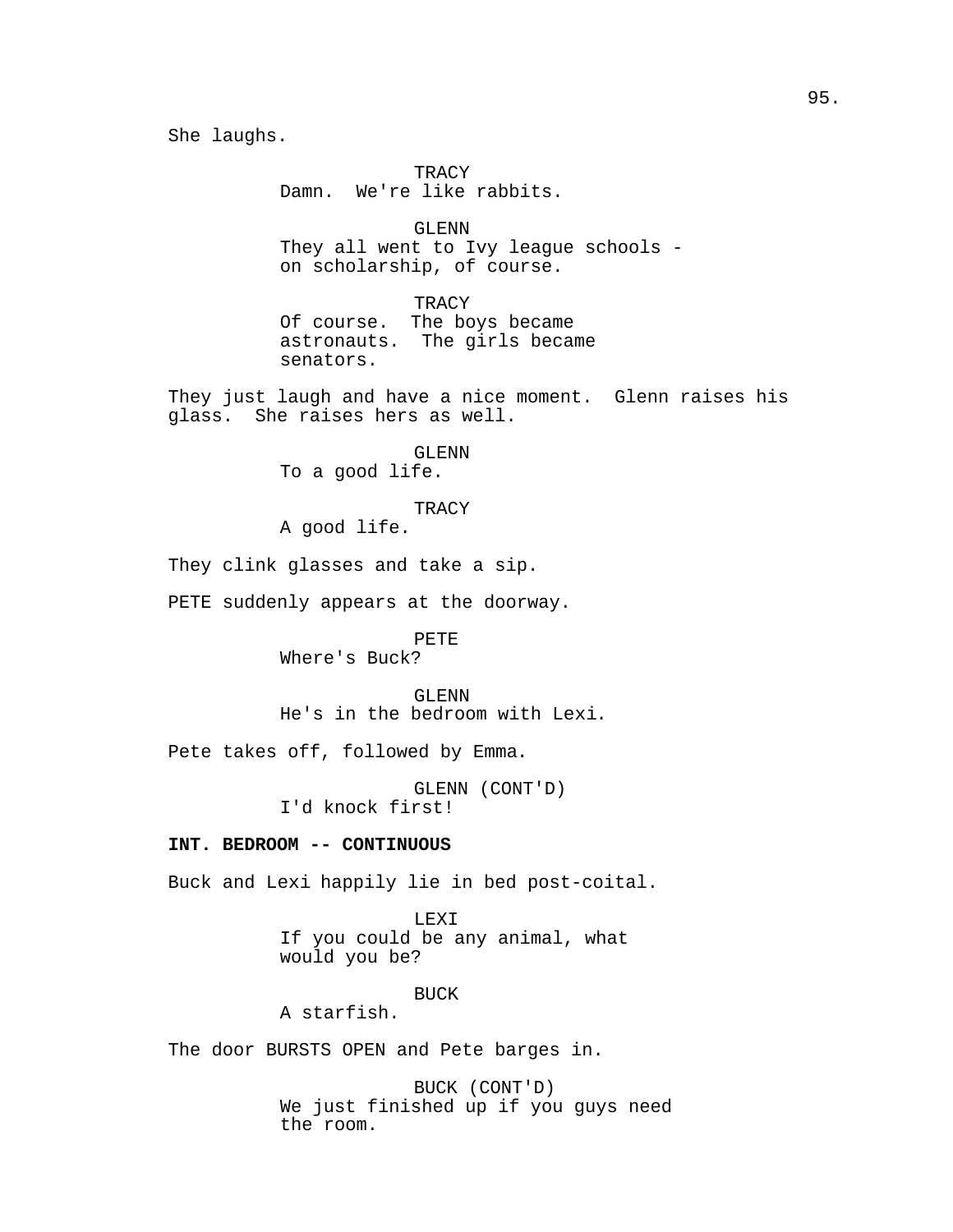She laughs.

TRACY
Damn. We're like rabbits.

GLENN
They all went to Ivy league schools - on scholarship, of course.

TRACY
Of course. The boys became astronauts. The girls became senators.

They just laugh and have a nice moment. Glenn raises his glass. She raises hers as well.

GLENN
To a good life.

TRACY
A good life.

They clink glasses and take a sip.

PETE suddenly appears at the doorway.

PETE
Where's Buck?

GLENN
He's in the bedroom with Lexi.

Pete takes off, followed by Emma.

GLENN (CONT'D)
I'd knock first!

**INT. BEDROOM -- CONTINUOUS**

Buck and Lexi happily lie in bed post-coital.

LEXI
If you could be any animal, what would you be?

BUCK
A starfish.

The door BURSTS OPEN and Pete barges in.

BUCK (CONT'D)
We just finished up if you guys need the room.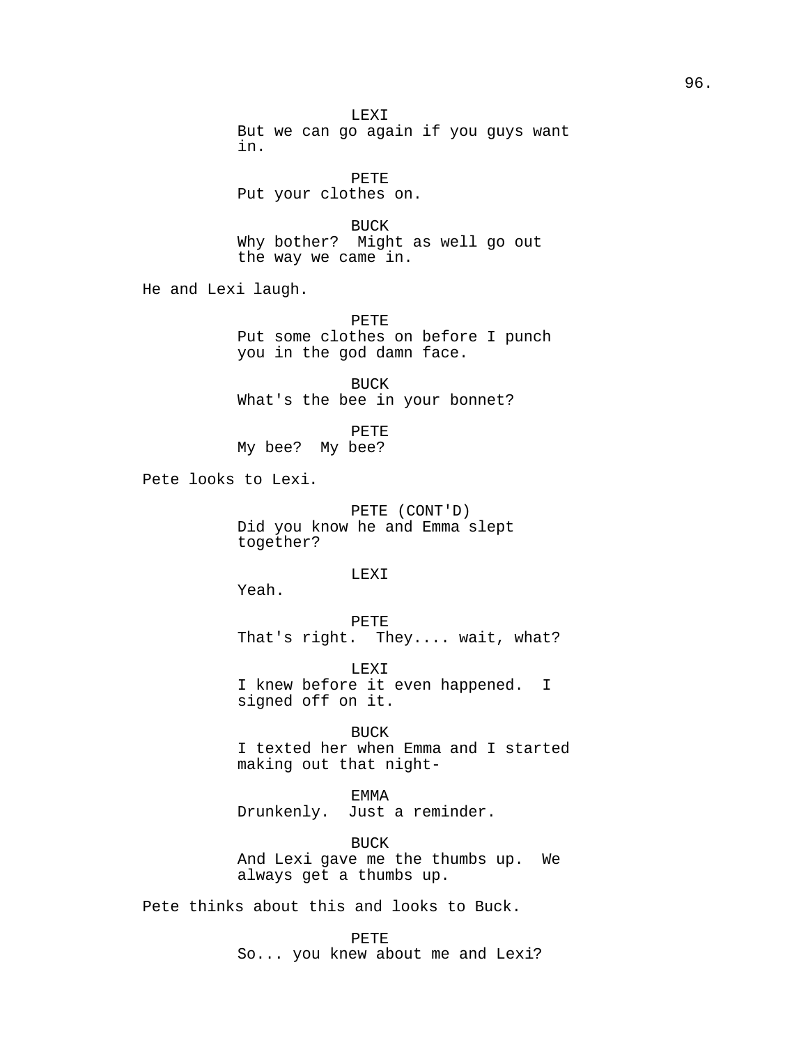LEXI
But we can go again if you guys want in.

PETE
Put your clothes on.

BUCK
Why bother? Might as well go out the way we came in.

He and Lexi laugh.

PETE
Put some clothes on before I punch you in the god damn face.

BUCK
What's the bee in your bonnet?

PETE
My bee? My bee?

Pete looks to Lexi.

PETE (CONT'D)
Did you know he and Emma slept together?

LEXI
Yeah.

PETE
That's right. They.... wait, what?

LEXI
I knew before it even happened. I signed off on it.

BUCK
I texted her when Emma and I started making out that night-

EMMA
Drunkenly. Just a reminder.

BUCK
And Lexi gave me the thumbs up. We always get a thumbs up.

Pete thinks about this and looks to Buck.

PETE
So... you knew about me and Lexi?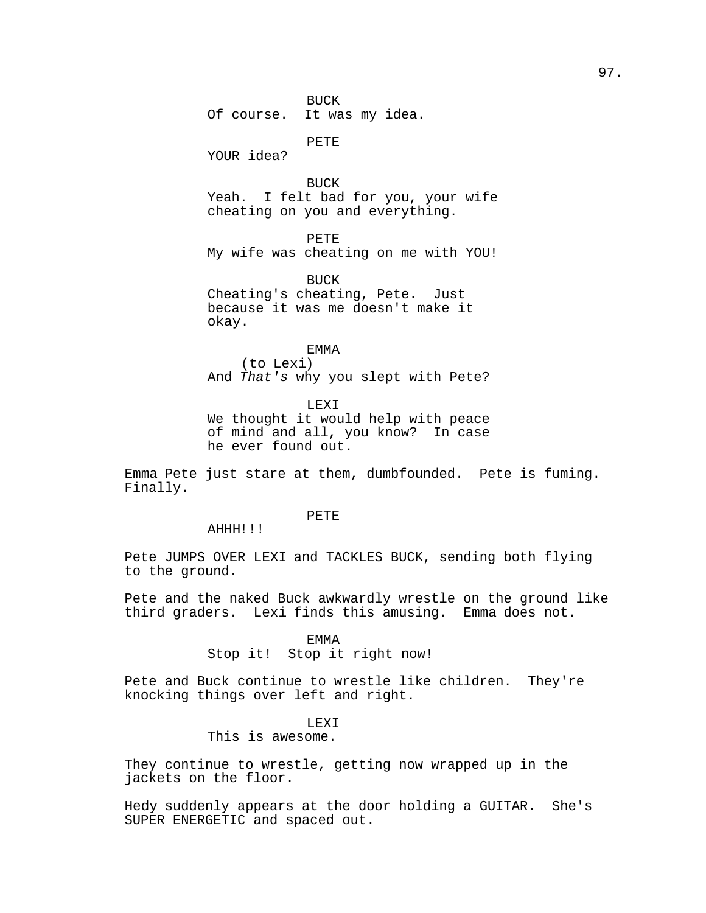BUCK
Of course.  It was my idea.

PETE
YOUR idea?

BUCK
Yeah.  I felt bad for you, your wife cheating on you and everything.

PETE
My wife was cheating on me with YOU!

BUCK
Cheating's cheating, Pete.  Just because it was me doesn't make it okay.

EMMA
(to Lexi)
And *That's* why you slept with Pete?

LEXI
We thought it would help with peace of mind and all, you know?  In case he ever found out.

Emma Pete just stare at them, dumbfounded.  Pete is fuming. Finally.

PETE
AHHH!!!

Pete JUMPS OVER LEXI and TACKLES BUCK, sending both flying to the ground.

Pete and the naked Buck awkwardly wrestle on the ground like third graders.  Lexi finds this amusing.  Emma does not.

EMMA
Stop it!  Stop it right now!

Pete and Buck continue to wrestle like children.  They're knocking things over left and right.

LEXI
This is awesome.

They continue to wrestle, getting now wrapped up in the jackets on the floor.

Hedy suddenly appears at the door holding a GUITAR.  She's SUPER ENERGETIC and spaced out.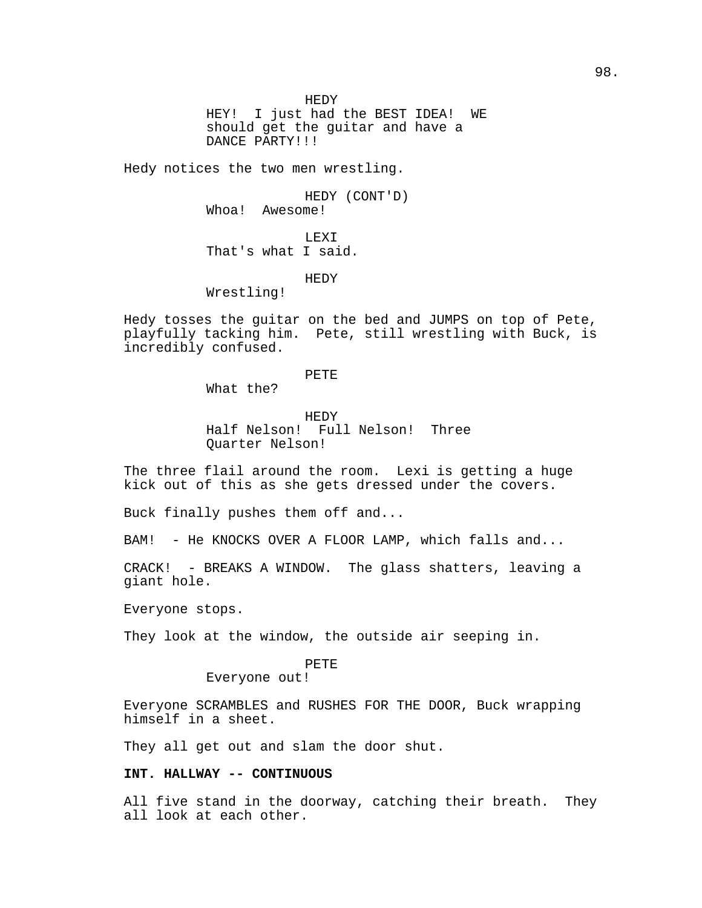HEDY
HEY! I just had the BEST IDEA! WE should get the guitar and have a DANCE PARTY!!!

Hedy notices the two men wrestling.

HEDY (CONT'D)
Whoa! Awesome!

LEXI
That's what I said.

HEDY
Wrestling!

Hedy tosses the guitar on the bed and JUMPS on top of Pete, playfully tacking him. Pete, still wrestling with Buck, is incredibly confused.

PETE
What the?

HEDY
Half Nelson! Full Nelson! Three Quarter Nelson!

The three flail around the room. Lexi is getting a huge kick out of this as she gets dressed under the covers.

Buck finally pushes them off and...

BAM! - He KNOCKS OVER A FLOOR LAMP, which falls and...

CRACK! - BREAKS A WINDOW. The glass shatters, leaving a giant hole.

Everyone stops.

They look at the window, the outside air seeping in.

PETE
Everyone out!

Everyone SCRAMBLES and RUSHES FOR THE DOOR, Buck wrapping himself in a sheet.

They all get out and slam the door shut.

**INT. HALLWAY -- CONTINUOUS**

All five stand in the doorway, catching their breath. They all look at each other.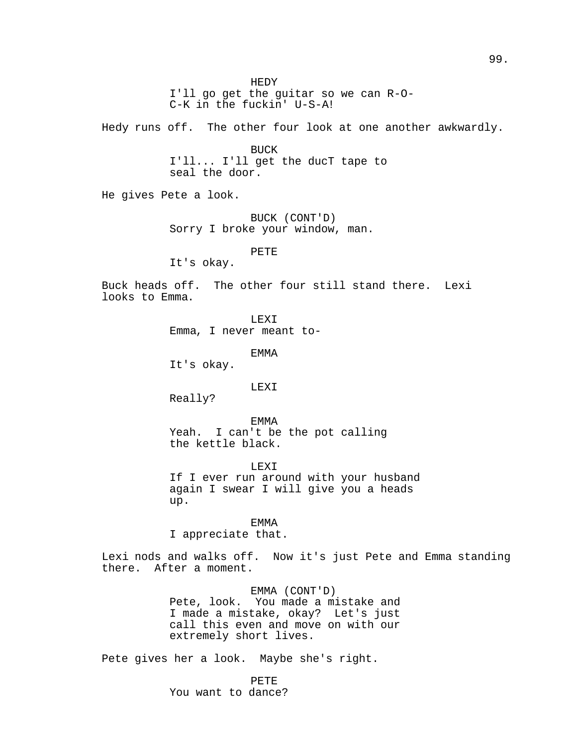HEDY
I'll go get the guitar so we can R-O-C-K in the fuckin' U-S-A!

Hedy runs off. The other four look at one another awkwardly.

BUCK
I'll... I'll get the ducT tape to seal the door.

He gives Pete a look.

BUCK (CONT'D)
Sorry I broke your window, man.

PETE
It's okay.

Buck heads off. The other four still stand there. Lexi looks to Emma.

LEXI
Emma, I never meant to-

EMMA
It's okay.

LEXI
Really?

EMMA
Yeah. I can't be the pot calling the kettle black.

LEXI
If I ever run around with your husband again I swear I will give you a heads up.

EMMA
I appreciate that.

Lexi nods and walks off. Now it's just Pete and Emma standing there. After a moment.

EMMA (CONT'D)
Pete, look. You made a mistake and I made a mistake, okay? Let's just call this even and move on with our extremely short lives.

Pete gives her a look. Maybe she's right.

PETE
You want to dance?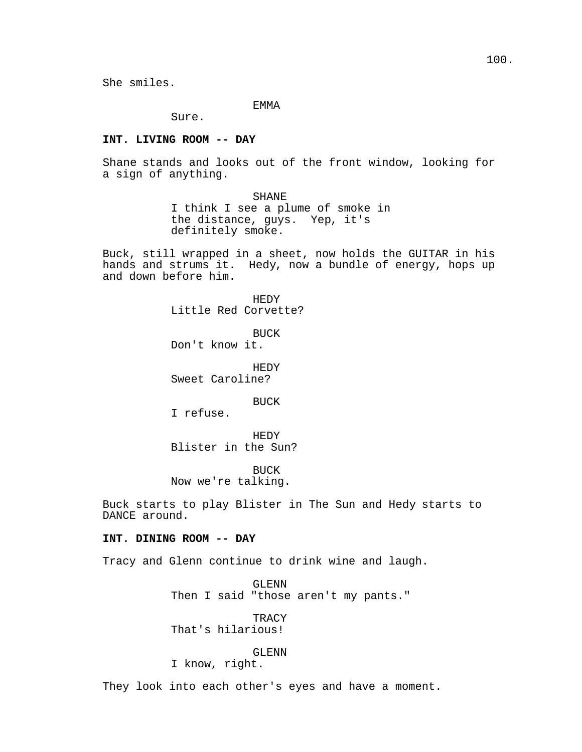She smiles.

EMMA
Sure.

**INT. LIVING ROOM -- DAY**

Shane stands and looks out of the front window, looking for a sign of anything.

SHANE
I think I see a plume of smoke in the distance, guys.  Yep, it's definitely smoke.

Buck, still wrapped in a sheet, now holds the GUITAR in his hands and strums it.  Hedy, now a bundle of energy, hops up and down before him.

HEDY
Little Red Corvette?

BUCK
Don't know it.

HEDY
Sweet Caroline?

BUCK
I refuse.

HEDY
Blister in the Sun?

BUCK
Now we're talking.

Buck starts to play Blister in The Sun and Hedy starts to DANCE around.

**INT. DINING ROOM -- DAY**

Tracy and Glenn continue to drink wine and laugh.

GLENN
Then I said "those aren't my pants."

TRACY
That's hilarious!

GLENN
I know, right.

They look into each other's eyes and have a moment.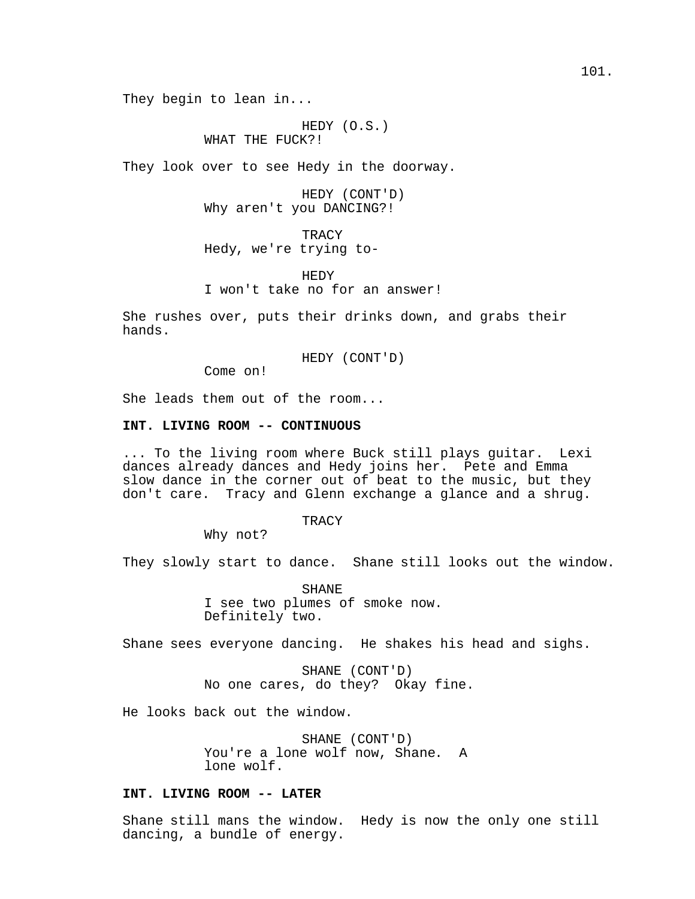They begin to lean in...

HEDY (O.S.)
WHAT THE FUCK?!

They look over to see Hedy in the doorway.

HEDY (CONT'D)
Why aren't you DANCING?!

TRACY
Hedy, we're trying to-

HEDY
I won't take no for an answer!

She rushes over, puts their drinks down, and grabs their hands.

HEDY (CONT'D)
Come on!

She leads them out of the room...

**INT. LIVING ROOM -- CONTINUOUS**

... To the living room where Buck still plays guitar. Lexi dances already dances and Hedy joins her. Pete and Emma slow dance in the corner out of beat to the music, but they don't care. Tracy and Glenn exchange a glance and a shrug.

TRACY
Why not?

They slowly start to dance. Shane still looks out the window.

SHANE
I see two plumes of smoke now. Definitely two.

Shane sees everyone dancing. He shakes his head and sighs.

SHANE (CONT'D)
No one cares, do they? Okay fine.

He looks back out the window.

SHANE (CONT'D)
You're a lone wolf now, Shane. A lone wolf.

**INT. LIVING ROOM -- LATER**

Shane still mans the window. Hedy is now the only one still dancing, a bundle of energy.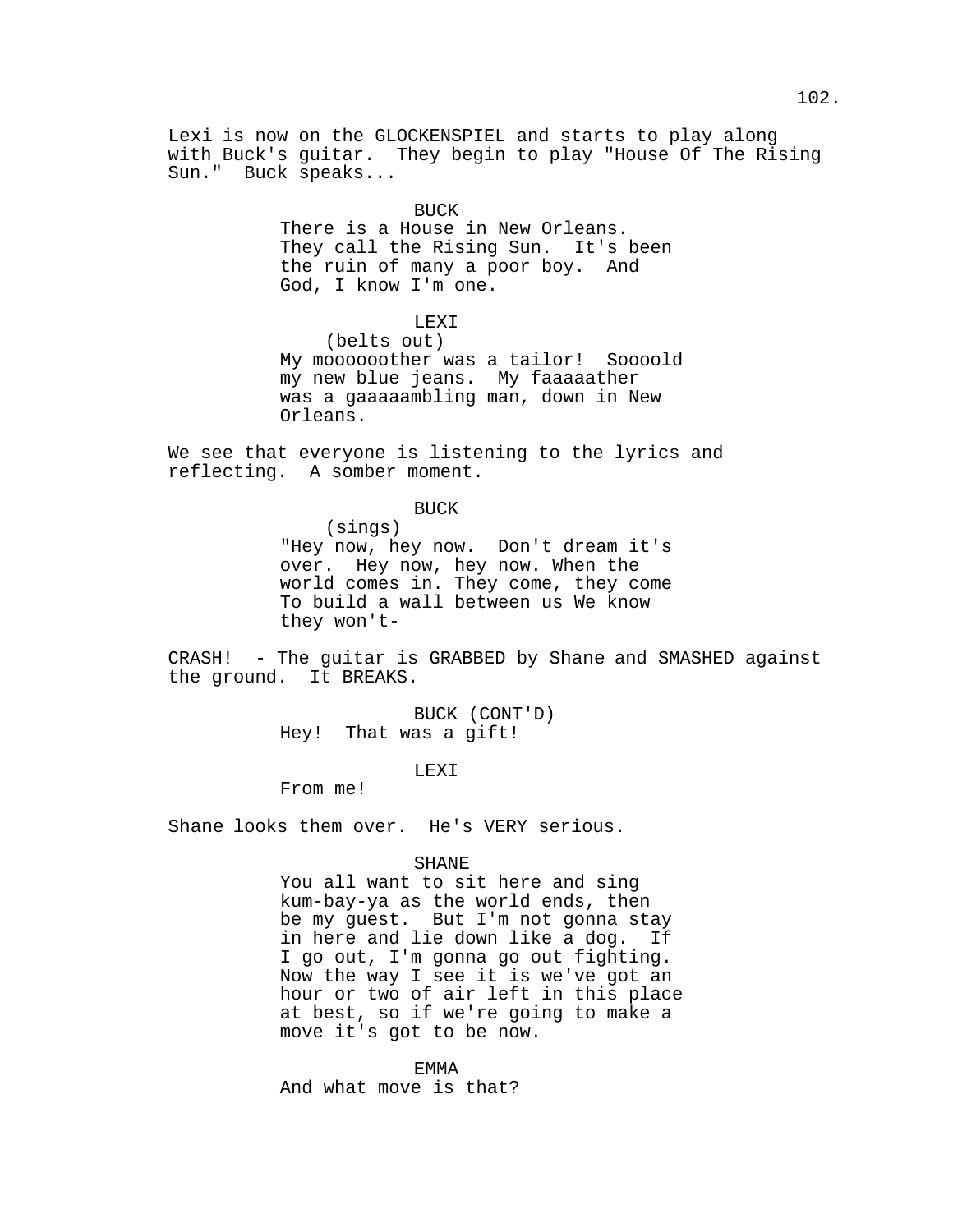Lexi is now on the GLOCKENSPIEL and starts to play along with Buck's guitar. They begin to play "House Of The Rising Sun." Buck speaks...

BUCK
There is a House in New Orleans. They call the Rising Sun. It's been the ruin of many a poor boy. And God, I know I'm one.

LEXI
(belts out)
My mooooooother was a tailor! Sooоold my new blue jeans. My faaaaather was a gaaaaambling man, down in New Orleans.

We see that everyone is listening to the lyrics and reflecting. A somber moment.

BUCK
(sings)
"Hey now, hey now. Don't dream it's over. Hey now, hey now. When the world comes in. They come, they come To build a wall between us We know they won't-

CRASH! - The guitar is GRABBED by Shane and SMASHED against the ground. It BREAKS.

BUCK (CONT'D)
Hey! That was a gift!

LEXI
From me!

Shane looks them over. He's VERY serious.

SHANE
You all want to sit here and sing kum-bay-ya as the world ends, then be my guest. But I'm not gonna stay in here and lie down like a dog. If I go out, I'm gonna go out fighting. Now the way I see it is we've got an hour or two of air left in this place at best, so if we're going to make a move it's got to be now.

EMMA
And what move is that?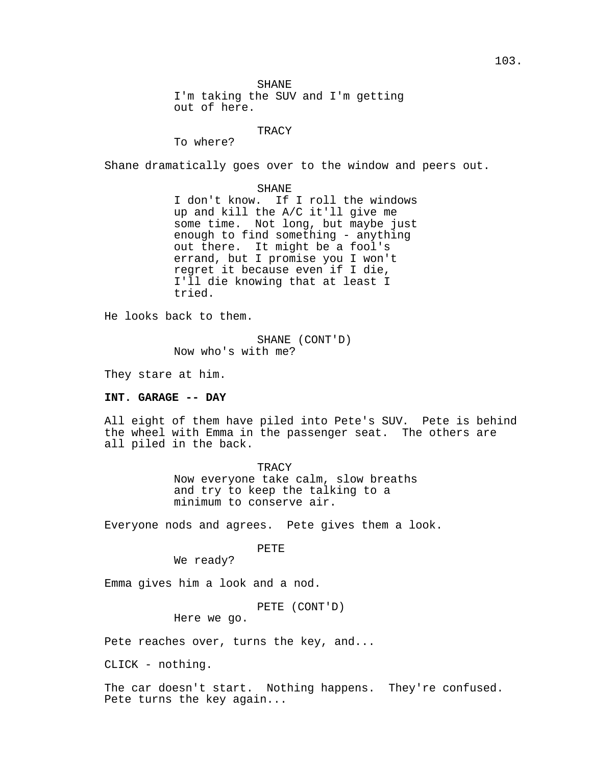SHANE
I'm taking the SUV and I'm getting out of here.

TRACY
To where?

Shane dramatically goes over to the window and peers out.

SHANE
I don't know. If I roll the windows up and kill the A/C it'll give me some time. Not long, but maybe just enough to find something - anything out there. It might be a fool's errand, but I promise you I won't regret it because even if I die, I'll die knowing that at least I tried.

He looks back to them.

SHANE (CONT'D)
Now who's with me?

They stare at him.

**INT. GARAGE -- DAY**

All eight of them have piled into Pete's SUV. Pete is behind the wheel with Emma in the passenger seat. The others are all piled in the back.

TRACY
Now everyone take calm, slow breaths and try to keep the talking to a minimum to conserve air.

Everyone nods and agrees. Pete gives them a look.

PETE
We ready?

Emma gives him a look and a nod.

PETE (CONT'D)
Here we go.

Pete reaches over, turns the key, and...

CLICK - nothing.

The car doesn't start. Nothing happens. They're confused. Pete turns the key again...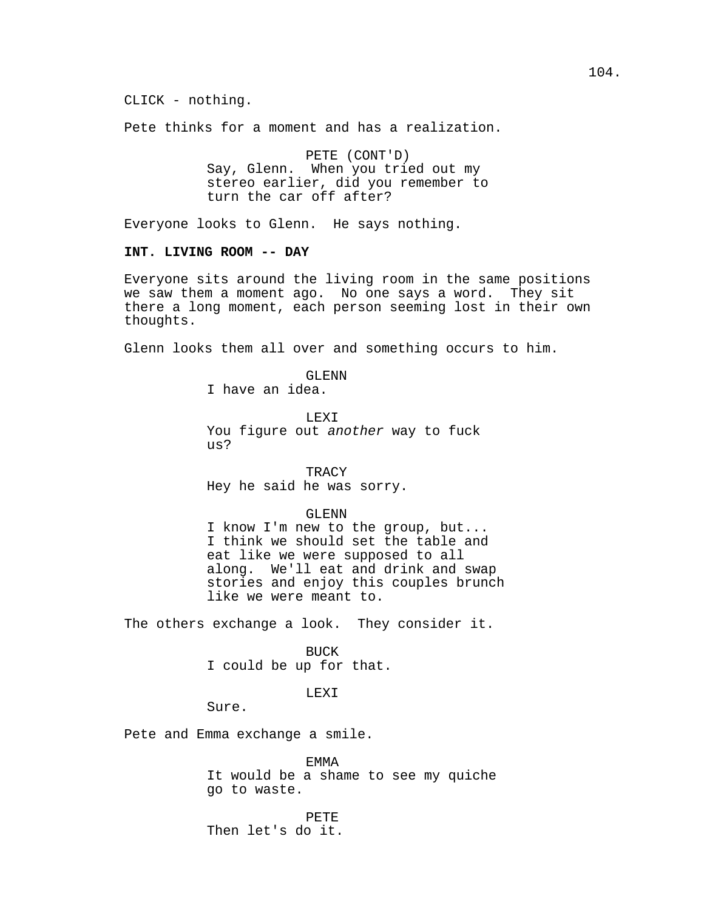CLICK - nothing.

Pete thinks for a moment and has a realization.

PETE (CONT'D)
Say, Glenn. When you tried out my stereo earlier, did you remember to turn the car off after?

Everyone looks to Glenn. He says nothing.

**INT. LIVING ROOM -- DAY**

Everyone sits around the living room in the same positions we saw them a moment ago. No one says a word. They sit there a long moment, each person seeming lost in their own thoughts.

Glenn looks them all over and something occurs to him.

GLENN
I have an idea.

LEXI
You figure out *another* way to fuck us?

TRACY
Hey he said he was sorry.

GLENN
I know I'm new to the group, but... I think we should set the table and eat like we were supposed to all along. We'll eat and drink and swap stories and enjoy this couples brunch like we were meant to.

The others exchange a look. They consider it.

BUCK
I could be up for that.

LEXI
Sure.

Pete and Emma exchange a smile.

EMMA
It would be a shame to see my quiche go to waste.

PETE
Then let's do it.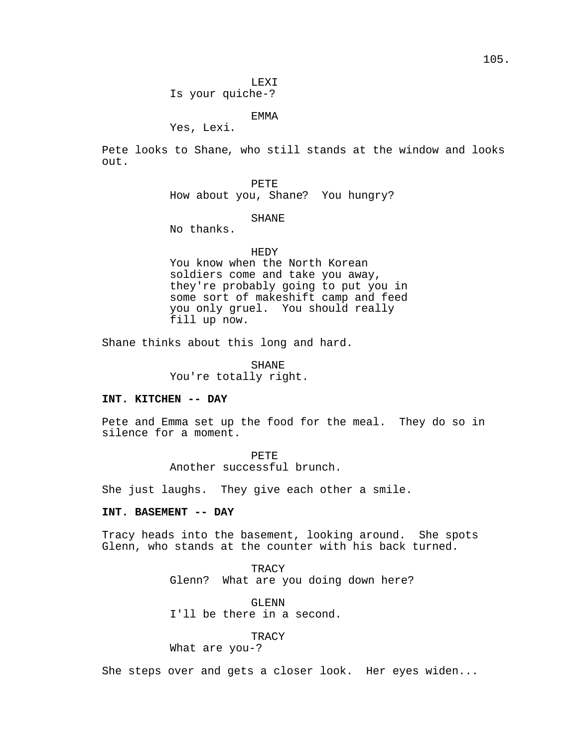LEXI
Is your quiche-?

EMMA
Yes, Lexi.

Pete looks to Shane, who still stands at the window and looks out.

PETE
How about you, Shane? You hungry?

SHANE
No thanks.

HEDY
You know when the North Korean soldiers come and take you away, they're probably going to put you in some sort of makeshift camp and feed you only gruel. You should really fill up now.

Shane thinks about this long and hard.

SHANE
You're totally right.

**INT. KITCHEN -- DAY**

Pete and Emma set up the food for the meal. They do so in silence for a moment.

PETE
Another successful brunch.

She just laughs. They give each other a smile.

**INT. BASEMENT -- DAY**

Tracy heads into the basement, looking around. She spots Glenn, who stands at the counter with his back turned.

TRACY
Glenn? What are you doing down here?

GLENN
I'll be there in a second.

TRACY
What are you-?

She steps over and gets a closer look. Her eyes widen...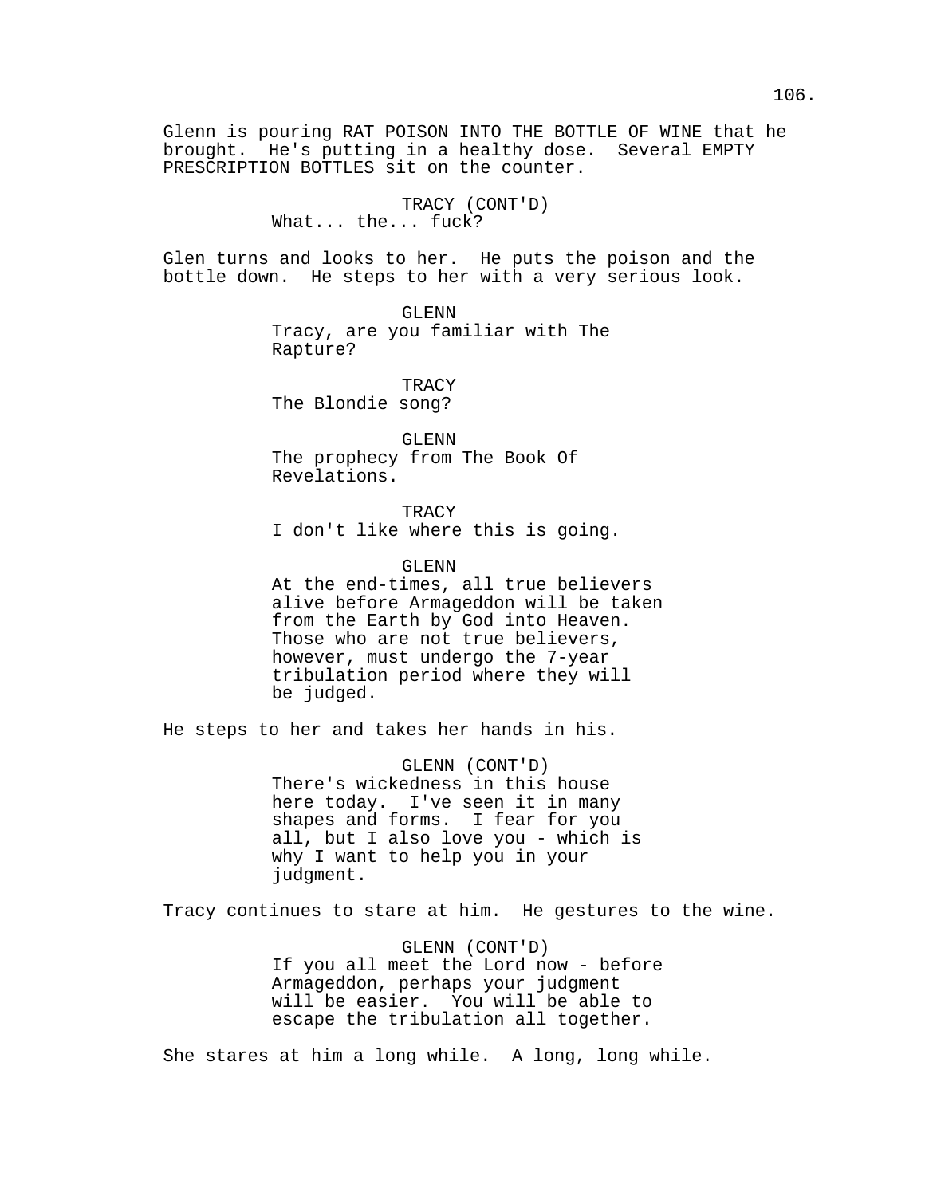Glenn is pouring RAT POISON INTO THE BOTTLE OF WINE that he brought. He's putting in a healthy dose. Several EMPTY PRESCRIPTION BOTTLES sit on the counter.

TRACY (CONT'D)
What... the... fuck?

Glen turns and looks to her. He puts the poison and the bottle down. He steps to her with a very serious look.

GLENN
Tracy, are you familiar with The Rapture?

TRACY
The Blondie song?

GLENN
The prophecy from The Book Of Revelations.

TRACY
I don't like where this is going.

GLENN
At the end-times, all true believers alive before Armageddon will be taken from the Earth by God into Heaven. Those who are not true believers, however, must undergo the 7-year tribulation period where they will be judged.

He steps to her and takes her hands in his.

GLENN (CONT'D)
There's wickedness in this house here today. I've seen it in many shapes and forms. I fear for you all, but I also love you - which is why I want to help you in your judgment.

Tracy continues to stare at him. He gestures to the wine.

GLENN (CONT'D)
If you all meet the Lord now - before Armageddon, perhaps your judgment will be easier. You will be able to escape the tribulation all together.

She stares at him a long while. A long, long while.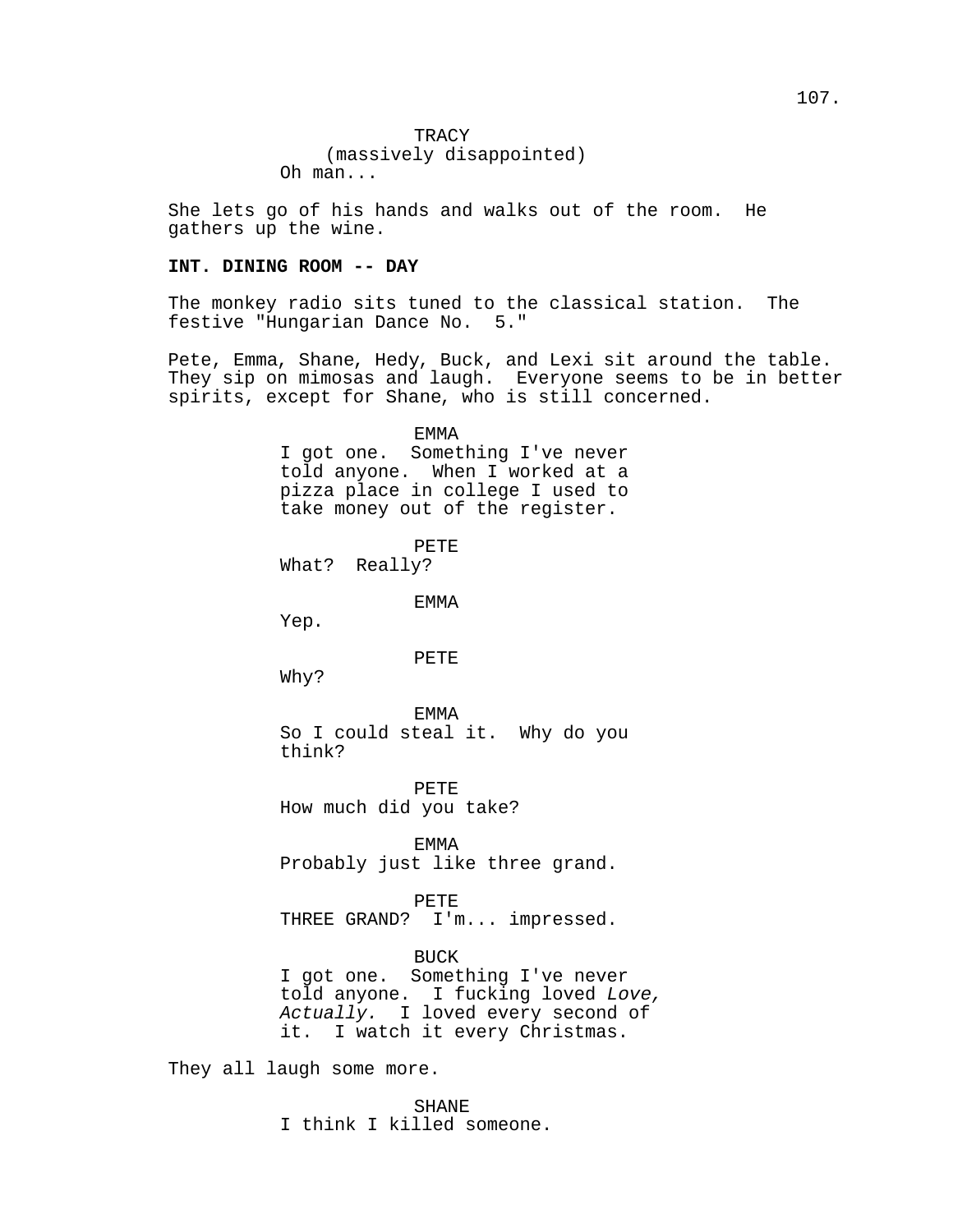TRACY
(massively disappointed)
Oh man...

She lets go of his hands and walks out of the room. He gathers up the wine.

**INT. DINING ROOM -- DAY**

The monkey radio sits tuned to the classical station. The festive "Hungarian Dance No. 5."

Pete, Emma, Shane, Hedy, Buck, and Lexi sit around the table. They sip on mimosas and laugh. Everyone seems to be in better spirits, except for Shane, who is still concerned.

EMMA
I got one. Something I've never told anyone. When I worked at a pizza place in college I used to take money out of the register.

PETE
What? Really?

EMMA
Yep.

PETE
Why?

EMMA
So I could steal it. Why do you think?

PETE
How much did you take?

EMMA
Probably just like three grand.

PETE
THREE GRAND? I'm... impressed.

BUCK
I got one. Something I've never told anyone. I fucking loved *Love, Actually.* I loved every second of it. I watch it every Christmas.

They all laugh some more.

SHANE
I think I killed someone.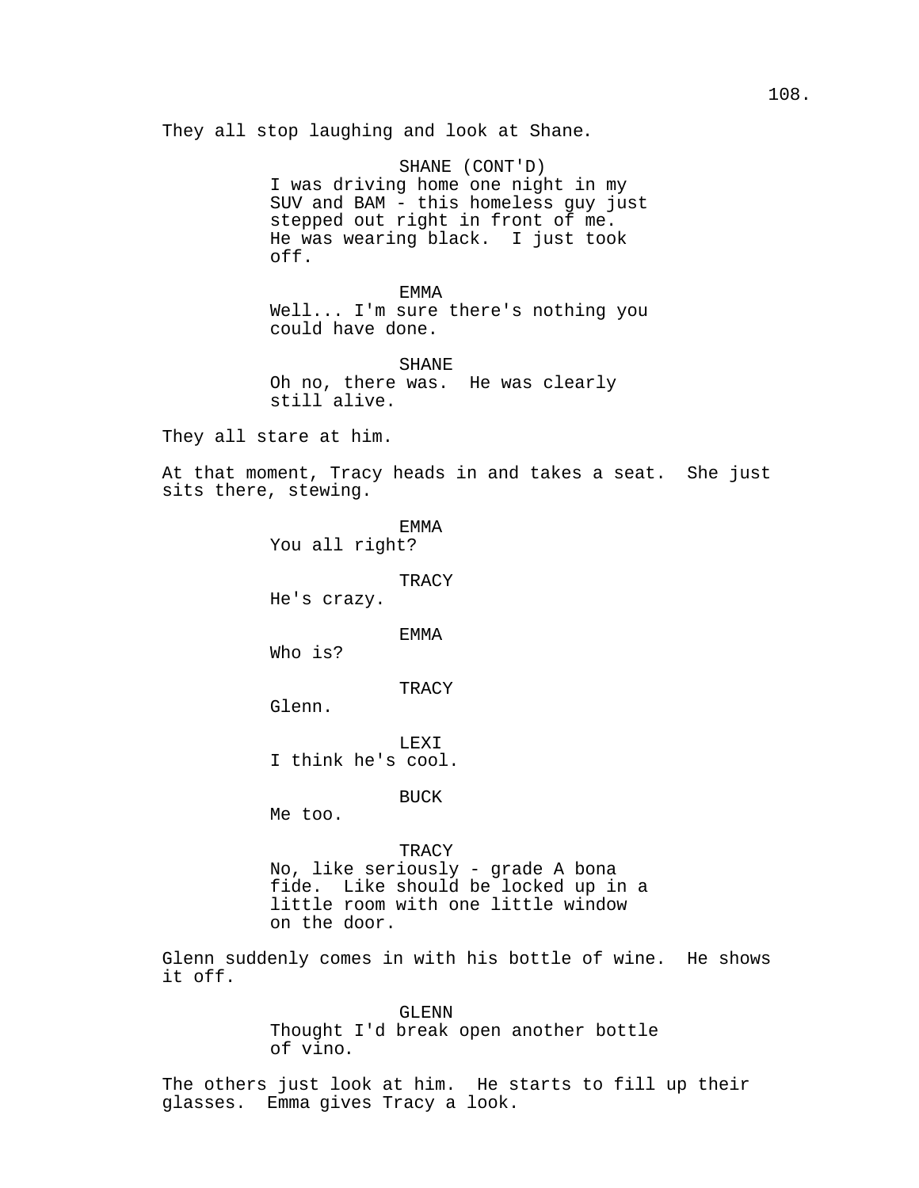They all stop laughing and look at Shane.

SHANE (CONT'D)
I was driving home one night in my SUV and BAM - this homeless guy just stepped out right in front of me. He was wearing black. I just took off.

EMMA
Well... I'm sure there's nothing you could have done.

SHANE
Oh no, there was. He was clearly still alive.

They all stare at him.

At that moment, Tracy heads in and takes a seat. She just sits there, stewing.

EMMA
You all right?

TRACY
He's crazy.

EMMA
Who is?

TRACY
Glenn.

LEXI
I think he's cool.

BUCK
Me too.

TRACY
No, like seriously - grade A bona fide. Like should be locked up in a little room with one little window on the door.

Glenn suddenly comes in with his bottle of wine. He shows it off.

GLENN
Thought I'd break open another bottle of vino.

The others just look at him. He starts to fill up their glasses. Emma gives Tracy a look.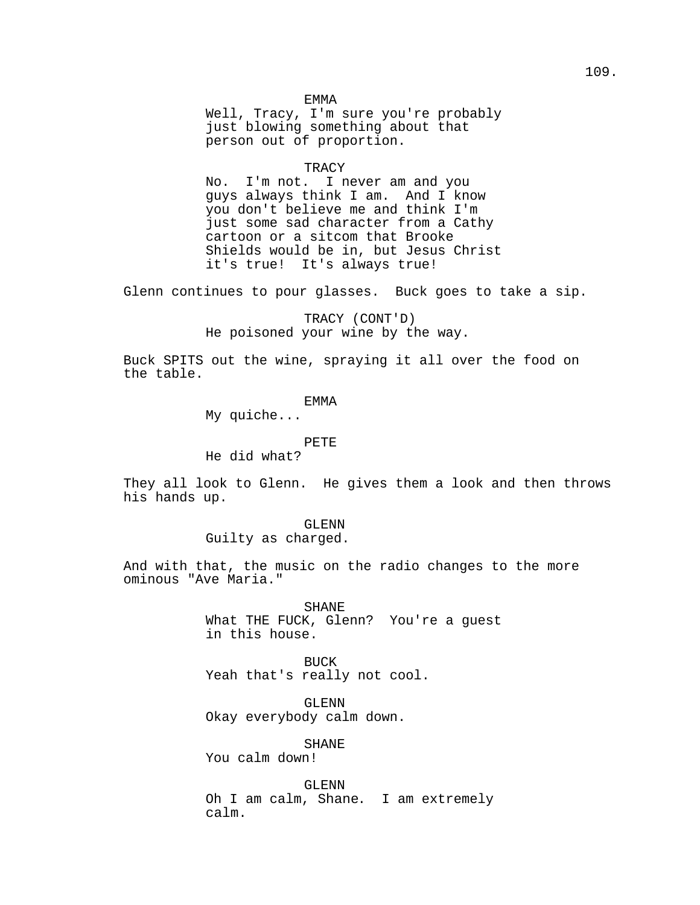EMMA
Well, Tracy, I'm sure you're probably just blowing something about that person out of proportion.

TRACY
No. I'm not. I never am and you guys always think I am. And I know you don't believe me and think I'm just some sad character from a Cathy cartoon or a sitcom that Brooke Shields would be in, but Jesus Christ it's true! It's always true!

Glenn continues to pour glasses. Buck goes to take a sip.

TRACY (CONT'D)
He poisoned your wine by the way.

Buck SPITS out the wine, spraying it all over the food on the table.

EMMA
My quiche...

PETE
He did what?

They all look to Glenn. He gives them a look and then throws his hands up.

GLENN
Guilty as charged.

And with that, the music on the radio changes to the more ominous "Ave Maria."

SHANE
What THE FUCK, Glenn? You're a guest in this house.

BUCK
Yeah that's really not cool.

GLENN
Okay everybody calm down.

SHANE
You calm down!

GLENN
Oh I am calm, Shane. I am extremely calm.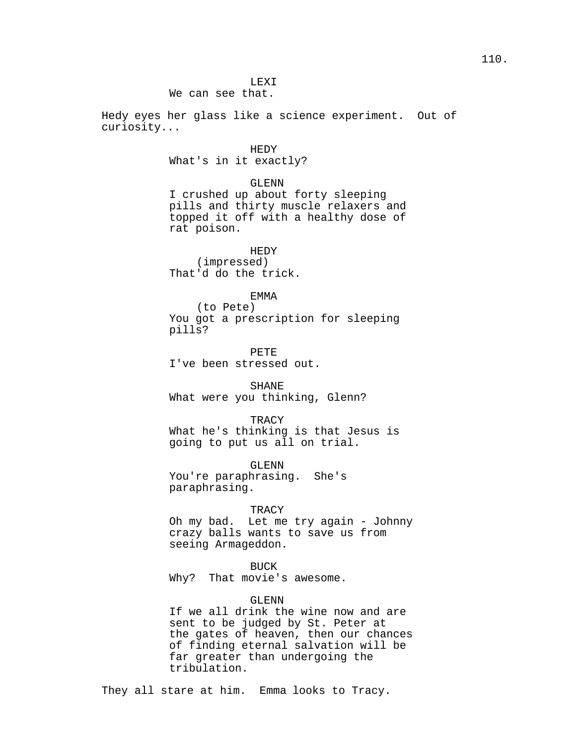LEXI
We can see that.

Hedy eyes her glass like a science experiment. Out of curiosity...

HEDY
What's in it exactly?

GLENN
I crushed up about forty sleeping pills and thirty muscle relaxers and topped it off with a healthy dose of rat poison.

HEDY
(impressed)
That'd do the trick.

EMMA
(to Pete)
You got a prescription for sleeping pills?

PETE
I've been stressed out.

SHANE
What were you thinking, Glenn?

TRACY
What he's thinking is that Jesus is going to put us all on trial.

GLENN
You're paraphrasing. She's paraphrasing.

TRACY
Oh my bad. Let me try again - Johnny crazy balls wants to save us from seeing Armageddon.

BUCK
Why? That movie's awesome.

GLENN
If we all drink the wine now and are sent to be judged by St. Peter at the gates of heaven, then our chances of finding eternal salvation will be far greater than undergoing the tribulation.

They all stare at him. Emma looks to Tracy.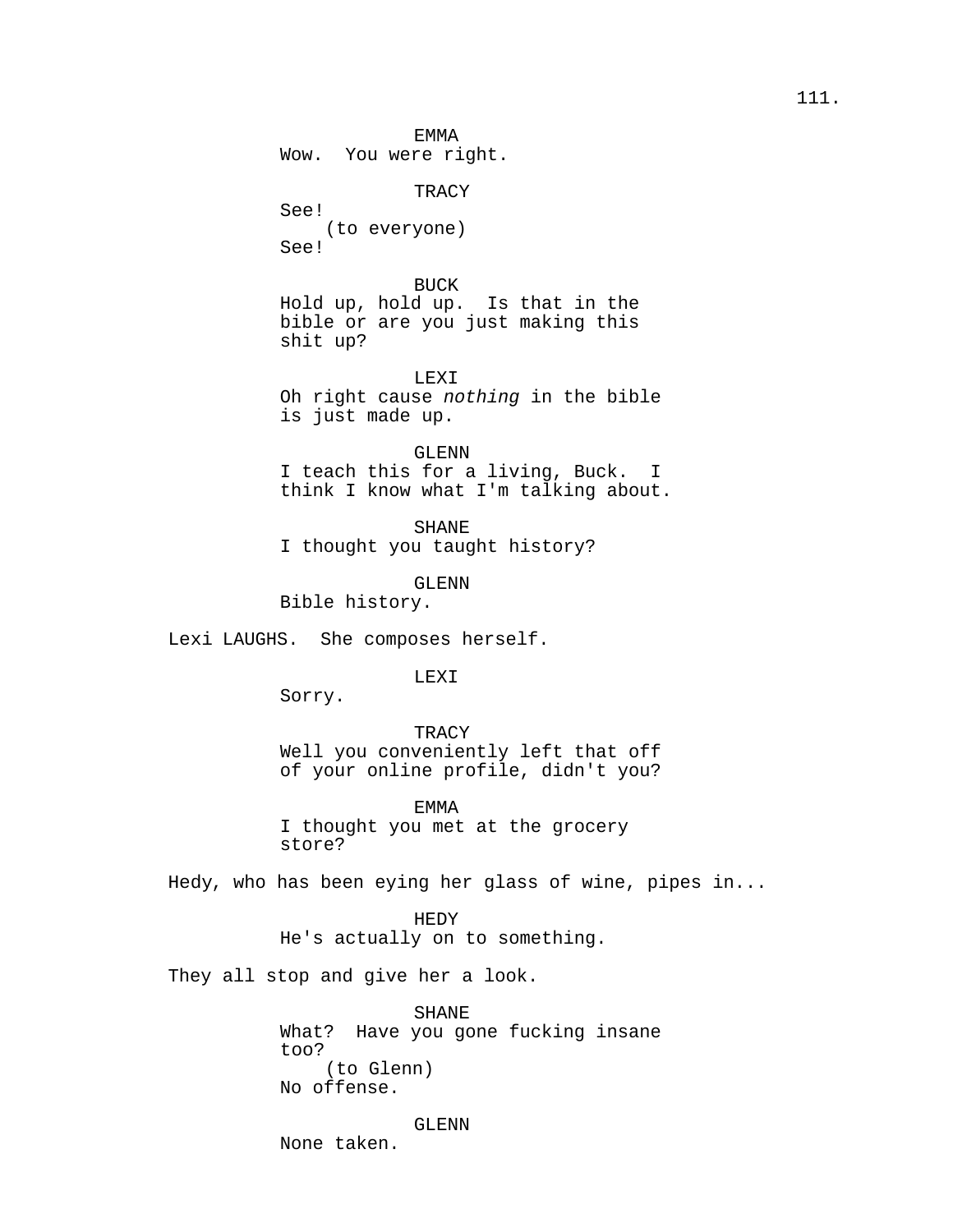EMMA
Wow. You were right.

TRACY
See!
(to everyone)
See!

BUCK
Hold up, hold up. Is that in the bible or are you just making this shit up?

LEXI
Oh right cause *nothing* in the bible is just made up.

GLENN
I teach this for a living, Buck. I think I know what I'm talking about.

SHANE
I thought you taught history?

GLENN
Bible history.

Lexi LAUGHS. She composes herself.

LEXI
Sorry.

TRACY
Well you conveniently left that off of your online profile, didn't you?

EMMA
I thought you met at the grocery store?

Hedy, who has been eying her glass of wine, pipes in...

HEDY
He's actually on to something.

They all stop and give her a look.

SHANE
What? Have you gone fucking insane too?
(to Glenn)
No offense.

GLENN
None taken.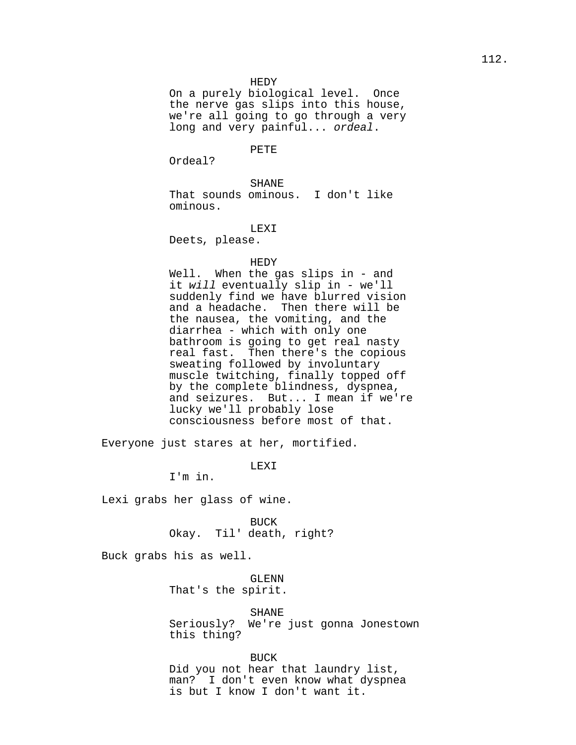HEDY
On a purely biological level. Once the nerve gas slips into this house, we're all going to go through a very long and very painful... *ordeal*.

PETE
Ordeal?

SHANE
That sounds ominous. I don't like ominous.

LEXI
Deets, please.

HEDY
Well. When the gas slips in - and it *will* eventually slip in - we'll suddenly find we have blurred vision and a headache. Then there will be the nausea, the vomiting, and the diarrhea - which with only one bathroom is going to get real nasty real fast. Then there's the copious sweating followed by involuntary muscle twitching, finally topped off by the complete blindness, dyspnea, and seizures. But... I mean if we're lucky we'll probably lose consciousness before most of that.

Everyone just stares at her, mortified.

LEXI
I'm in.

Lexi grabs her glass of wine.

BUCK
Okay. Til' death, right?

Buck grabs his as well.

GLENN
That's the spirit.

SHANE
Seriously? We're just gonna Jonestown this thing?

BUCK
Did you not hear that laundry list, man? I don't even know what dyspnea is but I know I don't want it.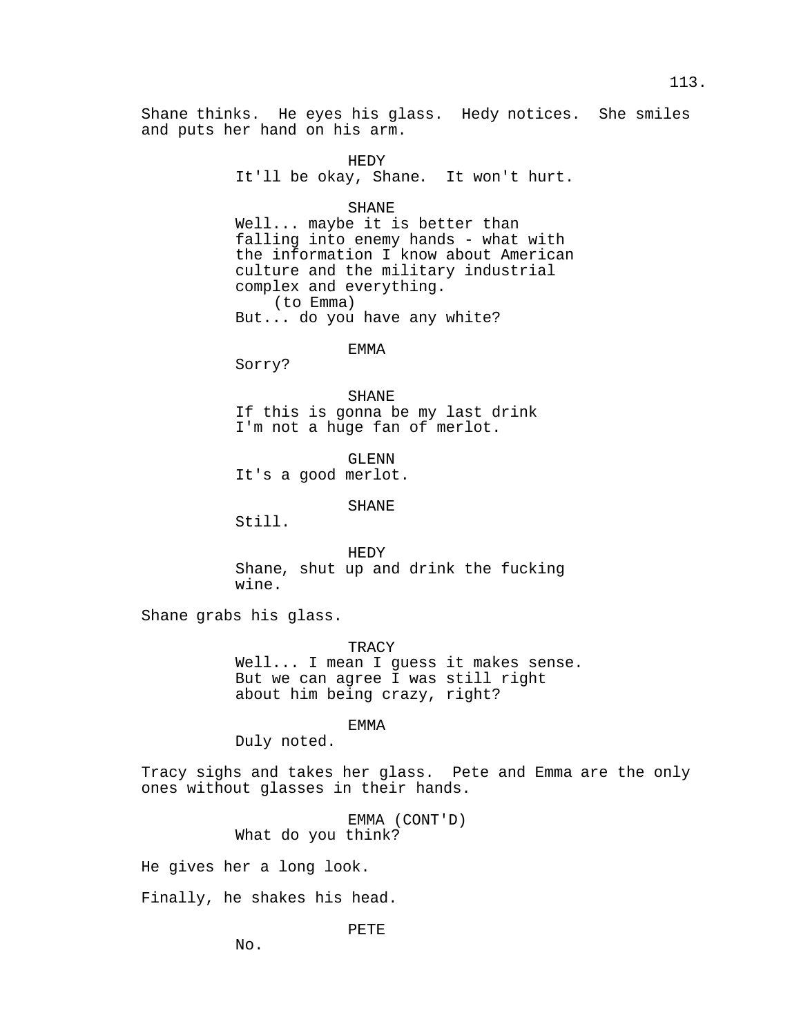Shane thinks. He eyes his glass. Hedy notices. She smiles and puts her hand on his arm.

HEDY
It'll be okay, Shane. It won't hurt.

SHANE
Well... maybe it is better than falling into enemy hands - what with the information I know about American culture and the military industrial complex and everything.
(to Emma)
But... do you have any white?

EMMA
Sorry?

SHANE
If this is gonna be my last drink I'm not a huge fan of merlot.

GLENN
It's a good merlot.

SHANE
Still.

HEDY
Shane, shut up and drink the fucking wine.

Shane grabs his glass.

TRACY
Well... I mean I guess it makes sense. But we can agree I was still right about him being crazy, right?

EMMA
Duly noted.

Tracy sighs and takes her glass. Pete and Emma are the only ones without glasses in their hands.

EMMA (CONT'D)
What do you think?

He gives her a long look.

Finally, he shakes his head.

PETE
No.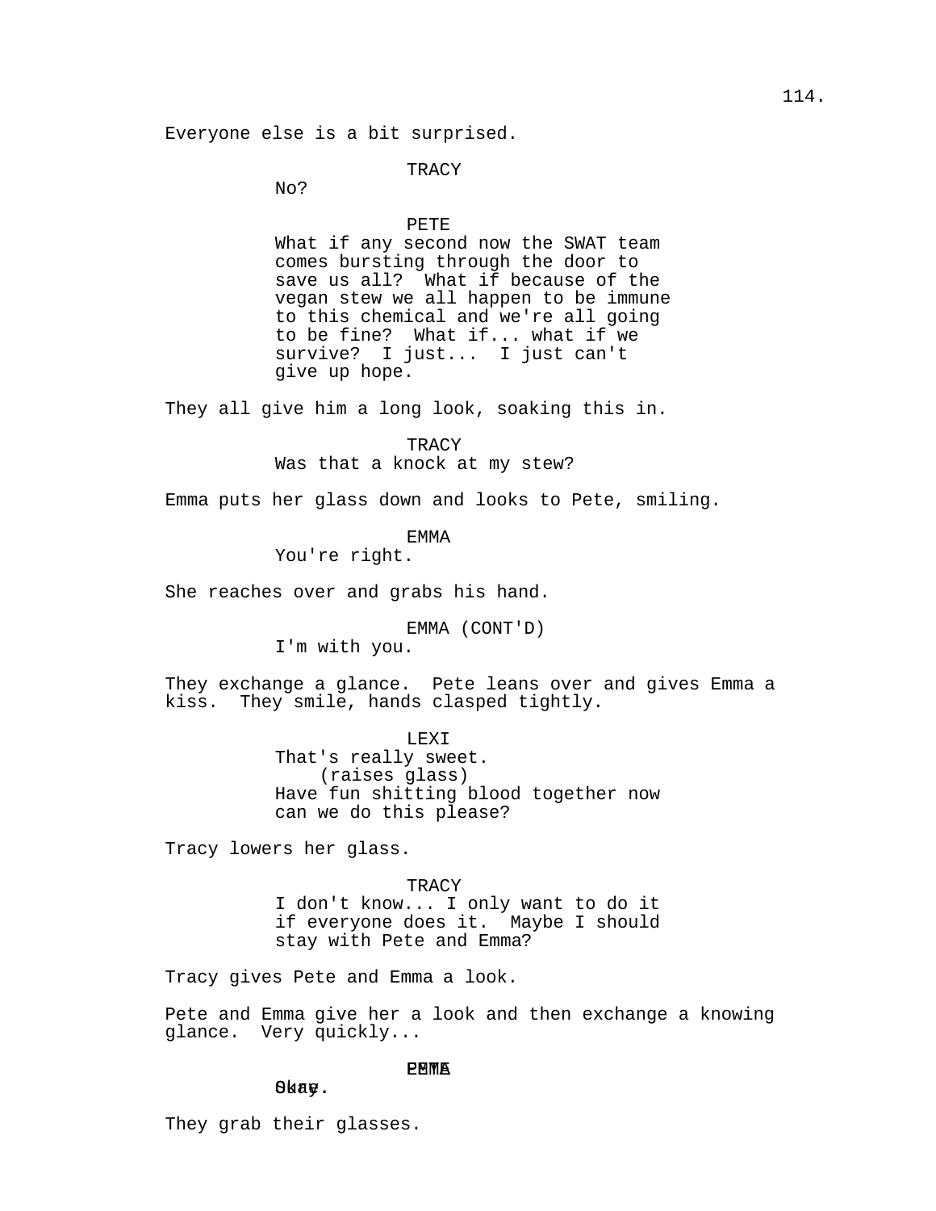Everyone else is a bit surprised.

TRACY
No?

PETE
What if any second now the SWAT team comes bursting through the door to save us all? What if because of the vegan stew we all happen to be immune to this chemical and we're all going to be fine? What if... what if we survive? I just... I just can't give up hope.

They all give him a long look, soaking this in.

TRACY
Was that a knock at my stew?

Emma puts her glass down and looks to Pete, smiling.

EMMA
You're right.

She reaches over and grabs his hand.

EMMA (CONT'D)
I'm with you.

They exchange a glance. Pete leans over and gives Emma a kiss. They smile, hands clasped tightly.

LEXI
That's really sweet.
(raises glass)
Have fun shitting blood together now can we do this please?

Tracy lowers her glass.

TRACY
I don't know... I only want to do it if everyone does it. Maybe I should stay with Pete and Emma?

Tracy gives Pete and Emma a look.

Pete and Emma give her a look and then exchange a knowing glance. Very quickly...

PETE
Okay.

EMMA
Sure.

They grab their glasses.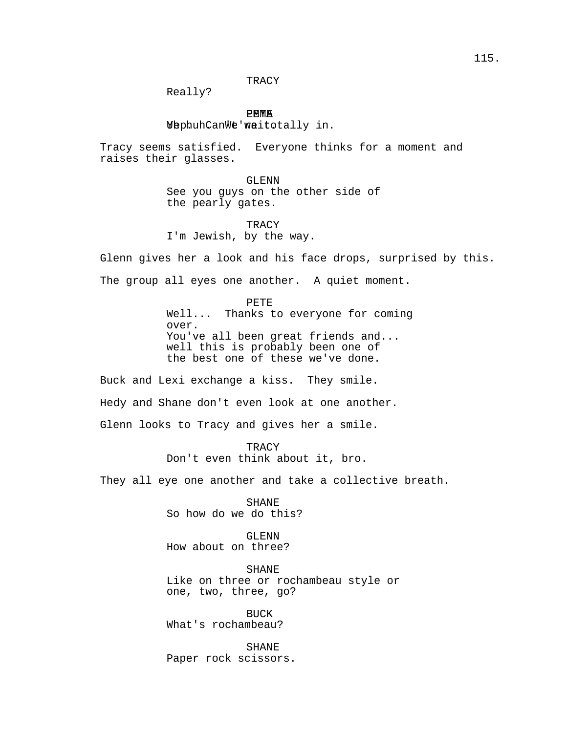TRACY
Really?

PETE / EMMA
Uh huh... Can't wait. We're totally in.

Tracy seems satisfied. Everyone thinks for a moment and raises their glasses.

GLENN
See you guys on the other side of the pearly gates.

TRACY
I'm Jewish, by the way.

Glenn gives her a look and his face drops, surprised by this.

The group all eyes one another. A quiet moment.

PETE
Well... Thanks to everyone for coming over.
You've all been great friends and... well this is probably been one of the best one of these we've done.

Buck and Lexi exchange a kiss. They smile.

Hedy and Shane don't even look at one another.

Glenn looks to Tracy and gives her a smile.

TRACY
Don't even think about it, bro.

They all eye one another and take a collective breath.

SHANE
So how do we do this?

GLENN
How about on three?

SHANE
Like on three or rochambeau style or one, two, three, go?

BUCK
What's rochambeau?

SHANE
Paper rock scissors.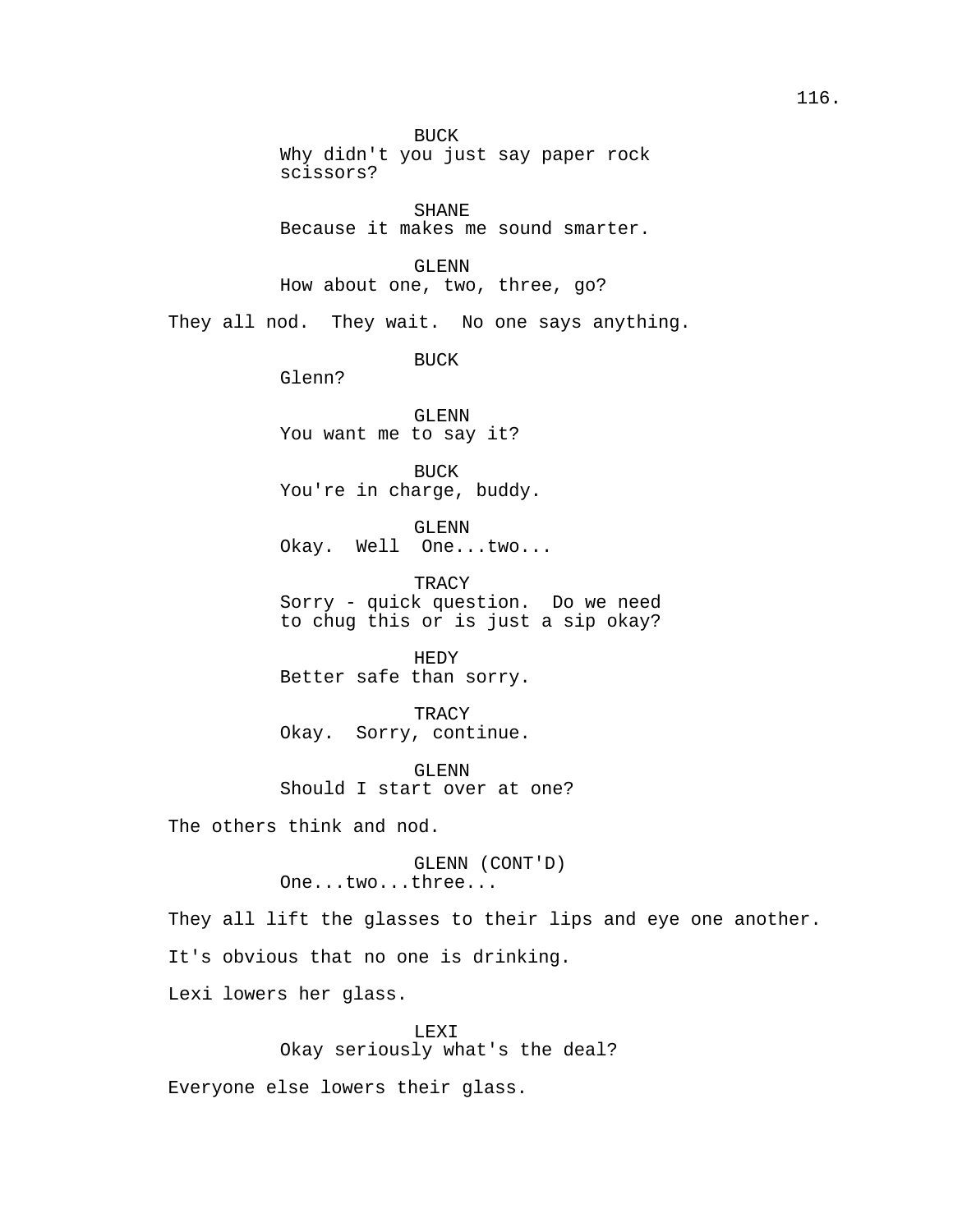BUCK
Why didn't you just say paper rock scissors?

SHANE
Because it makes me sound smarter.

GLENN
How about one, two, three, go?

They all nod. They wait. No one says anything.

BUCK
Glenn?

GLENN
You want me to say it?

BUCK
You're in charge, buddy.

GLENN
Okay. Well One...two...

TRACY
Sorry - quick question. Do we need to chug this or is just a sip okay?

HEDY
Better safe than sorry.

TRACY
Okay. Sorry, continue.

GLENN
Should I start over at one?

The others think and nod.

GLENN (CONT'D)
One...two...three...

They all lift the glasses to their lips and eye one another.

It's obvious that no one is drinking.

Lexi lowers her glass.

LEXI
Okay seriously what's the deal?

Everyone else lowers their glass.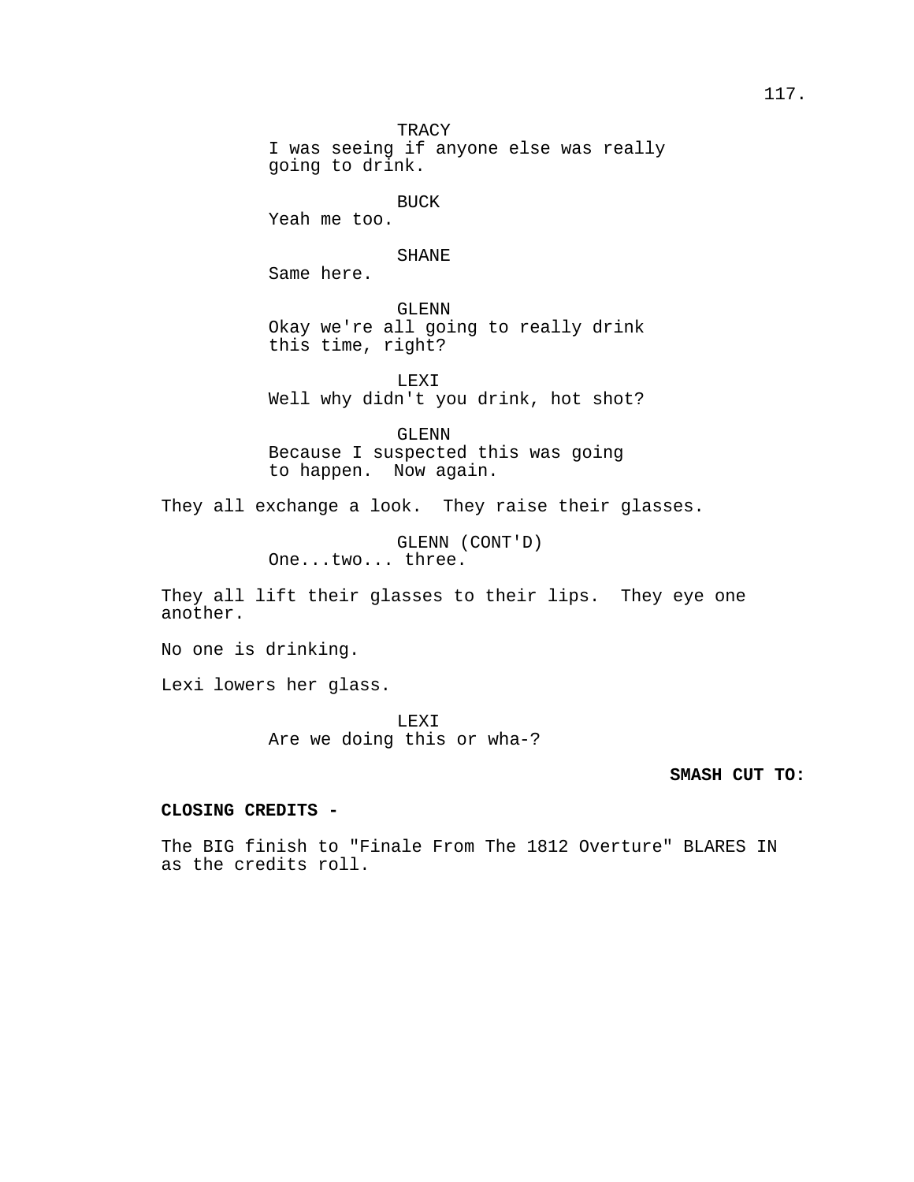TRACY
I was seeing if anyone else was really going to drink.

BUCK
Yeah me too.

SHANE
Same here.

GLENN
Okay we're all going to really drink this time, right?

LEXI
Well why didn't you drink, hot shot?

GLENN
Because I suspected this was going to happen. Now again.

They all exchange a look. They raise their glasses.

GLENN (CONT'D)
One...two... three.

They all lift their glasses to their lips. They eye one another.

No one is drinking.

Lexi lowers her glass.

LEXI
Are we doing this or wha-?

**SMASH CUT TO:**

**CLOSING CREDITS -**

The BIG finish to "Finale From The 1812 Overture" BLARES IN as the credits roll.